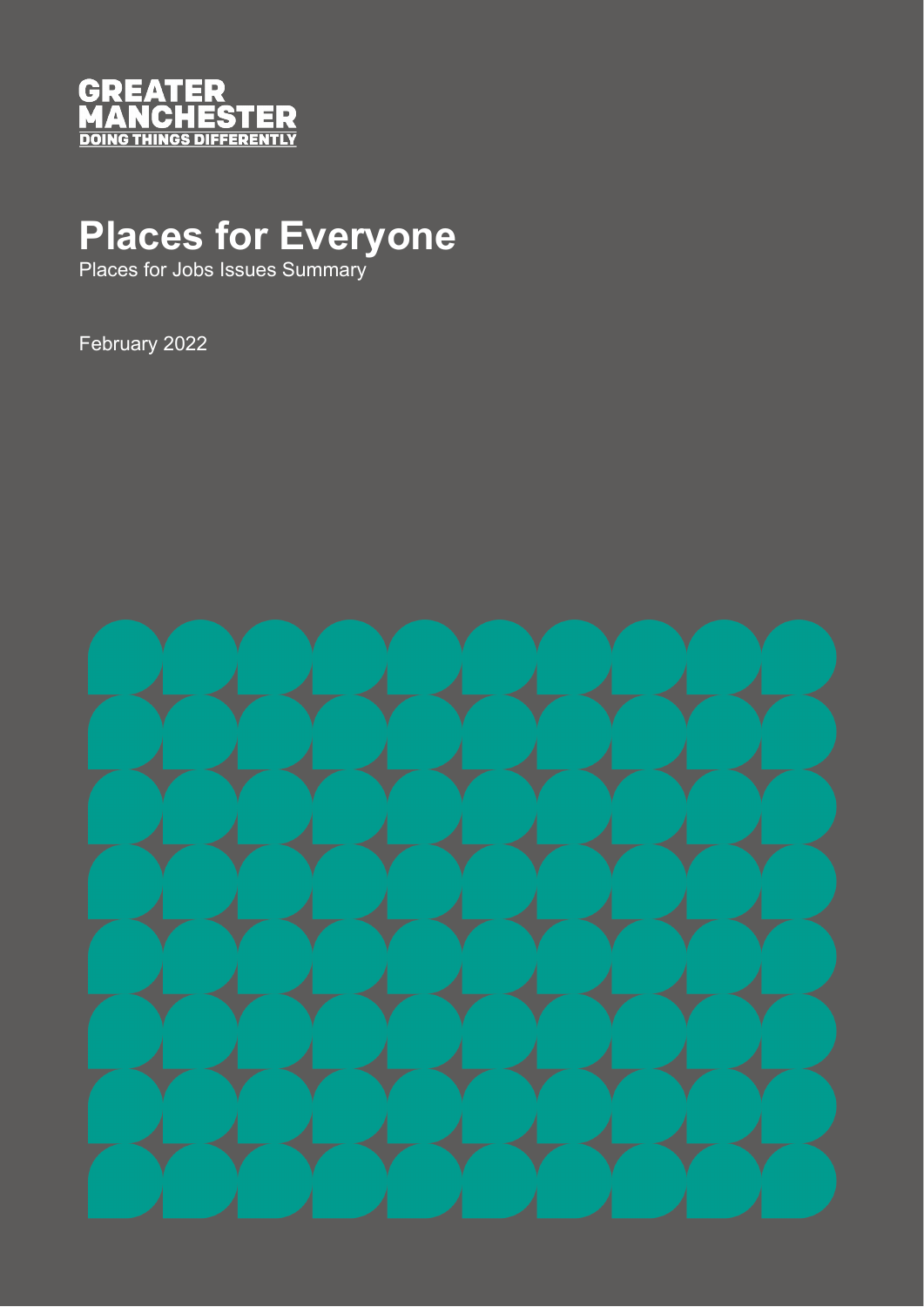GREATER MANCHESTER
DOING THINGS DIFFERENTLY

# Places for Everyone

Places for Jobs Issues Summary

February 2022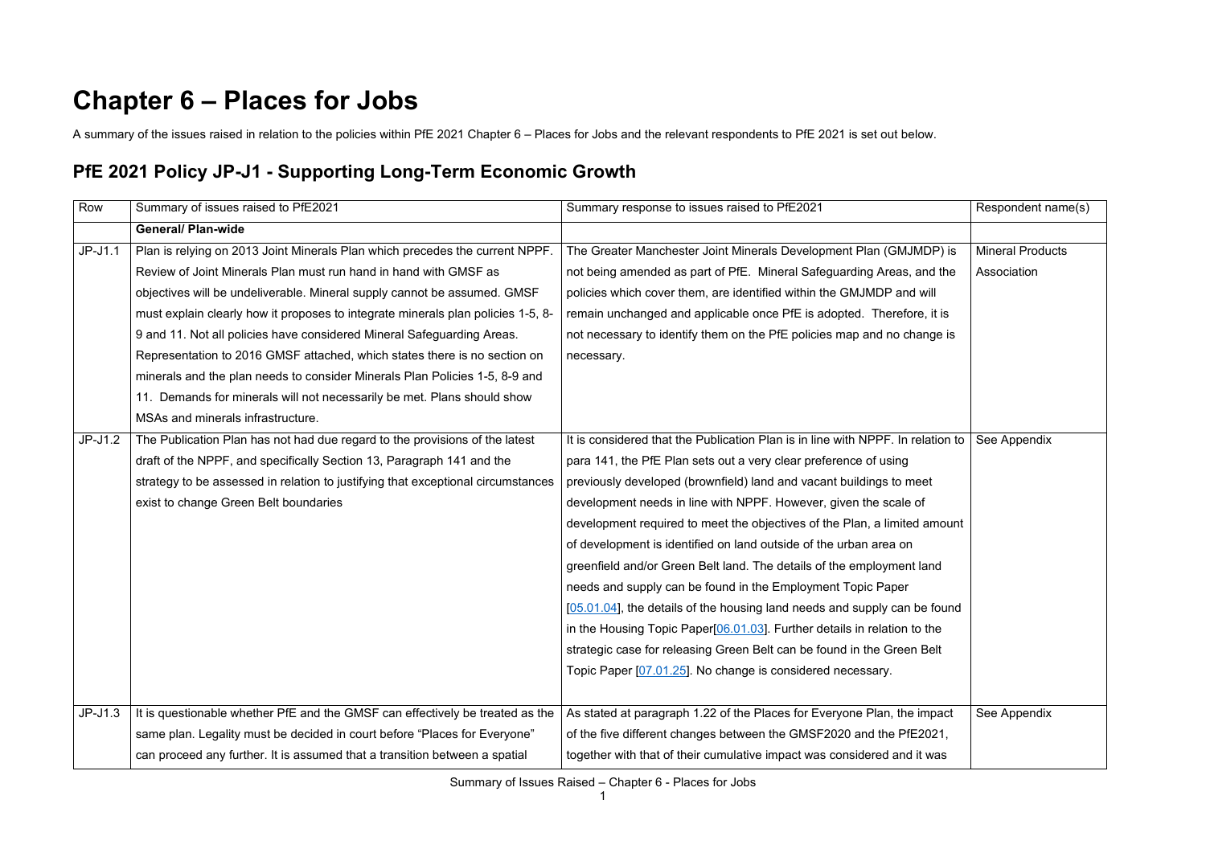# Chapter 6 – Places for Jobs

A summary of the issues raised in relation to the policies within PfE 2021 Chapter 6 – Places for Jobs and the relevant respondents to PfE 2021 is set out below.

## PfE 2021 Policy JP-J1 - Supporting Long-Term Economic Growth

| Row | Summary of issues raised to PfE2021 | Summary response to issues raised to PfE2021 | Respondent name(s) |
|---|---|---|---|
| | **General/ Plan-wide** | | |
| JP-J1.1 | Plan is relying on 2013 Joint Minerals Plan which precedes the current NPPF. Review of Joint Minerals Plan must run hand in hand with GMSF as objectives will be undeliverable. Mineral supply cannot be assumed. GMSF must explain clearly how it proposes to integrate minerals plan policies 1-5, 8-9 and 11. Not all policies have considered Mineral Safeguarding Areas. Representation to 2016 GMSF attached, which states there is no section on minerals and the plan needs to consider Minerals Plan Policies 1-5, 8-9 and 11. Demands for minerals will not necessarily be met. Plans should show MSAs and minerals infrastructure. | The Greater Manchester Joint Minerals Development Plan (GMJMDP) is not being amended as part of PfE. Mineral Safeguarding Areas, and the policies which cover them, are identified within the GMJMDP and will remain unchanged and applicable once PfE is adopted. Therefore, it is not necessary to identify them on the PfE policies map and no change is necessary. | Mineral Products Association |
| JP-J1.2 | The Publication Plan has not had due regard to the provisions of the latest draft of the NPPF, and specifically Section 13, Paragraph 141 and the strategy to be assessed in relation to justifying that exceptional circumstances exist to change Green Belt boundaries | It is considered that the Publication Plan is in line with NPPF. In relation to para 141, the PfE Plan sets out a very clear preference of using previously developed (brownfield) land and vacant buildings to meet development needs in line with NPPF. However, given the scale of development required to meet the objectives of the Plan, a limited amount of development is identified on land outside of the urban area on greenfield and/or Green Belt land. The details of the employment land needs and supply can be found in the Employment Topic Paper [05.01.04], the details of the housing land needs and supply can be found in the Housing Topic Paper[06.01.03]. Further details in relation to the strategic case for releasing Green Belt can be found in the Green Belt Topic Paper [07.01.25]. No change is considered necessary. | See Appendix |
| JP-J1.3 | It is questionable whether PfE and the GMSF can effectively be treated as the same plan. Legality must be decided in court before "Places for Everyone" can proceed any further. It is assumed that a transition between a spatial | As stated at paragraph 1.22 of the Places for Everyone Plan, the impact of the five different changes between the GMSF2020 and the PfE2021, together with that of their cumulative impact was considered and it was | See Appendix |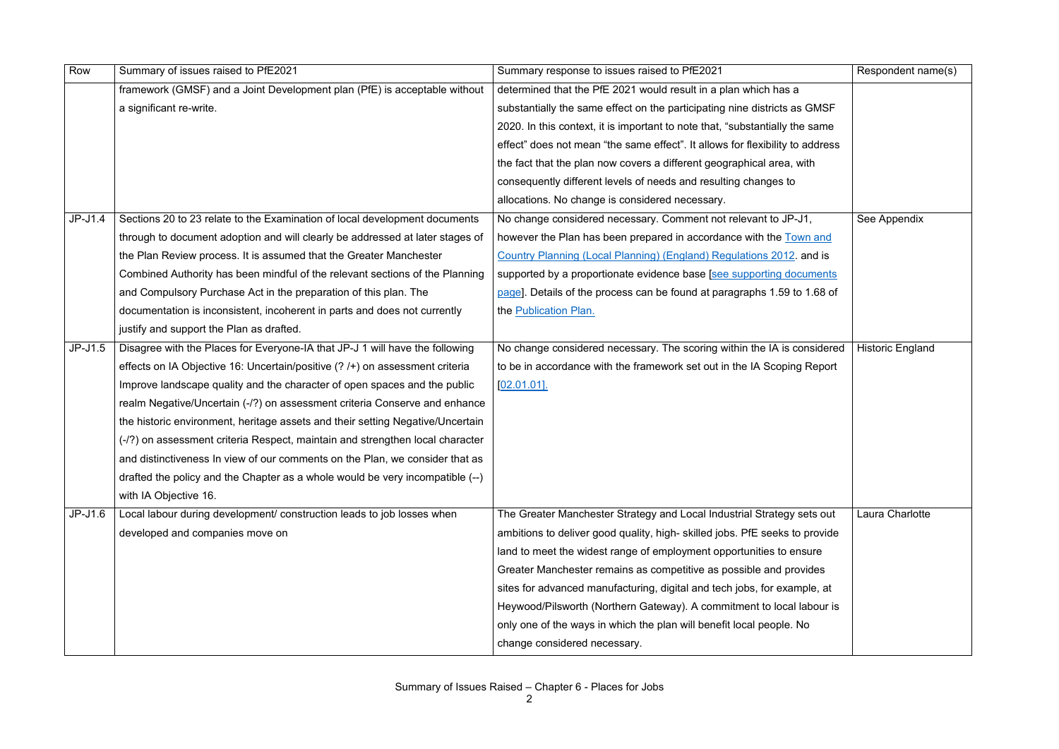| Row | Summary of issues raised to PfE2021 | Summary response to issues raised to PfE2021 | Respondent name(s) |
|---|---|---|---|
| | framework (GMSF) and a Joint Development plan (PfE) is acceptable without a significant re-write. | determined that the PfE 2021 would result in a plan which has a substantially the same effect on the participating nine districts as GMSF 2020. In this context, it is important to note that, "substantially the same effect" does not mean "the same effect". It allows for flexibility to address the fact that the plan now covers a different geographical area, with consequently different levels of needs and resulting changes to allocations. No change is considered necessary. | |
| JP-J1.4 | Sections 20 to 23 relate to the Examination of local development documents through to document adoption and will clearly be addressed at later stages of the Plan Review process. It is assumed that the Greater Manchester Combined Authority has been mindful of the relevant sections of the Planning and Compulsory Purchase Act in the preparation of this plan. The documentation is inconsistent, incoherent in parts and does not currently justify and support the Plan as drafted. | No change considered necessary. Comment not relevant to JP-J1, however the Plan has been prepared in accordance with the Town and Country Planning (Local Planning) (England) Regulations 2012. and is supported by a proportionate evidence base [see supporting documents page]. Details of the process can be found at paragraphs 1.59 to 1.68 of the Publication Plan. | See Appendix |
| JP-J1.5 | Disagree with the Places for Everyone-IA that JP-J 1 will have the following effects on IA Objective 16: Uncertain/positive (? /+) on assessment criteria Improve landscape quality and the character of open spaces and the public realm Negative/Uncertain (-/?) on assessment criteria Conserve and enhance the historic environment, heritage assets and their setting Negative/Uncertain (-/?) on assessment criteria Respect, maintain and strengthen local character and distinctiveness In view of our comments on the Plan, we consider that as drafted the policy and the Chapter as a whole would be very incompatible (--) with IA Objective 16. | No change considered necessary. The scoring within the IA is considered to be in accordance with the framework set out in the IA Scoping Report [02.01.01]. | Historic England |
| JP-J1.6 | Local labour during development/ construction leads to job losses when developed and companies move on | The Greater Manchester Strategy and Local Industrial Strategy sets out ambitions to deliver good quality, high- skilled jobs. PfE seeks to provide land to meet the widest range of employment opportunities to ensure Greater Manchester remains as competitive as possible and provides sites for advanced manufacturing, digital and tech jobs, for example, at Heywood/Pilsworth (Northern Gateway). A commitment to local labour is only one of the ways in which the plan will benefit local people. No change considered necessary. | Laura Charlotte |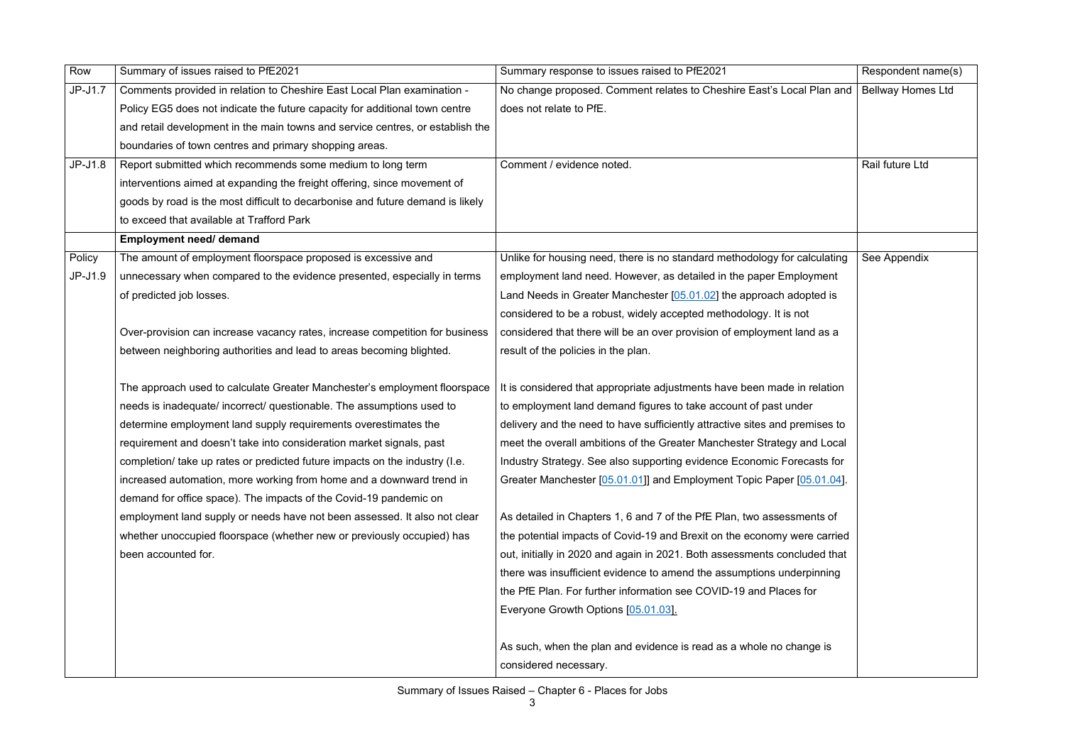| Row | Summary of issues raised to PfE2021 | Summary response to issues raised to PfE2021 | Respondent name(s) |
|---|---|---|---|
| JP-J1.7 | Comments provided in relation to Cheshire East Local Plan examination - Policy EG5 does not indicate the future capacity for additional town centre and retail development in the main towns and service centres, or establish the boundaries of town centres and primary shopping areas. | No change proposed. Comment relates to Cheshire East's Local Plan and does not relate to PfE. | Bellway Homes Ltd |
| JP-J1.8 | Report submitted which recommends some medium to long term interventions aimed at expanding the freight offering, since movement of goods by road is the most difficult to decarbonise and future demand is likely to exceed that available at Trafford Park | Comment / evidence noted. | Rail future Ltd |
| | **Employment need/ demand** | | |
| Policy JP-J1.9 | The amount of employment floorspace proposed is excessive and unnecessary when compared to the evidence presented, especially in terms of predicted job losses.<br><br>Over-provision can increase vacancy rates, increase competition for business between neighboring authorities and lead to areas becoming blighted.<br><br>The approach used to calculate Greater Manchester's employment floorspace needs is inadequate/ incorrect/ questionable. The assumptions used to determine employment land supply requirements overestimates the requirement and doesn't take into consideration market signals, past completion/ take up rates or predicted future impacts on the industry (I.e. increased automation, more working from home and a downward trend in demand for office space). The impacts of the Covid-19 pandemic on employment land supply or needs have not been assessed. It also not clear whether unoccupied floorspace (whether new or previously occupied) has been accounted for. | Unlike for housing need, there is no standard methodology for calculating employment land need. However, as detailed in the paper Employment Land Needs in Greater Manchester [05.01.02] the approach adopted is considered to be a robust, widely accepted methodology. It is not considered that there will be an over provision of employment land as a result of the policies in the plan.<br><br>It is considered that appropriate adjustments have been made in relation to employment land demand figures to take account of past under delivery and the need to have sufficiently attractive sites and premises to meet the overall ambitions of the Greater Manchester Strategy and Local Industry Strategy. See also supporting evidence Economic Forecasts for Greater Manchester [05.01.01]] and Employment Topic Paper [05.01.04].<br><br>As detailed in Chapters 1, 6 and 7 of the PfE Plan, two assessments of the potential impacts of Covid-19 and Brexit on the economy were carried out, initially in 2020 and again in 2021. Both assessments concluded that there was insufficient evidence to amend the assumptions underpinning the PfE Plan. For further information see COVID-19 and Places for Everyone Growth Options [05.01.03].<br><br>As such, when the plan and evidence is read as a whole no change is considered necessary. | See Appendix |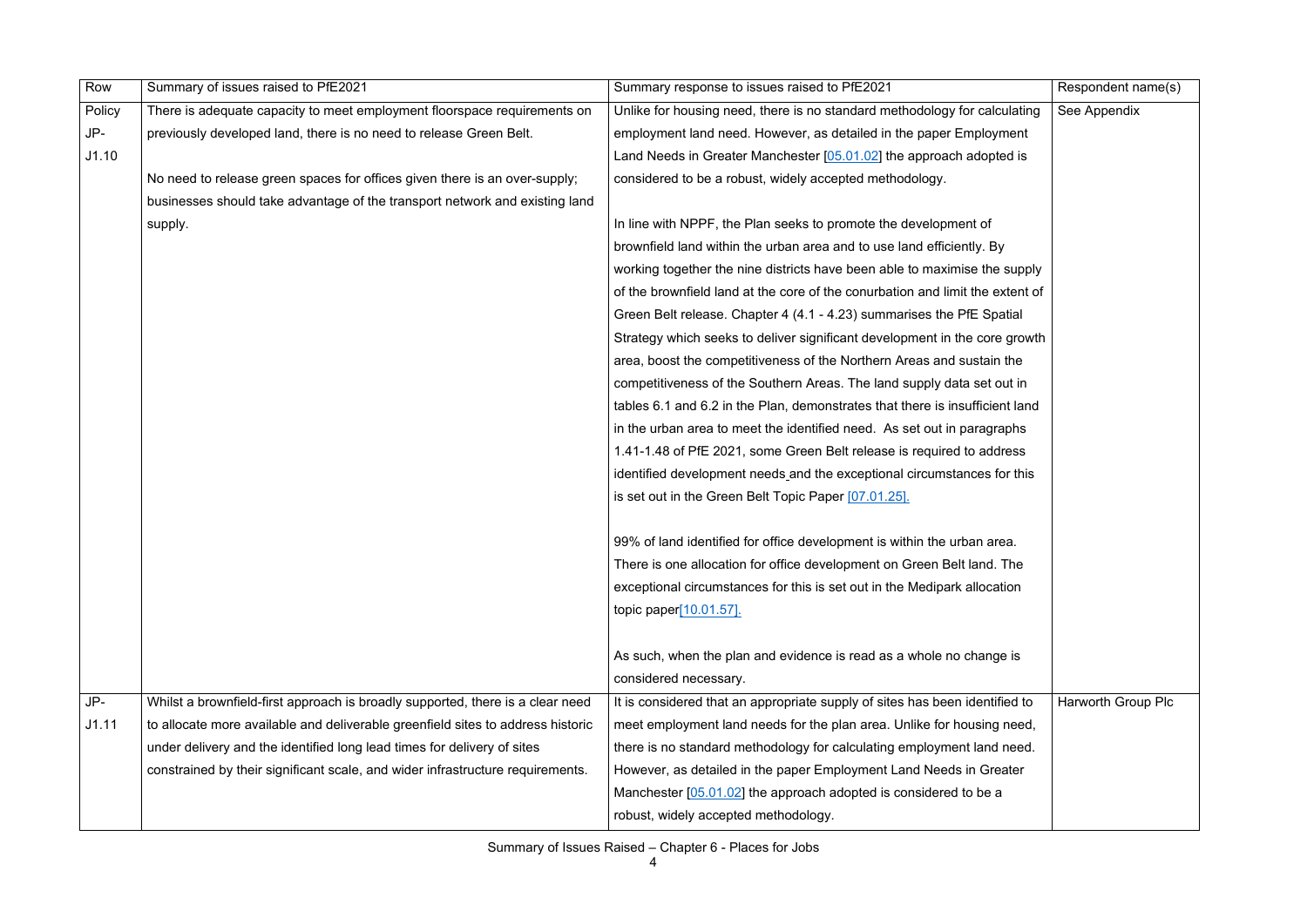| Row | Summary of issues raised to PfE2021 | Summary response to issues raised to PfE2021 | Respondent name(s) |
|---|---|---|---|
| Policy JP-J1.10 | There is adequate capacity to meet employment floorspace requirements on previously developed land, there is no need to release Green Belt.<br><br>No need to release green spaces for offices given there is an over-supply; businesses should take advantage of the transport network and existing land supply. | Unlike for housing need, there is no standard methodology for calculating employment land need. However, as detailed in the paper Employment Land Needs in Greater Manchester [05.01.02] the approach adopted is considered to be a robust, widely accepted methodology.<br><br>In line with NPPF, the Plan seeks to promote the development of brownfield land within the urban area and to use land efficiently. By working together the nine districts have been able to maximise the supply of the brownfield land at the core of the conurbation and limit the extent of Green Belt release. Chapter 4 (4.1 - 4.23) summarises the PfE Spatial Strategy which seeks to deliver significant development in the core growth area, boost the competitiveness of the Northern Areas and sustain the competitiveness of the Southern Areas. The land supply data set out in tables 6.1 and 6.2 in the Plan, demonstrates that there is insufficient land in the urban area to meet the identified need. As set out in paragraphs 1.41-1.48 of PfE 2021, some Green Belt release is required to address identified development needs and the exceptional circumstances for this is set out in the Green Belt Topic Paper [07.01.25].<br><br>99% of land identified for office development is within the urban area. There is one allocation for office development on Green Belt land. The exceptional circumstances for this is set out in the Medipark allocation topic paper[10.01.57].<br><br>As such, when the plan and evidence is read as a whole no change is considered necessary. | See Appendix |
| JP-J1.11 | Whilst a brownfield-first approach is broadly supported, there is a clear need to allocate more available and deliverable greenfield sites to address historic under delivery and the identified long lead times for delivery of sites constrained by their significant scale, and wider infrastructure requirements. | It is considered that an appropriate supply of sites has been identified to meet employment land needs for the plan area. Unlike for housing need, there is no standard methodology for calculating employment land need. However, as detailed in the paper Employment Land Needs in Greater Manchester [05.01.02] the approach adopted is considered to be a robust, widely accepted methodology. | Harworth Group Plc |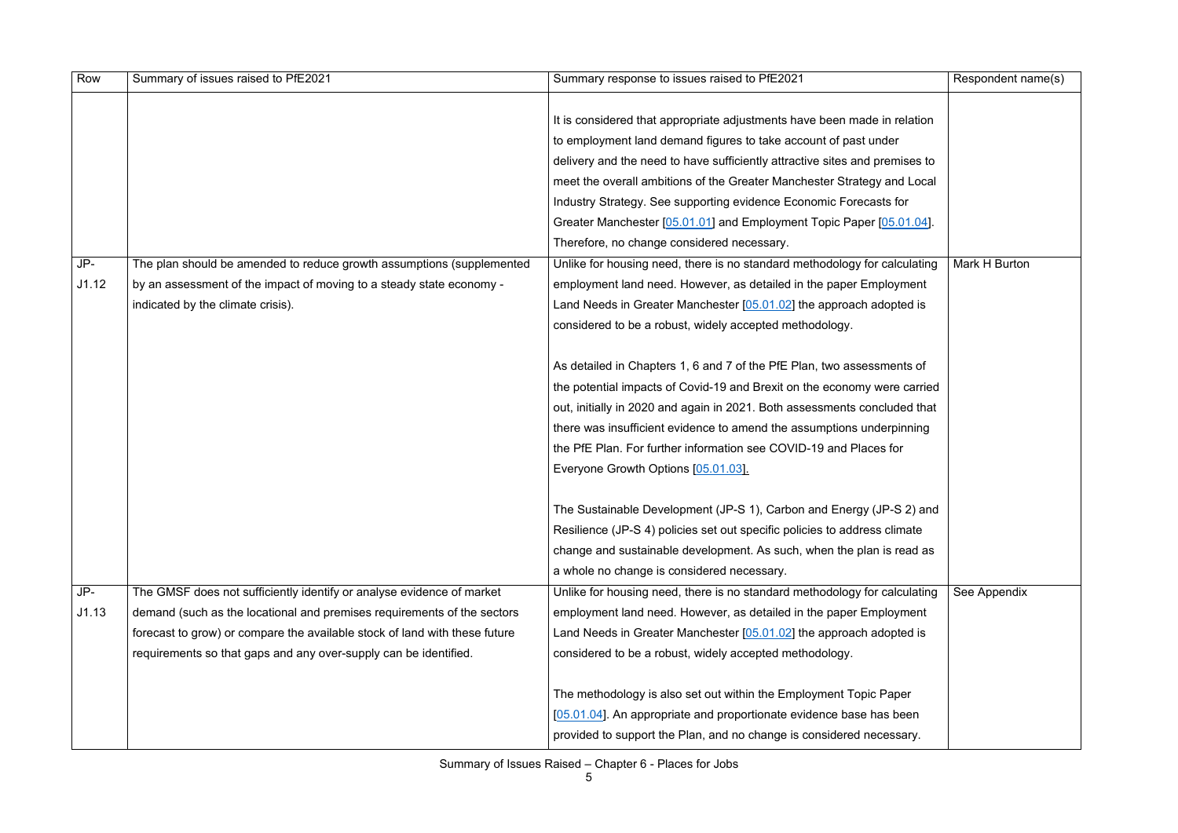| Row | Summary of issues raised to PfE2021 | Summary response to issues raised to PfE2021 | Respondent name(s) |
|---|---|---|---|
| | | It is considered that appropriate adjustments have been made in relation to employment land demand figures to take account of past under delivery and the need to have sufficiently attractive sites and premises to meet the overall ambitions of the Greater Manchester Strategy and Local Industry Strategy. See supporting evidence Economic Forecasts for Greater Manchester [05.01.01] and Employment Topic Paper [05.01.04]. Therefore, no change considered necessary. | |
| JP-J1.12 | The plan should be amended to reduce growth assumptions (supplemented by an assessment of the impact of moving to a steady state economy - indicated by the climate crisis). | Unlike for housing need, there is no standard methodology for calculating employment land need. However, as detailed in the paper Employment Land Needs in Greater Manchester [05.01.02] the approach adopted is considered to be a robust, widely accepted methodology.<br><br>As detailed in Chapters 1, 6 and 7 of the PfE Plan, two assessments of the potential impacts of Covid-19 and Brexit on the economy were carried out, initially in 2020 and again in 2021. Both assessments concluded that there was insufficient evidence to amend the assumptions underpinning the PfE Plan. For further information see COVID-19 and Places for Everyone Growth Options [05.01.03].<br><br>The Sustainable Development (JP-S 1), Carbon and Energy (JP-S 2) and Resilience (JP-S 4) policies set out specific policies to address climate change and sustainable development. As such, when the plan is read as a whole no change is considered necessary. | Mark H Burton |
| JP-J1.13 | The GMSF does not sufficiently identify or analyse evidence of market demand (such as the locational and premises requirements of the sectors forecast to grow) or compare the available stock of land with these future requirements so that gaps and any over-supply can be identified. | Unlike for housing need, there is no standard methodology for calculating employment land need. However, as detailed in the paper Employment Land Needs in Greater Manchester [05.01.02] the approach adopted is considered to be a robust, widely accepted methodology.<br><br>The methodology is also set out within the Employment Topic Paper [05.01.04]. An appropriate and proportionate evidence base has been provided to support the Plan, and no change is considered necessary. | See Appendix |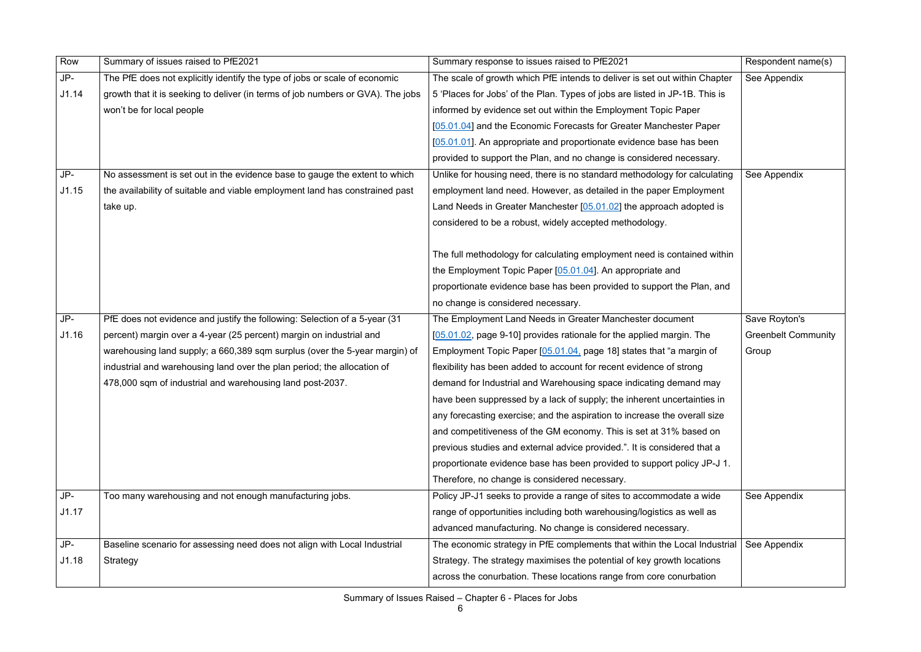| Row | Summary of issues raised to PfE2021 | Summary response to issues raised to PfE2021 | Respondent name(s) |
|---|---|---|---|
| JP-J1.14 | The PfE does not explicitly identify the type of jobs or scale of economic growth that it is seeking to deliver (in terms of job numbers or GVA). The jobs won't be for local people | The scale of growth which PfE intends to deliver is set out within Chapter 5 'Places for Jobs' of the Plan. Types of jobs are listed in JP-1B. This is informed by evidence set out within the Employment Topic Paper [05.01.04] and the Economic Forecasts for Greater Manchester Paper [05.01.01]. An appropriate and proportionate evidence base has been provided to support the Plan, and no change is considered necessary. | See Appendix |
| JP-J1.15 | No assessment is set out in the evidence base to gauge the extent to which the availability of suitable and viable employment land has constrained past take up. | Unlike for housing need, there is no standard methodology for calculating employment land need. However, as detailed in the paper Employment Land Needs in Greater Manchester [05.01.02] the approach adopted is considered to be a robust, widely accepted methodology.<br><br>The full methodology for calculating employment need is contained within the Employment Topic Paper [05.01.04]. An appropriate and proportionate evidence base has been provided to support the Plan, and no change is considered necessary. | See Appendix |
| JP-J1.16 | PfE does not evidence and justify the following: Selection of a 5-year (31 percent) margin over a 4-year (25 percent) margin on industrial and warehousing land supply; a 660,389 sqm surplus (over the 5-year margin) of industrial and warehousing land over the plan period; the allocation of 478,000 sqm of industrial and warehousing land post-2037. | The Employment Land Needs in Greater Manchester document [05.01.02, page 9-10] provides rationale for the applied margin. The Employment Topic Paper [05.01.04, page 18] states that "a margin of flexibility has been added to account for recent evidence of strong demand for Industrial and Warehousing space indicating demand may have been suppressed by a lack of supply; the inherent uncertainties in any forecasting exercise; and the aspiration to increase the overall size and competitiveness of the GM economy. This is set at 31% based on previous studies and external advice provided.". It is considered that a proportionate evidence base has been provided to support policy JP-J 1. Therefore, no change is considered necessary. | Save Royton's Greenbelt Community Group |
| JP-J1.17 | Too many warehousing and not enough manufacturing jobs. | Policy JP-J1 seeks to provide a range of sites to accommodate a wide range of opportunities including both warehousing/logistics as well as advanced manufacturing. No change is considered necessary. | See Appendix |
| JP-J1.18 | Baseline scenario for assessing need does not align with Local Industrial Strategy | The economic strategy in PfE complements that within the Local Industrial Strategy. The strategy maximises the potential of key growth locations across the conurbation. These locations range from core conurbation | See Appendix |

Summary of Issues Raised – Chapter 6 - Places for Jobs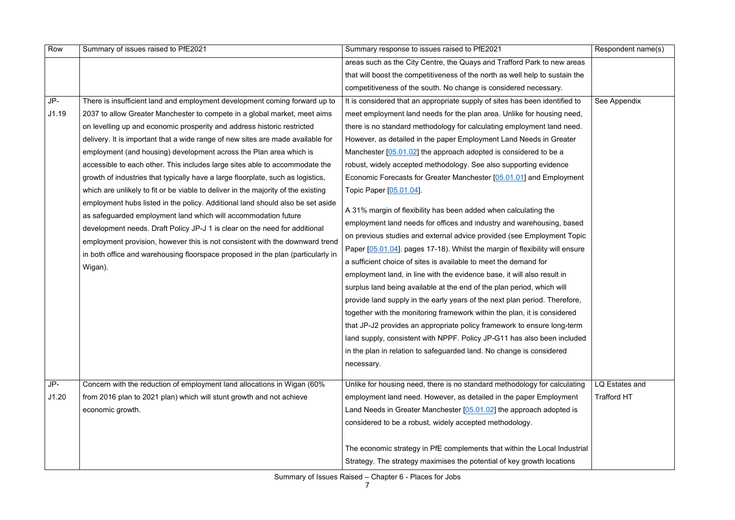| Row | Summary of issues raised to PfE2021 | Summary response to issues raised to PfE2021 | Respondent name(s) |
|---|---|---|---|
| | | areas such as the City Centre, the Quays and Trafford Park to new areas that will boost the competitiveness of the north as well help to sustain the competitiveness of the south. No change is considered necessary. | |
| JP-J1.19 | There is insufficient land and employment development coming forward up to 2037 to allow Greater Manchester to compete in a global market, meet aims on levelling up and economic prosperity and address historic restricted delivery. It is important that a wide range of new sites are made available for employment (and housing) development across the Plan area which is accessible to each other. This includes large sites able to accommodate the growth of industries that typically have a large floorplate, such as logistics, which are unlikely to fit or be viable to deliver in the majority of the existing employment hubs listed in the policy. Additional land should also be set aside as safeguarded employment land which will accommodation future development needs. Draft Policy JP-J 1 is clear on the need for additional employment provision, however this is not consistent with the downward trend in both office and warehousing floorspace proposed in the plan (particularly in Wigan). | It is considered that an appropriate supply of sites has been identified to meet employment land needs for the plan area. Unlike for housing need, there is no standard methodology for calculating employment land need. However, as detailed in the paper Employment Land Needs in Greater Manchester [05.01.02] the approach adopted is considered to be a robust, widely accepted methodology. See also supporting evidence Economic Forecasts for Greater Manchester [05.01.01] and Employment Topic Paper [05.01.04].<br><br>A 31% margin of flexibility has been added when calculating the employment land needs for offices and industry and warehousing, based on previous studies and external advice provided (see Employment Topic Paper [05.01.04]. pages 17-18). Whilst the margin of flexibility will ensure a sufficient choice of sites is available to meet the demand for employment land, in line with the evidence base, it will also result in surplus land being available at the end of the plan period, which will provide land supply in the early years of the next plan period. Therefore, together with the monitoring framework within the plan, it is considered that JP-J2 provides an appropriate policy framework to ensure long-term land supply, consistent with NPPF. Policy JP-G11 has also been included in the plan in relation to safeguarded land. No change is considered necessary. | See Appendix |
| JP-J1.20 | Concern with the reduction of employment land allocations in Wigan (60% from 2016 plan to 2021 plan) which will stunt growth and not achieve economic growth. | Unlike for housing need, there is no standard methodology for calculating employment land need. However, as detailed in the paper Employment Land Needs in Greater Manchester [05.01.02] the approach adopted is considered to be a robust, widely accepted methodology.<br><br>The economic strategy in PfE complements that within the Local Industrial Strategy. The strategy maximises the potential of key growth locations | LQ Estates and Trafford HT |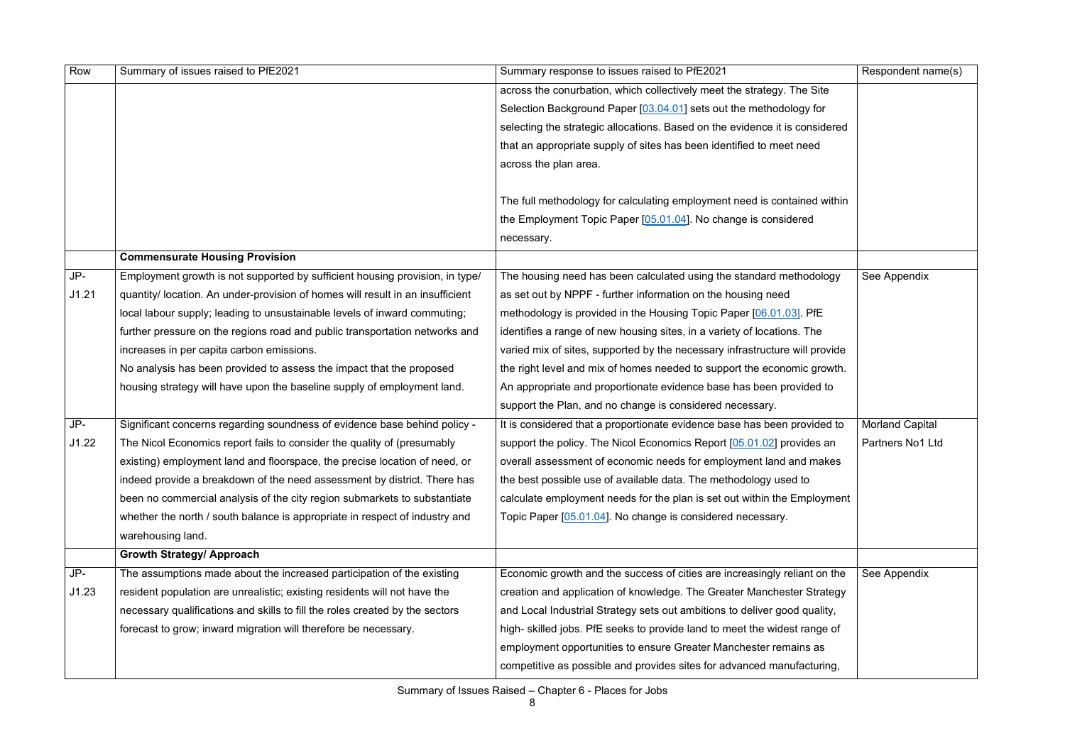| Row | Summary of issues raised to PfE2021 | Summary response to issues raised to PfE2021 | Respondent name(s) |
|---|---|---|---|
| | | across the conurbation, which collectively meet the strategy. The Site Selection Background Paper [03.04.01] sets out the methodology for selecting the strategic allocations. Based on the evidence it is considered that an appropriate supply of sites has been identified to meet need across the plan area.<br><br>The full methodology for calculating employment need is contained within the Employment Topic Paper [05.01.04]. No change is considered necessary. | |
| | **Commensurate Housing Provision** | | |
| JP-J1.21 | Employment growth is not supported by sufficient housing provision, in type/ quantity/ location. An under-provision of homes will result in an insufficient local labour supply; leading to unsustainable levels of inward commuting; further pressure on the regions road and public transportation networks and increases in per capita carbon emissions.<br>No analysis has been provided to assess the impact that the proposed housing strategy will have upon the baseline supply of employment land. | The housing need has been calculated using the standard methodology as set out by NPPF - further information on the housing need methodology is provided in the Housing Topic Paper [06.01.03]. PfE identifies a range of new housing sites, in a variety of locations. The varied mix of sites, supported by the necessary infrastructure will provide the right level and mix of homes needed to support the economic growth. An appropriate and proportionate evidence base has been provided to support the Plan, and no change is considered necessary. | See Appendix |
| JP-J1.22 | Significant concerns regarding soundness of evidence base behind policy - The Nicol Economics report fails to consider the quality of (presumably existing) employment land and floorspace, the precise location of need, or indeed provide a breakdown of the need assessment by district. There has been no commercial analysis of the city region submarkets to substantiate whether the north / south balance is appropriate in respect of industry and warehousing land. | It is considered that a proportionate evidence base has been provided to support the policy. The Nicol Economics Report [05.01.02] provides an overall assessment of economic needs for employment land and makes the best possible use of available data. The methodology used to calculate employment needs for the plan is set out within the Employment Topic Paper [05.01.04]. No change is considered necessary. | Morland Capital Partners No1 Ltd |
| | **Growth Strategy/ Approach** | | |
| JP-J1.23 | The assumptions made about the increased participation of the existing resident population are unrealistic; existing residents will not have the necessary qualifications and skills to fill the roles created by the sectors forecast to grow; inward migration will therefore be necessary. | Economic growth and the success of cities are increasingly reliant on the creation and application of knowledge. The Greater Manchester Strategy and Local Industrial Strategy sets out ambitions to deliver good quality, high- skilled jobs. PfE seeks to provide land to meet the widest range of employment opportunities to ensure Greater Manchester remains as competitive as possible and provides sites for advanced manufacturing, | See Appendix |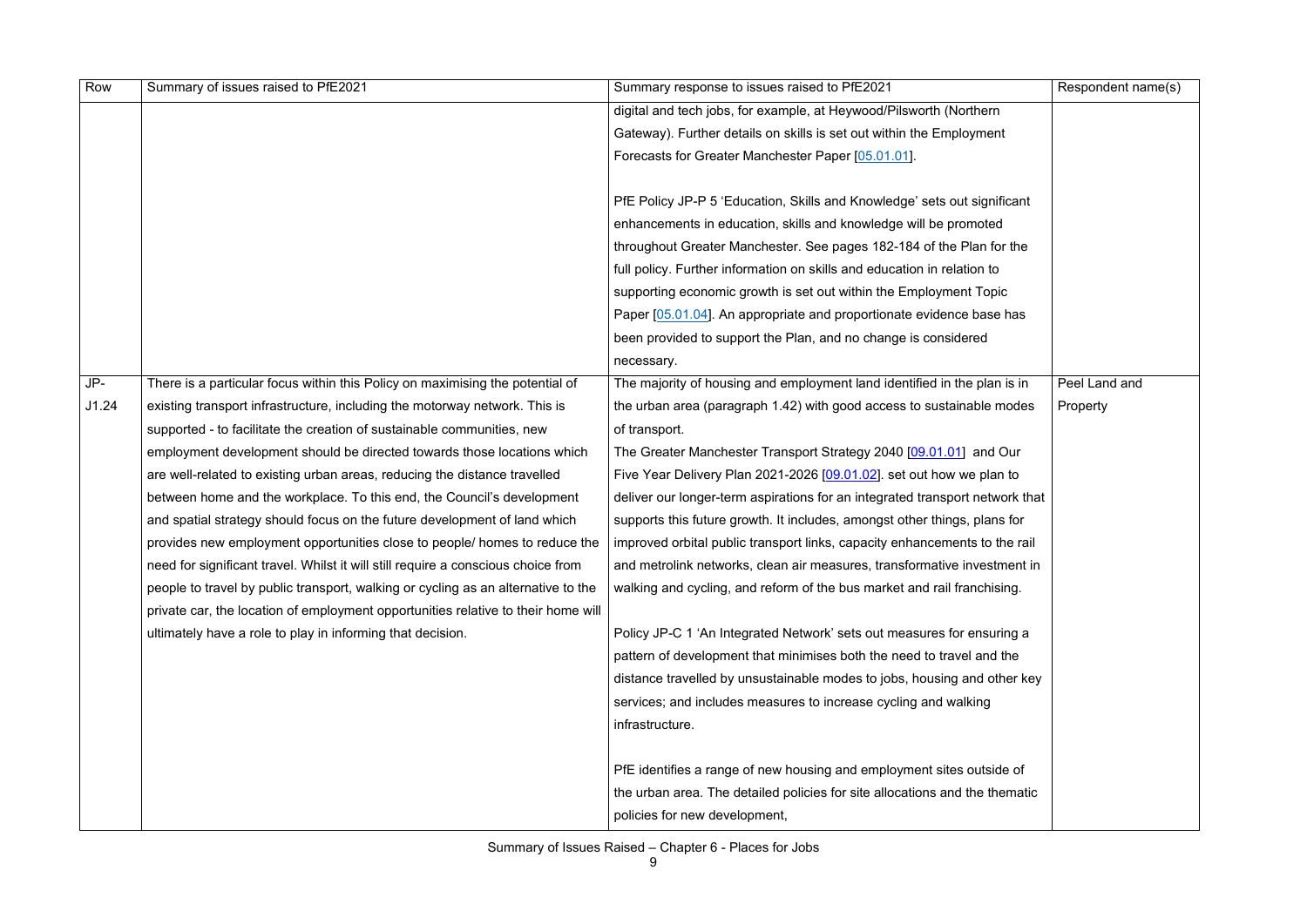| Row | Summary of issues raised to PfE2021 | Summary response to issues raised to PfE2021 | Respondent name(s) |
|---|---|---|---|
| | | digital and tech jobs, for example, at Heywood/Pilsworth (Northern Gateway). Further details on skills is set out within the Employment Forecasts for Greater Manchester Paper [05.01.01].<br><br>PfE Policy JP-P 5 'Education, Skills and Knowledge' sets out significant enhancements in education, skills and knowledge will be promoted throughout Greater Manchester. See pages 182-184 of the Plan for the full policy. Further information on skills and education in relation to supporting economic growth is set out within the Employment Topic Paper [05.01.04]. An appropriate and proportionate evidence base has been provided to support the Plan, and no change is considered necessary. | |
| JP-J1.24 | There is a particular focus within this Policy on maximising the potential of existing transport infrastructure, including the motorway network. This is supported - to facilitate the creation of sustainable communities, new employment development should be directed towards those locations which are well-related to existing urban areas, reducing the distance travelled between home and the workplace. To this end, the Council's development and spatial strategy should focus on the future development of land which provides new employment opportunities close to people/ homes to reduce the need for significant travel. Whilst it will still require a conscious choice from people to travel by public transport, walking or cycling as an alternative to the private car, the location of employment opportunities relative to their home will ultimately have a role to play in informing that decision. | The majority of housing and employment land identified in the plan is in the urban area (paragraph 1.42) with good access to sustainable modes of transport.<br>The Greater Manchester Transport Strategy 2040 [09.01.01] and Our Five Year Delivery Plan 2021-2026 [09.01.02]. set out how we plan to deliver our longer-term aspirations for an integrated transport network that supports this future growth. It includes, amongst other things, plans for improved orbital public transport links, capacity enhancements to the rail and metrolink networks, clean air measures, transformative investment in walking and cycling, and reform of the bus market and rail franchising.<br><br>Policy JP-C 1 'An Integrated Network' sets out measures for ensuring a pattern of development that minimises both the need to travel and the distance travelled by unsustainable modes to jobs, housing and other key services; and includes measures to increase cycling and walking infrastructure.<br><br>PfE identifies a range of new housing and employment sites outside of the urban area. The detailed policies for site allocations and the thematic policies for new development, | Peel Land and Property |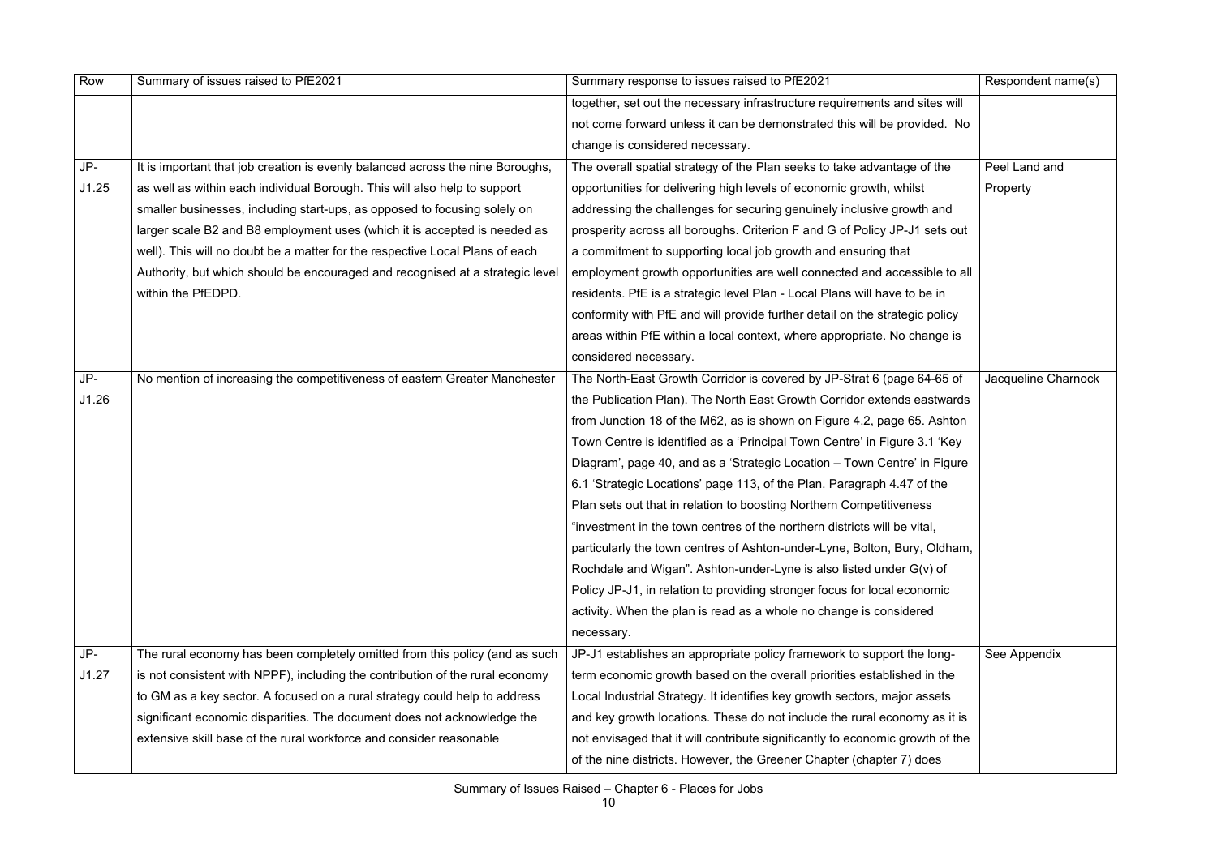| Row | Summary of issues raised to PfE2021 | Summary response to issues raised to PfE2021 | Respondent name(s) |
|---|---|---|---|
| | | together, set out the necessary infrastructure requirements and sites will not come forward unless it can be demonstrated this will be provided. No change is considered necessary. | |
| JP-J1.25 | It is important that job creation is evenly balanced across the nine Boroughs, as well as within each individual Borough. This will also help to support smaller businesses, including start-ups, as opposed to focusing solely on larger scale B2 and B8 employment uses (which it is accepted is needed as well). This will no doubt be a matter for the respective Local Plans of each Authority, but which should be encouraged and recognised at a strategic level within the PfEDPD. | The overall spatial strategy of the Plan seeks to take advantage of the opportunities for delivering high levels of economic growth, whilst addressing the challenges for securing genuinely inclusive growth and prosperity across all boroughs. Criterion F and G of Policy JP-J1 sets out a commitment to supporting local job growth and ensuring that employment growth opportunities are well connected and accessible to all residents. PfE is a strategic level Plan - Local Plans will have to be in conformity with PfE and will provide further detail on the strategic policy areas within PfE within a local context, where appropriate. No change is considered necessary. | Peel Land and Property |
| JP-J1.26 | No mention of increasing the competitiveness of eastern Greater Manchester | The North-East Growth Corridor is covered by JP-Strat 6 (page 64-65 of the Publication Plan). The North East Growth Corridor extends eastwards from Junction 18 of the M62, as is shown on Figure 4.2, page 65. Ashton Town Centre is identified as a 'Principal Town Centre' in Figure 3.1 'Key Diagram', page 40, and as a 'Strategic Location – Town Centre' in Figure 6.1 'Strategic Locations' page 113, of the Plan. Paragraph 4.47 of the Plan sets out that in relation to boosting Northern Competitiveness "investment in the town centres of the northern districts will be vital, particularly the town centres of Ashton-under-Lyne, Bolton, Bury, Oldham, Rochdale and Wigan". Ashton-under-Lyne is also listed under G(v) of Policy JP-J1, in relation to providing stronger focus for local economic activity. When the plan is read as a whole no change is considered necessary. | Jacqueline Charnock |
| JP-J1.27 | The rural economy has been completely omitted from this policy (and as such is not consistent with NPPF), including the contribution of the rural economy to GM as a key sector. A focused on a rural strategy could help to address significant economic disparities. The document does not acknowledge the extensive skill base of the rural workforce and consider reasonable | JP-J1 establishes an appropriate policy framework to support the long-term economic growth based on the overall priorities established in the Local Industrial Strategy. It identifies key growth sectors, major assets and key growth locations. These do not include the rural economy as it is not envisaged that it will contribute significantly to economic growth of the of the nine districts. However, the Greener Chapter (chapter 7) does | See Appendix |

Summary of Issues Raised – Chapter 6 - Places for Jobs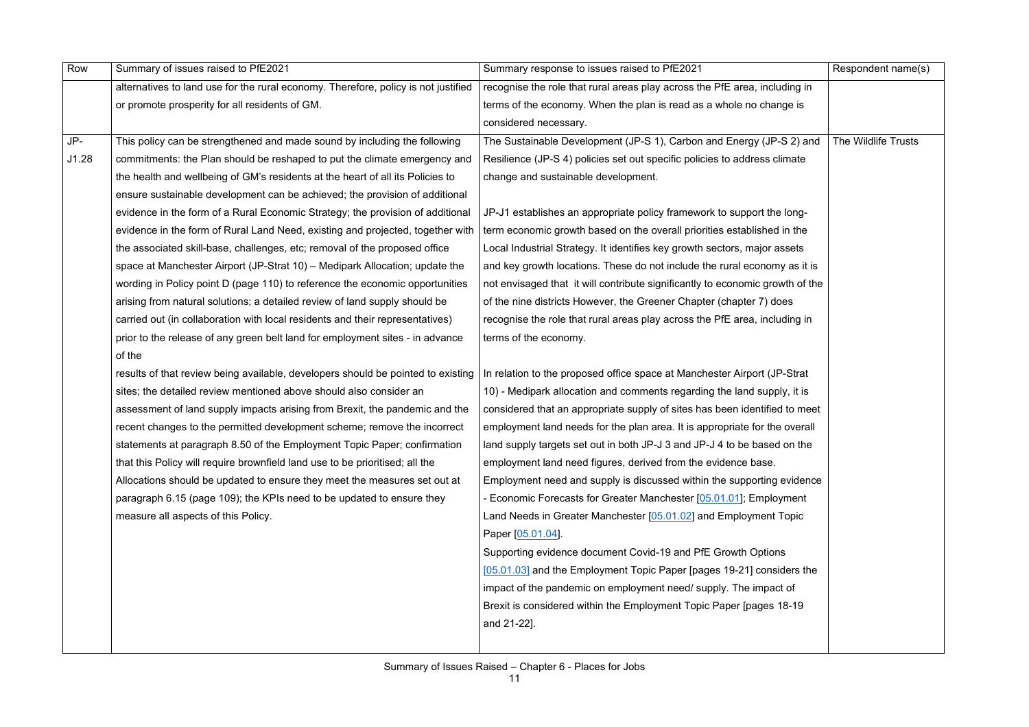| Row | Summary of issues raised to PfE2021 | Summary response to issues raised to PfE2021 | Respondent name(s) |
|---|---|---|---|
| | alternatives to land use for the rural economy. Therefore, policy is not justified or promote prosperity for all residents of GM. | recognise the role that rural areas play across the PfE area, including in terms of the economy. When the plan is read as a whole no change is considered necessary. | |
| JP-J1.28 | This policy can be strengthened and made sound by including the following commitments: the Plan should be reshaped to put the climate emergency and the health and wellbeing of GM's residents at the heart of all its Policies to ensure sustainable development can be achieved; the provision of additional evidence in the form of a Rural Economic Strategy; the provision of additional evidence in the form of Rural Land Need, existing and projected, together with the associated skill-base, challenges, etc; removal of the proposed office space at Manchester Airport (JP-Strat 10) – Medipark Allocation; update the wording in Policy point D (page 110) to reference the economic opportunities arising from natural solutions; a detailed review of land supply should be carried out (in collaboration with local residents and their representatives) prior to the release of any green belt land for employment sites - in advance of the<br>results of that review being available, developers should be pointed to existing sites; the detailed review mentioned above should also consider an assessment of land supply impacts arising from Brexit, the pandemic and the recent changes to the permitted development scheme; remove the incorrect statements at paragraph 8.50 of the Employment Topic Paper; confirmation that this Policy will require brownfield land use to be prioritised; all the Allocations should be updated to ensure they meet the measures set out at paragraph 6.15 (page 109); the KPIs need to be updated to ensure they measure all aspects of this Policy. | The Sustainable Development (JP-S 1), Carbon and Energy (JP-S 2) and Resilience (JP-S 4) policies set out specific policies to address climate change and sustainable development.<br><br>JP-J1 establishes an appropriate policy framework to support the long-term economic growth based on the overall priorities established in the Local Industrial Strategy. It identifies key growth sectors, major assets and key growth locations. These do not include the rural economy as it is not envisaged that it will contribute significantly to economic growth of the of the nine districts However, the Greener Chapter (chapter 7) does recognise the role that rural areas play across the PfE area, including in terms of the economy.<br><br>In relation to the proposed office space at Manchester Airport (JP-Strat 10) - Medipark allocation and comments regarding the land supply, it is considered that an appropriate supply of sites has been identified to meet employment land needs for the plan area. It is appropriate for the overall land supply targets set out in both JP-J 3 and JP-J 4 to be based on the employment land need figures, derived from the evidence base. Employment need and supply is discussed within the supporting evidence - Economic Forecasts for Greater Manchester [05.01.01]; Employment Land Needs in Greater Manchester [05.01.02] and Employment Topic Paper [05.01.04].<br>Supporting evidence document Covid-19 and PfE Growth Options [05.01.03] and the Employment Topic Paper [pages 19-21] considers the impact of the pandemic on employment need/ supply. The impact of Brexit is considered within the Employment Topic Paper [pages 18-19 and 21-22]. | The Wildlife Trusts |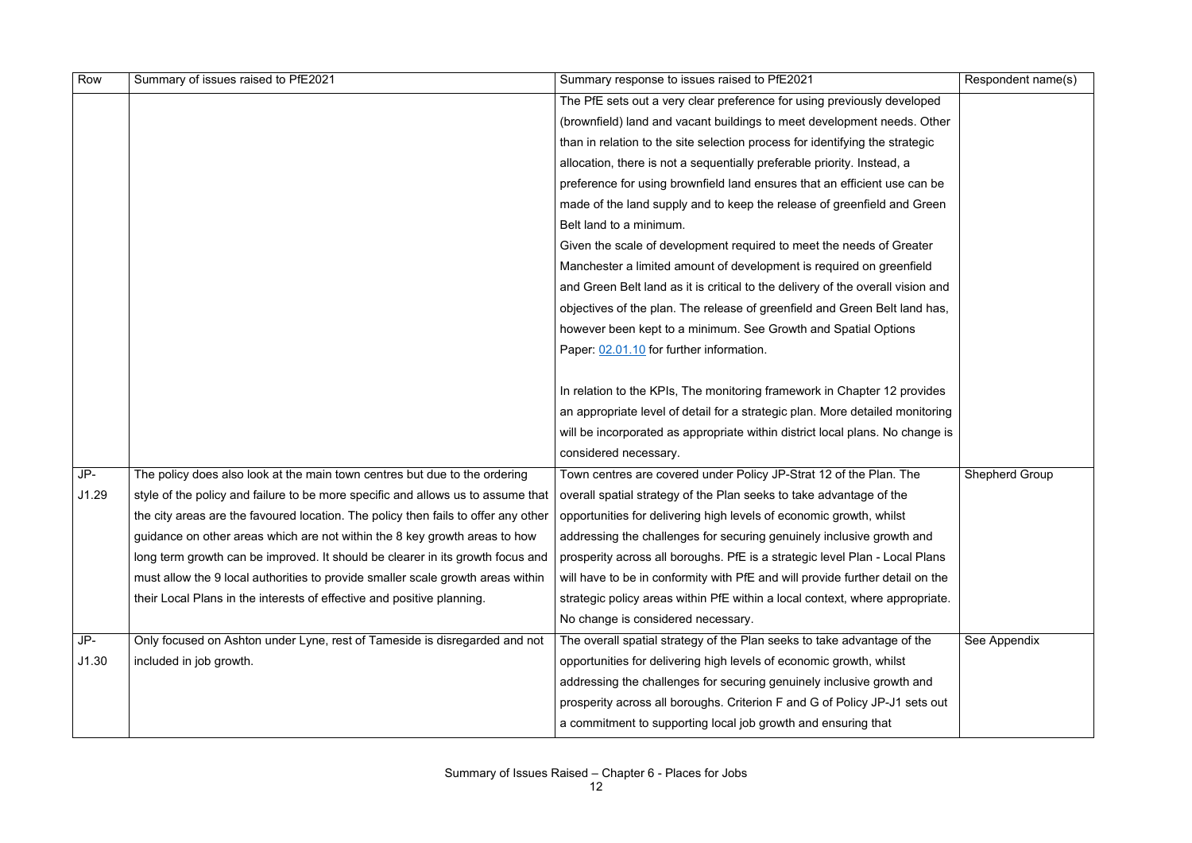| Row | Summary of issues raised to PfE2021 | Summary response to issues raised to PfE2021 | Respondent name(s) |
|---|---|---|---|
| | | The PfE sets out a very clear preference for using previously developed (brownfield) land and vacant buildings to meet development needs. Other than in relation to the site selection process for identifying the strategic allocation, there is not a sequentially preferable priority. Instead, a preference for using brownfield land ensures that an efficient use can be made of the land supply and to keep the release of greenfield and Green Belt land to a minimum.<br>Given the scale of development required to meet the needs of Greater Manchester a limited amount of development is required on greenfield and Green Belt land as it is critical to the delivery of the overall vision and objectives of the plan. The release of greenfield and Green Belt land has, however been kept to a minimum. See Growth and Spatial Options Paper: 02.01.10 for further information.<br><br>In relation to the KPIs, The monitoring framework in Chapter 12 provides an appropriate level of detail for a strategic plan. More detailed monitoring will be incorporated as appropriate within district local plans. No change is considered necessary. | |
| JP-J1.29 | The policy does also look at the main town centres but due to the ordering style of the policy and failure to be more specific and allows us to assume that the city areas are the favoured location. The policy then fails to offer any other guidance on other areas which are not within the 8 key growth areas to how long term growth can be improved. It should be clearer in its growth focus and must allow the 9 local authorities to provide smaller scale growth areas within their Local Plans in the interests of effective and positive planning. | Town centres are covered under Policy JP-Strat 12 of the Plan. The overall spatial strategy of the Plan seeks to take advantage of the opportunities for delivering high levels of economic growth, whilst addressing the challenges for securing genuinely inclusive growth and prosperity across all boroughs. PfE is a strategic level Plan - Local Plans will have to be in conformity with PfE and will provide further detail on the strategic policy areas within PfE within a local context, where appropriate. No change is considered necessary. | Shepherd Group |
| JP-J1.30 | Only focused on Ashton under Lyne, rest of Tameside is disregarded and not included in job growth. | The overall spatial strategy of the Plan seeks to take advantage of the opportunities for delivering high levels of economic growth, whilst addressing the challenges for securing genuinely inclusive growth and prosperity across all boroughs. Criterion F and G of Policy JP-J1 sets out a commitment to supporting local job growth and ensuring that | See Appendix |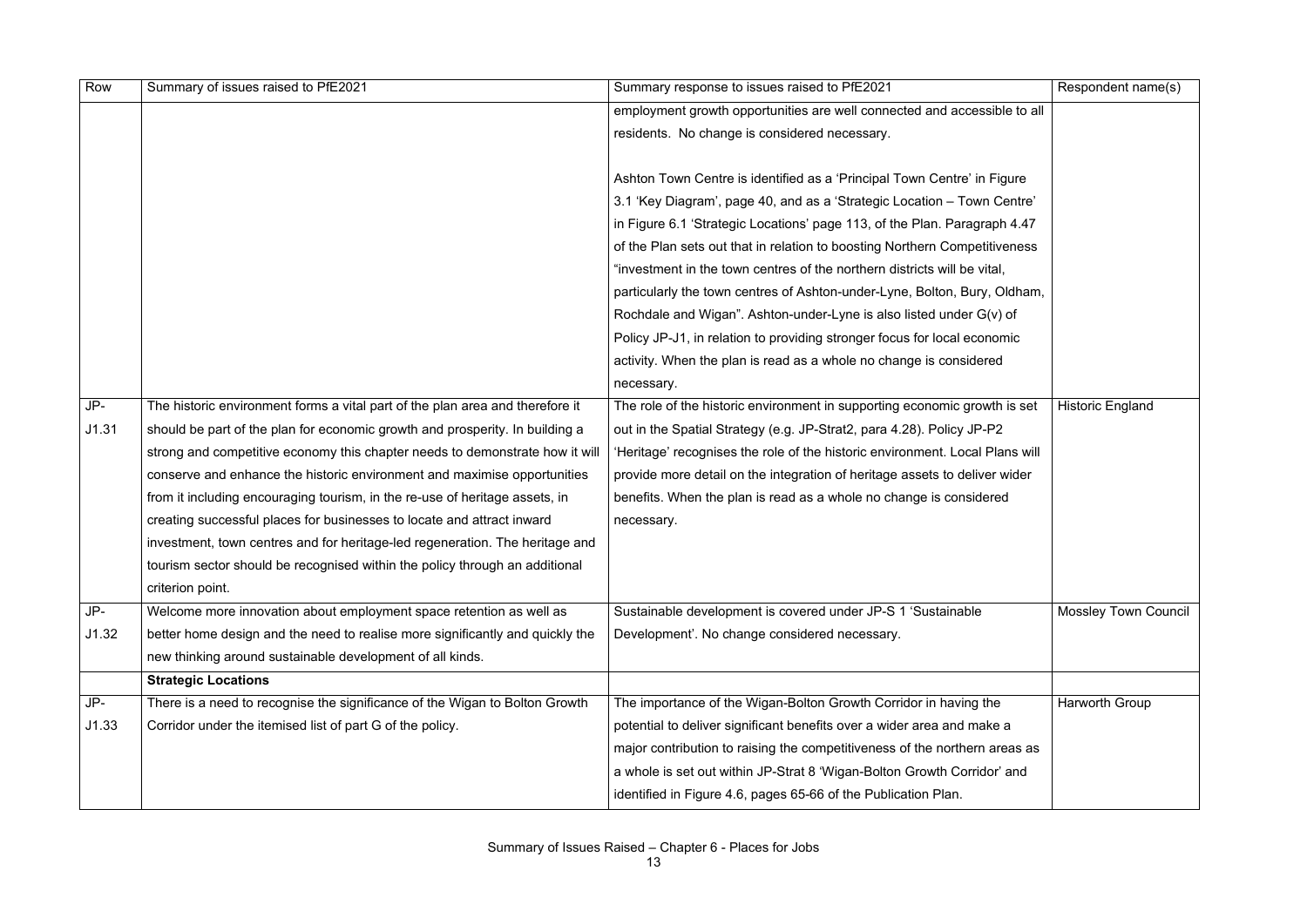| Row | Summary of issues raised to PfE2021 | Summary response to issues raised to PfE2021 | Respondent name(s) |
|---|---|---|---|
| | | employment growth opportunities are well connected and accessible to all residents. No change is considered necessary.<br><br>Ashton Town Centre is identified as a 'Principal Town Centre' in Figure 3.1 'Key Diagram', page 40, and as a 'Strategic Location – Town Centre' in Figure 6.1 'Strategic Locations' page 113, of the Plan. Paragraph 4.47 of the Plan sets out that in relation to boosting Northern Competitiveness "investment in the town centres of the northern districts will be vital, particularly the town centres of Ashton-under-Lyne, Bolton, Bury, Oldham, Rochdale and Wigan". Ashton-under-Lyne is also listed under G(v) of Policy JP-J1, in relation to providing stronger focus for local economic activity. When the plan is read as a whole no change is considered necessary. | |
| JP-J1.31 | The historic environment forms a vital part of the plan area and therefore it should be part of the plan for economic growth and prosperity. In building a strong and competitive economy this chapter needs to demonstrate how it will conserve and enhance the historic environment and maximise opportunities from it including encouraging tourism, in the re-use of heritage assets, in creating successful places for businesses to locate and attract inward investment, town centres and for heritage-led regeneration. The heritage and tourism sector should be recognised within the policy through an additional criterion point. | The role of the historic environment in supporting economic growth is set out in the Spatial Strategy (e.g. JP-Strat2, para 4.28). Policy JP-P2 'Heritage' recognises the role of the historic environment. Local Plans will provide more detail on the integration of heritage assets to deliver wider benefits. When the plan is read as a whole no change is considered necessary. | Historic England |
| JP-J1.32 | Welcome more innovation about employment space retention as well as better home design and the need to realise more significantly and quickly the new thinking around sustainable development of all kinds. | Sustainable development is covered under JP-S 1 'Sustainable Development'. No change considered necessary. | Mossley Town Council |
| | **Strategic Locations** | | |
| JP-J1.33 | There is a need to recognise the significance of the Wigan to Bolton Growth Corridor under the itemised list of part G of the policy. | The importance of the Wigan-Bolton Growth Corridor in having the potential to deliver significant benefits over a wider area and make a major contribution to raising the competitiveness of the northern areas as a whole is set out within JP-Strat 8 'Wigan-Bolton Growth Corridor' and identified in Figure 4.6, pages 65-66 of the Publication Plan. | Harworth Group |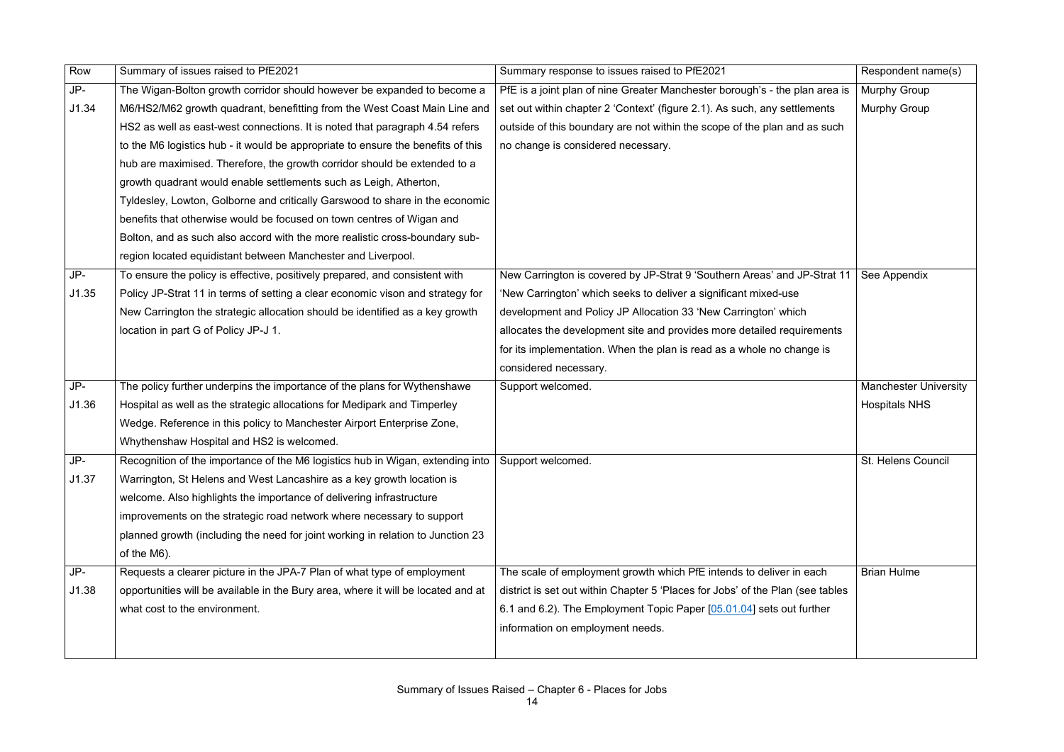| Row | Summary of issues raised to PfE2021 | Summary response to issues raised to PfE2021 | Respondent name(s) |
| --- | --- | --- | --- |
| JP-J1.34 | The Wigan-Bolton growth corridor should however be expanded to become a M6/HS2/M62 growth quadrant, benefitting from the West Coast Main Line and HS2 as well as east-west connections. It is noted that paragraph 4.54 refers to the M6 logistics hub - it would be appropriate to ensure the benefits of this hub are maximised. Therefore, the growth corridor should be extended to a growth quadrant would enable settlements such as Leigh, Atherton, Tyldesley, Lowton, Golborne and critically Garswood to share in the economic benefits that otherwise would be focused on town centres of Wigan and Bolton, and as such also accord with the more realistic cross-boundary sub-region located equidistant between Manchester and Liverpool. | PfE is a joint plan of nine Greater Manchester borough's - the plan area is set out within chapter 2 'Context' (figure 2.1). As such, any settlements outside of this boundary are not within the scope of the plan and as such no change is considered necessary. | Murphy Group<br>Murphy Group |
| JP-J1.35 | To ensure the policy is effective, positively prepared, and consistent with Policy JP-Strat 11 in terms of setting a clear economic vison and strategy for New Carrington the strategic allocation should be identified as a key growth location in part G of Policy JP-J 1. | New Carrington is covered by JP-Strat 9 'Southern Areas' and JP-Strat 11 'New Carrington' which seeks to deliver a significant mixed-use development and Policy JP Allocation 33 'New Carrington' which allocates the development site and provides more detailed requirements for its implementation. When the plan is read as a whole no change is considered necessary. | See Appendix |
| JP-J1.36 | The policy further underpins the importance of the plans for Wythenshawe Hospital as well as the strategic allocations for Medipark and Timperley Wedge. Reference in this policy to Manchester Airport Enterprise Zone, Whythenshaw Hospital and HS2 is welcomed. | Support welcomed. | Manchester University Hospitals NHS |
| JP-J1.37 | Recognition of the importance of the M6 logistics hub in Wigan, extending into Warrington, St Helens and West Lancashire as a key growth location is welcome. Also highlights the importance of delivering infrastructure improvements on the strategic road network where necessary to support planned growth (including the need for joint working in relation to Junction 23 of the M6). | Support welcomed. | St. Helens Council |
| JP-J1.38 | Requests a clearer picture in the JPA-7 Plan of what type of employment opportunities will be available in the Bury area, where it will be located and at what cost to the environment. | The scale of employment growth which PfE intends to deliver in each district is set out within Chapter 5 'Places for Jobs' of the Plan (see tables 6.1 and 6.2). The Employment Topic Paper [05.01.04] sets out further information on employment needs. | Brian Hulme |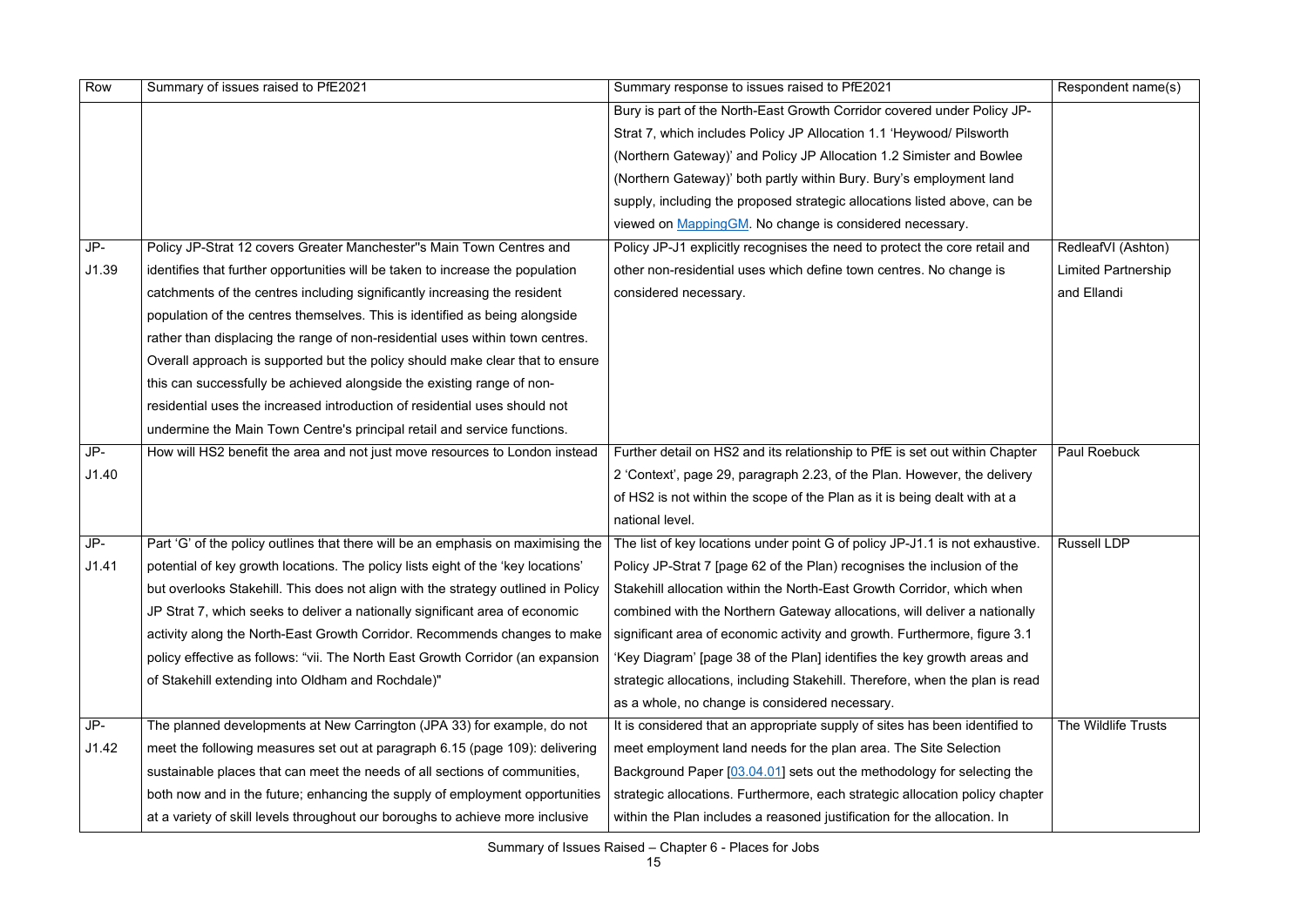| Row | Summary of issues raised to PfE2021 | Summary response to issues raised to PfE2021 | Respondent name(s) |
|---|---|---|---|
| | | Bury is part of the North-East Growth Corridor covered under Policy JP-Strat 7, which includes Policy JP Allocation 1.1 'Heywood/ Pilsworth (Northern Gateway)' and Policy JP Allocation 1.2 Simister and Bowlee (Northern Gateway)' both partly within Bury. Bury's employment land supply, including the proposed strategic allocations listed above, can be viewed on MappingGM. No change is considered necessary. | |
| JP-J1.39 | Policy JP-Strat 12 covers Greater Manchester''s Main Town Centres and identifies that further opportunities will be taken to increase the population catchments of the centres including significantly increasing the resident population of the centres themselves. This is identified as being alongside rather than displacing the range of non-residential uses within town centres. Overall approach is supported but the policy should make clear that to ensure this can successfully be achieved alongside the existing range of non-residential uses the increased introduction of residential uses should not undermine the Main Town Centre's principal retail and service functions. | Policy JP-J1 explicitly recognises the need to protect the core retail and other non-residential uses which define town centres. No change is considered necessary. | RedleafVI (Ashton) Limited Partnership and Ellandi |
| JP-J1.40 | How will HS2 benefit the area and not just move resources to London instead | Further detail on HS2 and its relationship to PfE is set out within Chapter 2 'Context', page 29, paragraph 2.23, of the Plan. However, the delivery of HS2 is not within the scope of the Plan as it is being dealt with at a national level. | Paul Roebuck |
| JP-J1.41 | Part 'G' of the policy outlines that there will be an emphasis on maximising the potential of key growth locations. The policy lists eight of the 'key locations' but overlooks Stakehill. This does not align with the strategy outlined in Policy JP Strat 7, which seeks to deliver a nationally significant area of economic activity along the North-East Growth Corridor. Recommends changes to make policy effective as follows: "vii. The North East Growth Corridor (an expansion of Stakehill extending into Oldham and Rochdale)" | The list of key locations under point G of policy JP-J1.1 is not exhaustive. Policy JP-Strat 7 [page 62 of the Plan) recognises the inclusion of the Stakehill allocation within the North-East Growth Corridor, which when combined with the Northern Gateway allocations, will deliver a nationally significant area of economic activity and growth. Furthermore, figure 3.1 'Key Diagram' [page 38 of the Plan] identifies the key growth areas and strategic allocations, including Stakehill. Therefore, when the plan is read as a whole, no change is considered necessary. | Russell LDP |
| JP-J1.42 | The planned developments at New Carrington (JPA 33) for example, do not meet the following measures set out at paragraph 6.15 (page 109): delivering sustainable places that can meet the needs of all sections of communities, both now and in the future; enhancing the supply of employment opportunities at a variety of skill levels throughout our boroughs to achieve more inclusive | It is considered that an appropriate supply of sites has been identified to meet employment land needs for the plan area. The Site Selection Background Paper [03.04.01] sets out the methodology for selecting the strategic allocations. Furthermore, each strategic allocation policy chapter within the Plan includes a reasoned justification for the allocation. In | The Wildlife Trusts |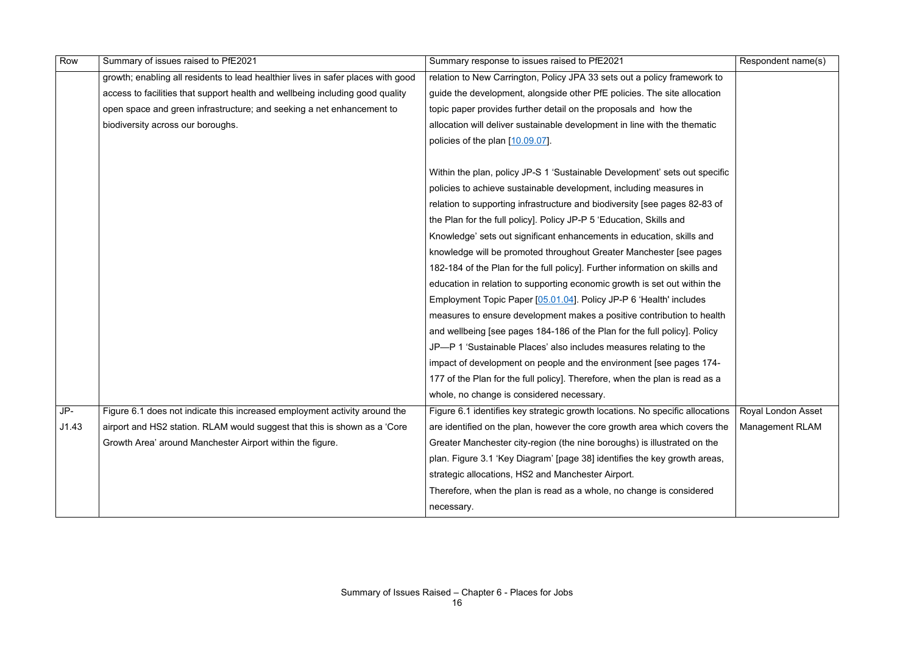| Row | Summary of issues raised to PfE2021 | Summary response to issues raised to PfE2021 | Respondent name(s) |
| --- | --- | --- | --- |
| | growth; enabling all residents to lead healthier lives in safer places with good access to facilities that support health and wellbeing including good quality open space and green infrastructure; and seeking a net enhancement to biodiversity across our boroughs. | relation to New Carrington, Policy JPA 33 sets out a policy framework to guide the development, alongside other PfE policies. The site allocation topic paper provides further detail on the proposals and how the allocation will deliver sustainable development in line with the thematic policies of the plan [10.09.07].<br><br>Within the plan, policy JP-S 1 'Sustainable Development' sets out specific policies to achieve sustainable development, including measures in relation to supporting infrastructure and biodiversity [see pages 82-83 of the Plan for the full policy]. Policy JP-P 5 'Education, Skills and Knowledge' sets out significant enhancements in education, skills and knowledge will be promoted throughout Greater Manchester [see pages 182-184 of the Plan for the full policy]. Further information on skills and education in relation to supporting economic growth is set out within the Employment Topic Paper [05.01.04]. Policy JP-P 6 'Health' includes measures to ensure development makes a positive contribution to health and wellbeing [see pages 184-186 of the Plan for the full policy]. Policy JP—P 1 'Sustainable Places' also includes measures relating to the impact of development on people and the environment [see pages 174-177 of the Plan for the full policy]. Therefore, when the plan is read as a whole, no change is considered necessary. | |
| JP-J1.43 | Figure 6.1 does not indicate this increased employment activity around the airport and HS2 station. RLAM would suggest that this is shown as a 'Core Growth Area' around Manchester Airport within the figure. | Figure 6.1 identifies key strategic growth locations. No specific allocations are identified on the plan, however the core growth area which covers the Greater Manchester city-region (the nine boroughs) is illustrated on the plan. Figure 3.1 'Key Diagram' [page 38] identifies the key growth areas, strategic allocations, HS2 and Manchester Airport.<br>Therefore, when the plan is read as a whole, no change is considered necessary. | Royal London Asset Management RLAM |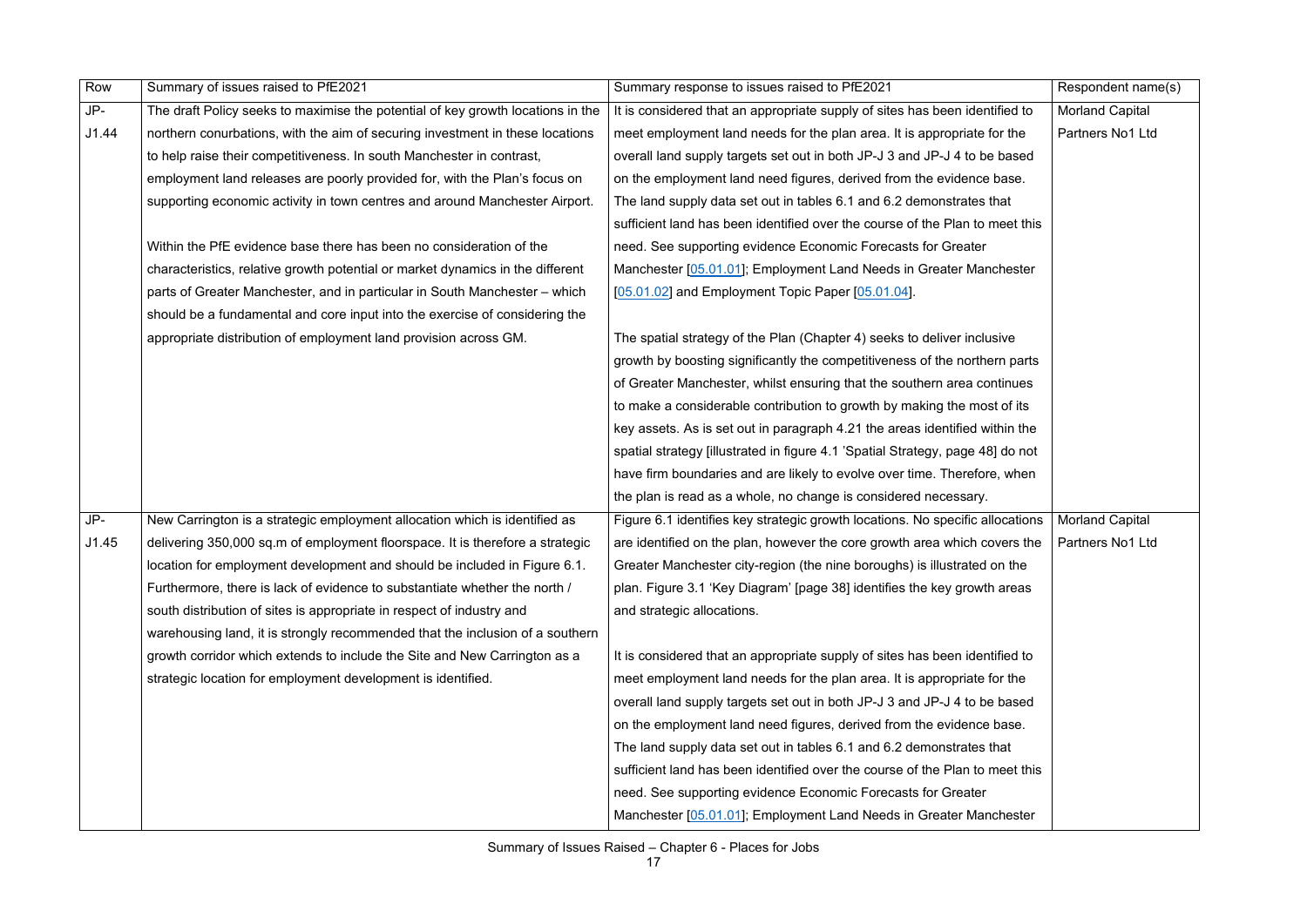| Row | Summary of issues raised to PfE2021 | Summary response to issues raised to PfE2021 | Respondent name(s) |
|---|---|---|---|
| JP-J1.44 | The draft Policy seeks to maximise the potential of key growth locations in the northern conurbations, with the aim of securing investment in these locations to help raise their competitiveness. In south Manchester in contrast, employment land releases are poorly provided for, with the Plan's focus on supporting economic activity in town centres and around Manchester Airport.<br><br>Within the PfE evidence base there has been no consideration of the characteristics, relative growth potential or market dynamics in the different parts of Greater Manchester, and in particular in South Manchester – which should be a fundamental and core input into the exercise of considering the appropriate distribution of employment land provision across GM. | It is considered that an appropriate supply of sites has been identified to meet employment land needs for the plan area. It is appropriate for the overall land supply targets set out in both JP-J 3 and JP-J 4 to be based on the employment land need figures, derived from the evidence base. The land supply data set out in tables 6.1 and 6.2 demonstrates that sufficient land has been identified over the course of the Plan to meet this need. See supporting evidence Economic Forecasts for Greater Manchester [05.01.01]; Employment Land Needs in Greater Manchester [05.01.02] and Employment Topic Paper [05.01.04].<br><br>The spatial strategy of the Plan (Chapter 4) seeks to deliver inclusive growth by boosting significantly the competitiveness of the northern parts of Greater Manchester, whilst ensuring that the southern area continues to make a considerable contribution to growth by making the most of its key assets. As is set out in paragraph 4.21 the areas identified within the spatial strategy [illustrated in figure 4.1 'Spatial Strategy, page 48] do not have firm boundaries and are likely to evolve over time. Therefore, when the plan is read as a whole, no change is considered necessary. | Morland Capital Partners No1 Ltd |
| JP-J1.45 | New Carrington is a strategic employment allocation which is identified as delivering 350,000 sq.m of employment floorspace. It is therefore a strategic location for employment development and should be included in Figure 6.1. Furthermore, there is lack of evidence to substantiate whether the north / south distribution of sites is appropriate in respect of industry and warehousing land, it is strongly recommended that the inclusion of a southern growth corridor which extends to include the Site and New Carrington as a strategic location for employment development is identified. | Figure 6.1 identifies key strategic growth locations. No specific allocations are identified on the plan, however the core growth area which covers the Greater Manchester city-region (the nine boroughs) is illustrated on the plan. Figure 3.1 'Key Diagram' [page 38] identifies the key growth areas and strategic allocations.<br><br>It is considered that an appropriate supply of sites has been identified to meet employment land needs for the plan area. It is appropriate for the overall land supply targets set out in both JP-J 3 and JP-J 4 to be based on the employment land need figures, derived from the evidence base. The land supply data set out in tables 6.1 and 6.2 demonstrates that sufficient land has been identified over the course of the Plan to meet this need. See supporting evidence Economic Forecasts for Greater Manchester [05.01.01]; Employment Land Needs in Greater Manchester | Morland Capital Partners No1 Ltd |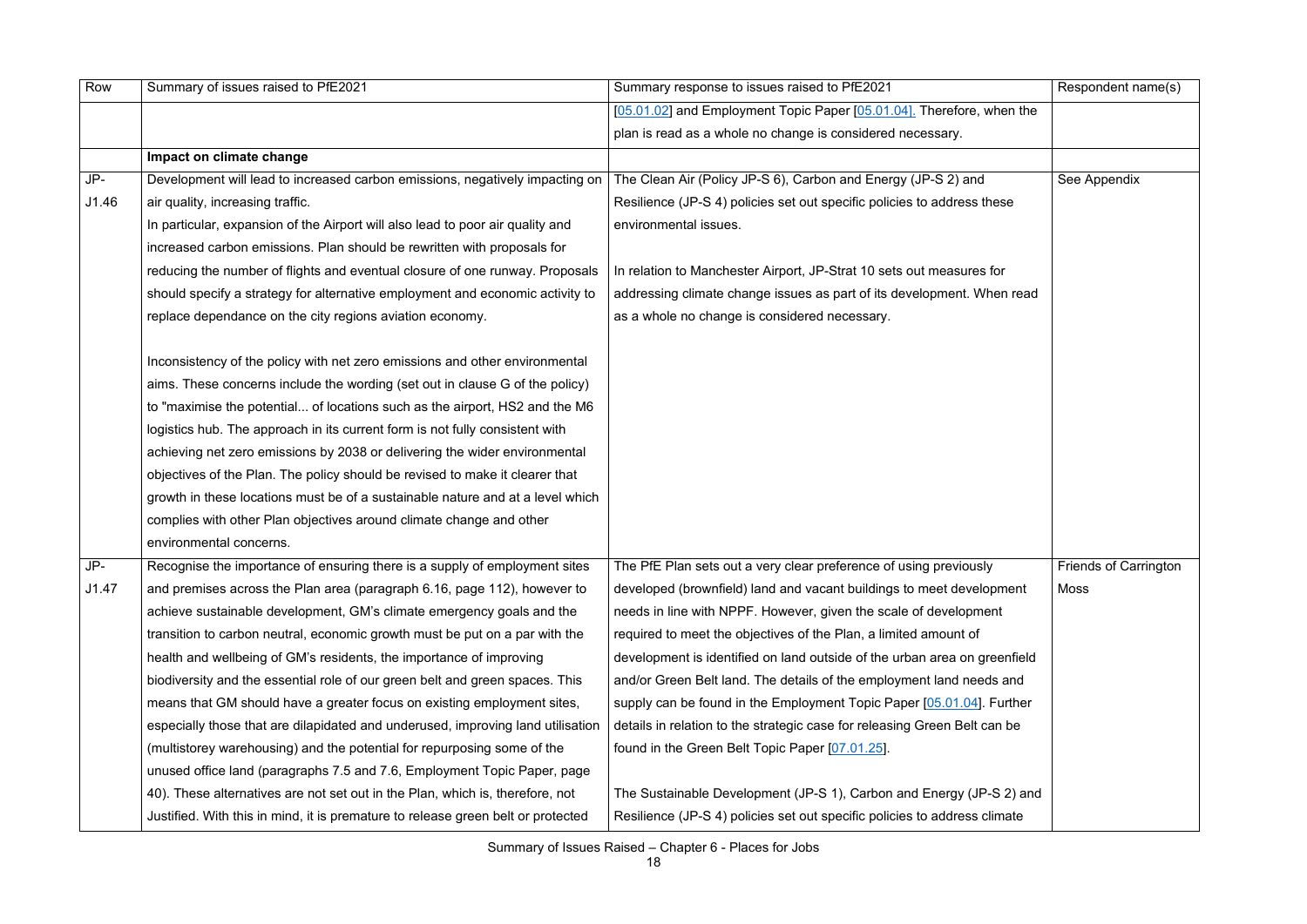| Row | Summary of issues raised to PfE2021 | Summary response to issues raised to PfE2021 | Respondent name(s) |
|---|---|---|---|
| | | [05.01.02] and Employment Topic Paper [05.01.04]. Therefore, when the plan is read as a whole no change is considered necessary. | |
| | **Impact on climate change** | | |
| JP-J1.46 | Development will lead to increased carbon emissions, negatively impacting on air quality, increasing traffic.<br>In particular, expansion of the Airport will also lead to poor air quality and increased carbon emissions. Plan should be rewritten with proposals for reducing the number of flights and eventual closure of one runway. Proposals should specify a strategy for alternative employment and economic activity to replace dependance on the city regions aviation economy.<br><br>Inconsistency of the policy with net zero emissions and other environmental aims. These concerns include the wording (set out in clause G of the policy) to "maximise the potential... of locations such as the airport, HS2 and the M6 logistics hub. The approach in its current form is not fully consistent with achieving net zero emissions by 2038 or delivering the wider environmental objectives of the Plan. The policy should be revised to make it clearer that growth in these locations must be of a sustainable nature and at a level which complies with other Plan objectives around climate change and other environmental concerns. | The Clean Air (Policy JP-S 6), Carbon and Energy (JP-S 2) and Resilience (JP-S 4) policies set out specific policies to address these environmental issues.<br><br>In relation to Manchester Airport, JP-Strat 10 sets out measures for addressing climate change issues as part of its development. When read as a whole no change is considered necessary. | See Appendix |
| JP-J1.47 | Recognise the importance of ensuring there is a supply of employment sites and premises across the Plan area (paragraph 6.16, page 112), however to achieve sustainable development, GM's climate emergency goals and the transition to carbon neutral, economic growth must be put on a par with the health and wellbeing of GM's residents, the importance of improving biodiversity and the essential role of our green belt and green spaces. This means that GM should have a greater focus on existing employment sites, especially those that are dilapidated and underused, improving land utilisation (multistorey warehousing) and the potential for repurposing some of the unused office land (paragraphs 7.5 and 7.6, Employment Topic Paper, page 40). These alternatives are not set out in the Plan, which is, therefore, not Justified. With this in mind, it is premature to release green belt or protected | The PfE Plan sets out a very clear preference of using previously developed (brownfield) land and vacant buildings to meet development needs in line with NPPF. However, given the scale of development required to meet the objectives of the Plan, a limited amount of development is identified on land outside of the urban area on greenfield and/or Green Belt land. The details of the employment land needs and supply can be found in the Employment Topic Paper [05.01.04]. Further details in relation to the strategic case for releasing Green Belt can be found in the Green Belt Topic Paper [07.01.25].<br><br>The Sustainable Development (JP-S 1), Carbon and Energy (JP-S 2) and Resilience (JP-S 4) policies set out specific policies to address climate | Friends of Carrington Moss |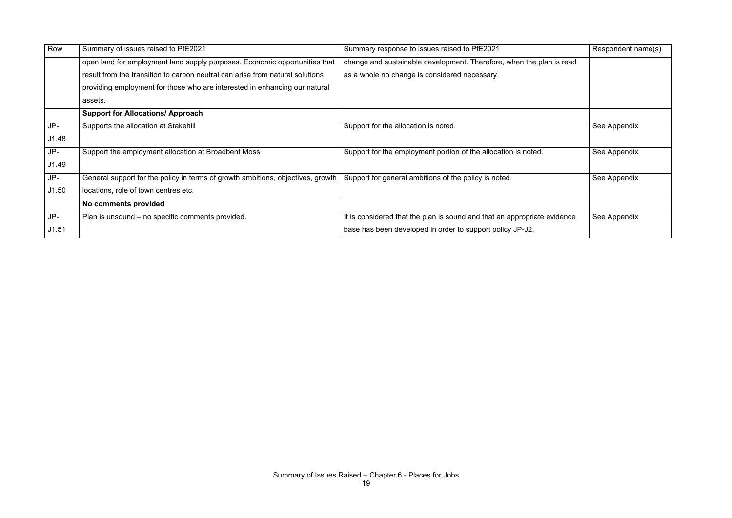| Row | Summary of issues raised to PfE2021 | Summary response to issues raised to PfE2021 | Respondent name(s) |
| --- | --- | --- | --- |
| | open land for employment land supply purposes. Economic opportunities that result from the transition to carbon neutral can arise from natural solutions providing employment for those who are interested in enhancing our natural assets. | change and sustainable development. Therefore, when the plan is read as a whole no change is considered necessary. | |
| | **Support for Allocations/ Approach** | | |
| JP-J1.48 | Supports the allocation at Stakehill | Support for the allocation is noted. | See Appendix |
| JP-J1.49 | Support the employment allocation at Broadbent Moss | Support for the employment portion of the allocation is noted. | See Appendix |
| JP-J1.50 | General support for the policy in terms of growth ambitions, objectives, growth locations, role of town centres etc. | Support for general ambitions of the policy is noted. | See Appendix |
| | **No comments provided** | | |
| JP-J1.51 | Plan is unsound – no specific comments provided. | It is considered that the plan is sound and that an appropriate evidence base has been developed in order to support policy JP-J2. | See Appendix |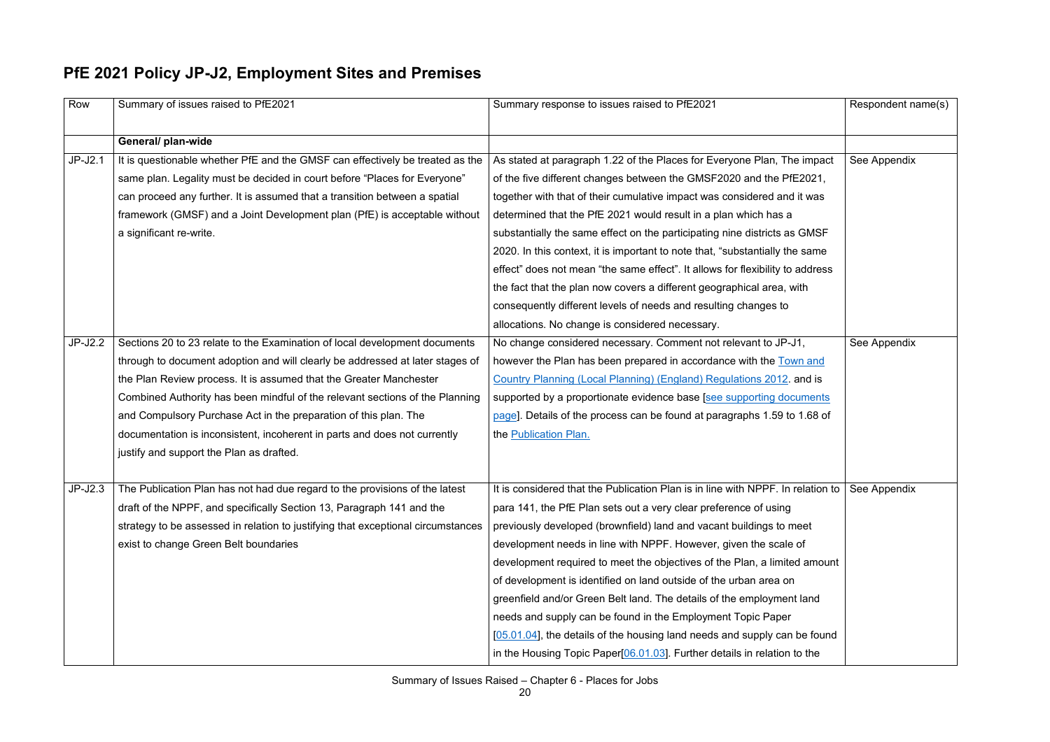## PfE 2021 Policy JP-J2, Employment Sites and Premises

| Row | Summary of issues raised to PfE2021 | Summary response to issues raised to PfE2021 | Respondent name(s) |
|---|---|---|---|
| | **General/ plan-wide** | | |
| JP-J2.1 | It is questionable whether PfE and the GMSF can effectively be treated as the same plan. Legality must be decided in court before "Places for Everyone" can proceed any further. It is assumed that a transition between a spatial framework (GMSF) and a Joint Development plan (PfE) is acceptable without a significant re-write. | As stated at paragraph 1.22 of the Places for Everyone Plan, The impact of the five different changes between the GMSF2020 and the PfE2021, together with that of their cumulative impact was considered and it was determined that the PfE 2021 would result in a plan which has a substantially the same effect on the participating nine districts as GMSF 2020. In this context, it is important to note that, "substantially the same effect" does not mean "the same effect". It allows for flexibility to address the fact that the plan now covers a different geographical area, with consequently different levels of needs and resulting changes to allocations. No change is considered necessary. | See Appendix |
| JP-J2.2 | Sections 20 to 23 relate to the Examination of local development documents through to document adoption and will clearly be addressed at later stages of the Plan Review process. It is assumed that the Greater Manchester Combined Authority has been mindful of the relevant sections of the Planning and Compulsory Purchase Act in the preparation of this plan. The documentation is inconsistent, incoherent in parts and does not currently justify and support the Plan as drafted. | No change considered necessary. Comment not relevant to JP-J1, however the Plan has been prepared in accordance with the Town and Country Planning (Local Planning) (England) Regulations 2012. and is supported by a proportionate evidence base [see supporting documents page]. Details of the process can be found at paragraphs 1.59 to 1.68 of the Publication Plan. | See Appendix |
| JP-J2.3 | The Publication Plan has not had due regard to the provisions of the latest draft of the NPPF, and specifically Section 13, Paragraph 141 and the strategy to be assessed in relation to justifying that exceptional circumstances exist to change Green Belt boundaries | It is considered that the Publication Plan is in line with NPPF. In relation to para 141, the PfE Plan sets out a very clear preference of using previously developed (brownfield) land and vacant buildings to meet development needs in line with NPPF. However, given the scale of development required to meet the objectives of the Plan, a limited amount of development is identified on land outside of the urban area on greenfield and/or Green Belt land. The details of the employment land needs and supply can be found in the Employment Topic Paper [05.01.04], the details of the housing land needs and supply can be found in the Housing Topic Paper[06.01.03]. Further details in relation to the | See Appendix |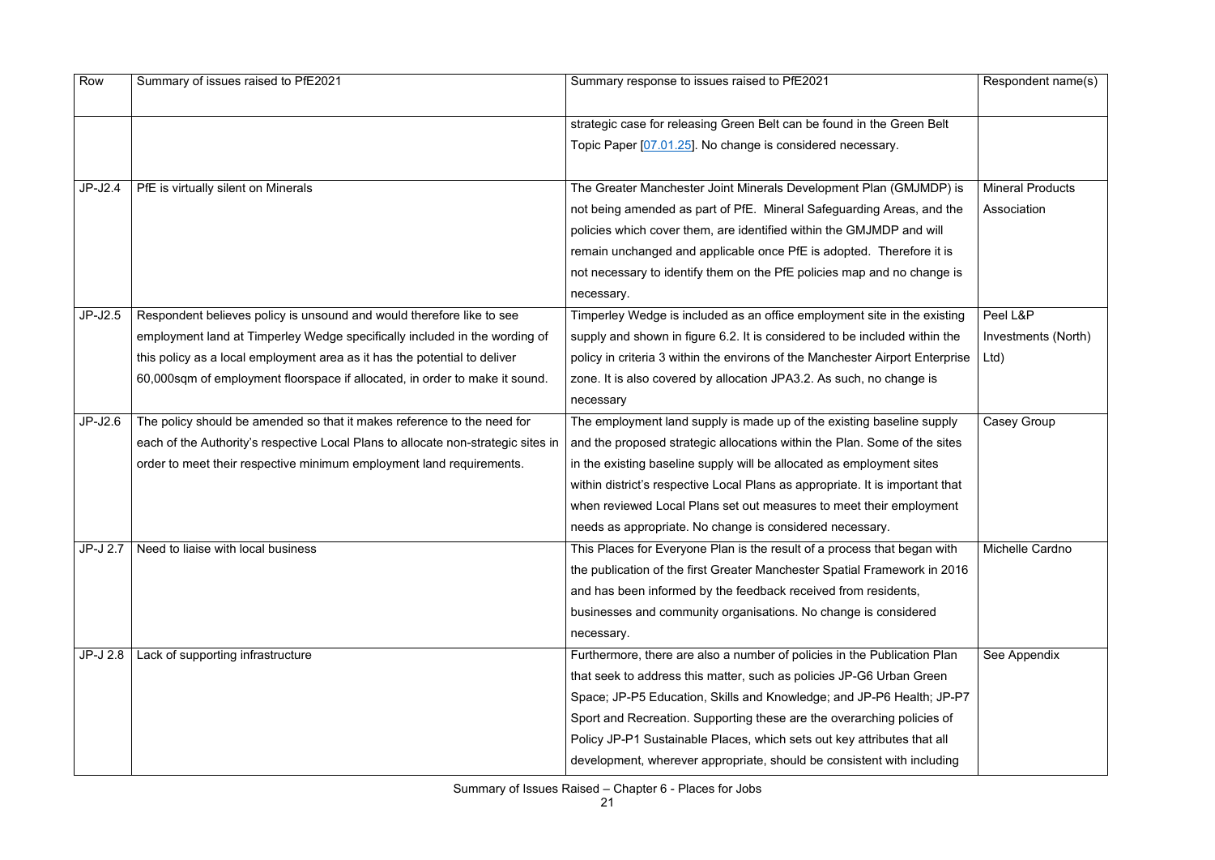| Row | Summary of issues raised to PfE2021 | Summary response to issues raised to PfE2021 | Respondent name(s) |
|---|---|---|---|
| | | strategic case for releasing Green Belt can be found in the Green Belt Topic Paper [07.01.25]. No change is considered necessary. | |
| JP-J2.4 | PfE is virtually silent on Minerals | The Greater Manchester Joint Minerals Development Plan (GMJMDP) is not being amended as part of PfE. Mineral Safeguarding Areas, and the policies which cover them, are identified within the GMJMDP and will remain unchanged and applicable once PfE is adopted. Therefore it is not necessary to identify them on the PfE policies map and no change is necessary. | Mineral Products Association |
| JP-J2.5 | Respondent believes policy is unsound and would therefore like to see employment land at Timperley Wedge specifically included in the wording of this policy as a local employment area as it has the potential to deliver 60,000sqm of employment floorspace if allocated, in order to make it sound. | Timperley Wedge is included as an office employment site in the existing supply and shown in figure 6.2. It is considered to be included within the policy in criteria 3 within the environs of the Manchester Airport Enterprise zone. It is also covered by allocation JPA3.2. As such, no change is necessary | Peel L&P Investments (North) Ltd) |
| JP-J2.6 | The policy should be amended so that it makes reference to the need for each of the Authority's respective Local Plans to allocate non-strategic sites in order to meet their respective minimum employment land requirements. | The employment land supply is made up of the existing baseline supply and the proposed strategic allocations within the Plan. Some of the sites in the existing baseline supply will be allocated as employment sites within district's respective Local Plans as appropriate. It is important that when reviewed Local Plans set out measures to meet their employment needs as appropriate. No change is considered necessary. | Casey Group |
| JP-J 2.7 | Need to liaise with local business | This Places for Everyone Plan is the result of a process that began with the publication of the first Greater Manchester Spatial Framework in 2016 and has been informed by the feedback received from residents, businesses and community organisations. No change is considered necessary. | Michelle Cardno |
| JP-J 2.8 | Lack of supporting infrastructure | Furthermore, there are also a number of policies in the Publication Plan that seek to address this matter, such as policies JP-G6 Urban Green Space; JP-P5 Education, Skills and Knowledge; and JP-P6 Health; JP-P7 Sport and Recreation. Supporting these are the overarching policies of Policy JP-P1 Sustainable Places, which sets out key attributes that all development, wherever appropriate, should be consistent with including | See Appendix |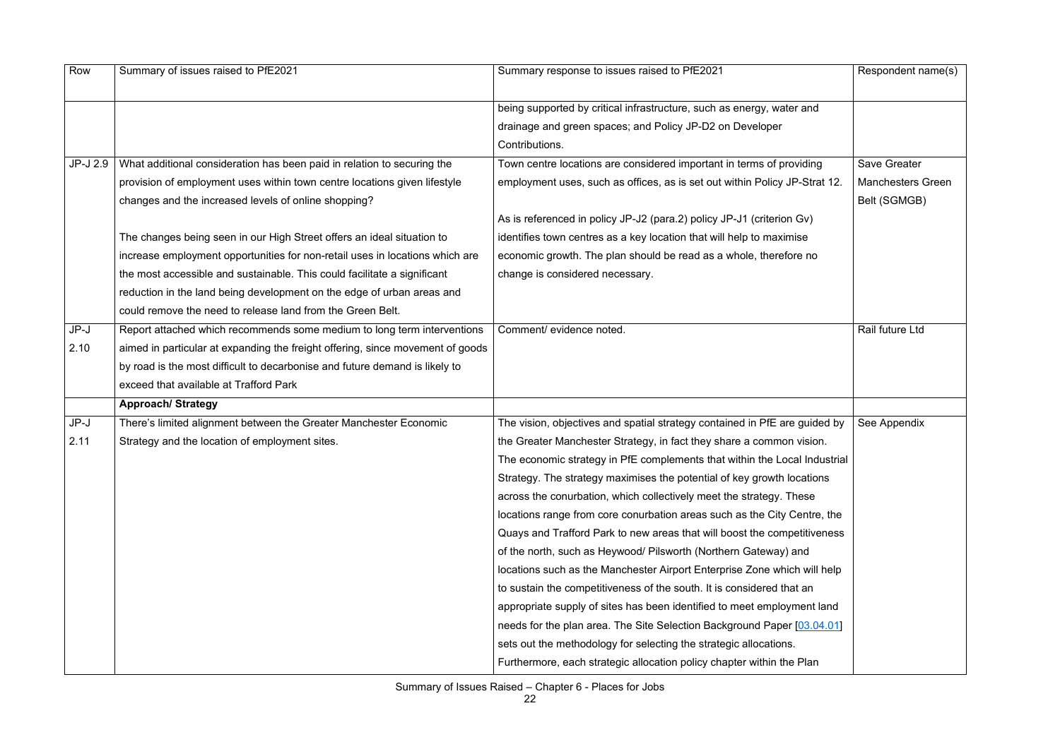| Row | Summary of issues raised to PfE2021 | Summary response to issues raised to PfE2021 | Respondent name(s) |
|---|---|---|---|
| | | being supported by critical infrastructure, such as energy, water and drainage and green spaces; and Policy JP-D2 on Developer Contributions. | |
| JP-J 2.9 | What additional consideration has been paid in relation to securing the provision of employment uses within town centre locations given lifestyle changes and the increased levels of online shopping?<br><br>The changes being seen in our High Street offers an ideal situation to increase employment opportunities for non-retail uses in locations which are the most accessible and sustainable. This could facilitate a significant reduction in the land being development on the edge of urban areas and could remove the need to release land from the Green Belt. | Town centre locations are considered important in terms of providing employment uses, such as offices, as is set out within Policy JP-Strat 12.<br><br>As is referenced in policy JP-J2 (para.2) policy JP-J1 (criterion Gv) identifies town centres as a key location that will help to maximise economic growth. The plan should be read as a whole, therefore no change is considered necessary. | Save Greater Manchesters Green Belt (SGMGB) |
| JP-J 2.10 | Report attached which recommends some medium to long term interventions aimed in particular at expanding the freight offering, since movement of goods by road is the most difficult to decarbonise and future demand is likely to exceed that available at Trafford Park | Comment/ evidence noted. | Rail future Ltd |
| | **Approach/ Strategy** | | |
| JP-J 2.11 | There's limited alignment between the Greater Manchester Economic Strategy and the location of employment sites. | The vision, objectives and spatial strategy contained in PfE are guided by the Greater Manchester Strategy, in fact they share a common vision. The economic strategy in PfE complements that within the Local Industrial Strategy. The strategy maximises the potential of key growth locations across the conurbation, which collectively meet the strategy. These locations range from core conurbation areas such as the City Centre, the Quays and Trafford Park to new areas that will boost the competitiveness of the north, such as Heywood/ Pilsworth (Northern Gateway) and locations such as the Manchester Airport Enterprise Zone which will help to sustain the competitiveness of the south. It is considered that an appropriate supply of sites has been identified to meet employment land needs for the plan area. The Site Selection Background Paper [03.04.01] sets out the methodology for selecting the strategic allocations. Furthermore, each strategic allocation policy chapter within the Plan | See Appendix |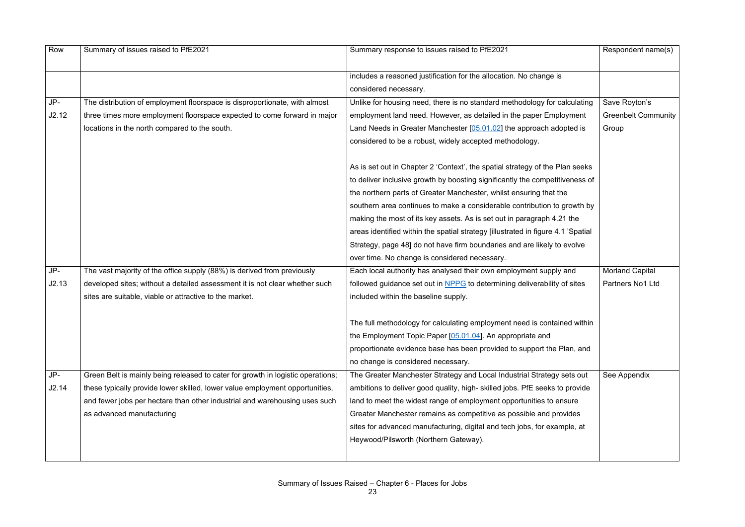| Row | Summary of issues raised to PfE2021 | Summary response to issues raised to PfE2021 | Respondent name(s) |
|---|---|---|---|
| | | includes a reasoned justification for the allocation. No change is considered necessary. | |
| JP-J2.12 | The distribution of employment floorspace is disproportionate, with almost three times more employment floorspace expected to come forward in major locations in the north compared to the south. | Unlike for housing need, there is no standard methodology for calculating employment land need. However, as detailed in the paper Employment Land Needs in Greater Manchester [05.01.02] the approach adopted is considered to be a robust, widely accepted methodology.<br><br>As is set out in Chapter 2 'Context', the spatial strategy of the Plan seeks to deliver inclusive growth by boosting significantly the competitiveness of the northern parts of Greater Manchester, whilst ensuring that the southern area continues to make a considerable contribution to growth by making the most of its key assets. As is set out in paragraph 4.21 the areas identified within the spatial strategy [illustrated in figure 4.1 'Spatial Strategy, page 48] do not have firm boundaries and are likely to evolve over time. No change is considered necessary. | Save Royton's Greenbelt Community Group |
| JP-J2.13 | The vast majority of the office supply (88%) is derived from previously developed sites; without a detailed assessment it is not clear whether such sites are suitable, viable or attractive to the market. | Each local authority has analysed their own employment supply and followed guidance set out in NPPG to determining deliverability of sites included within the baseline supply.<br><br>The full methodology for calculating employment need is contained within the Employment Topic Paper [05.01.04]. An appropriate and proportionate evidence base has been provided to support the Plan, and no change is considered necessary. | Morland Capital Partners No1 Ltd |
| JP-J2.14 | Green Belt is mainly being released to cater for growth in logistic operations; these typically provide lower skilled, lower value employment opportunities, and fewer jobs per hectare than other industrial and warehousing uses such as advanced manufacturing | The Greater Manchester Strategy and Local Industrial Strategy sets out ambitions to deliver good quality, high- skilled jobs. PfE seeks to provide land to meet the widest range of employment opportunities to ensure Greater Manchester remains as competitive as possible and provides sites for advanced manufacturing, digital and tech jobs, for example, at Heywood/Pilsworth (Northern Gateway). | See Appendix |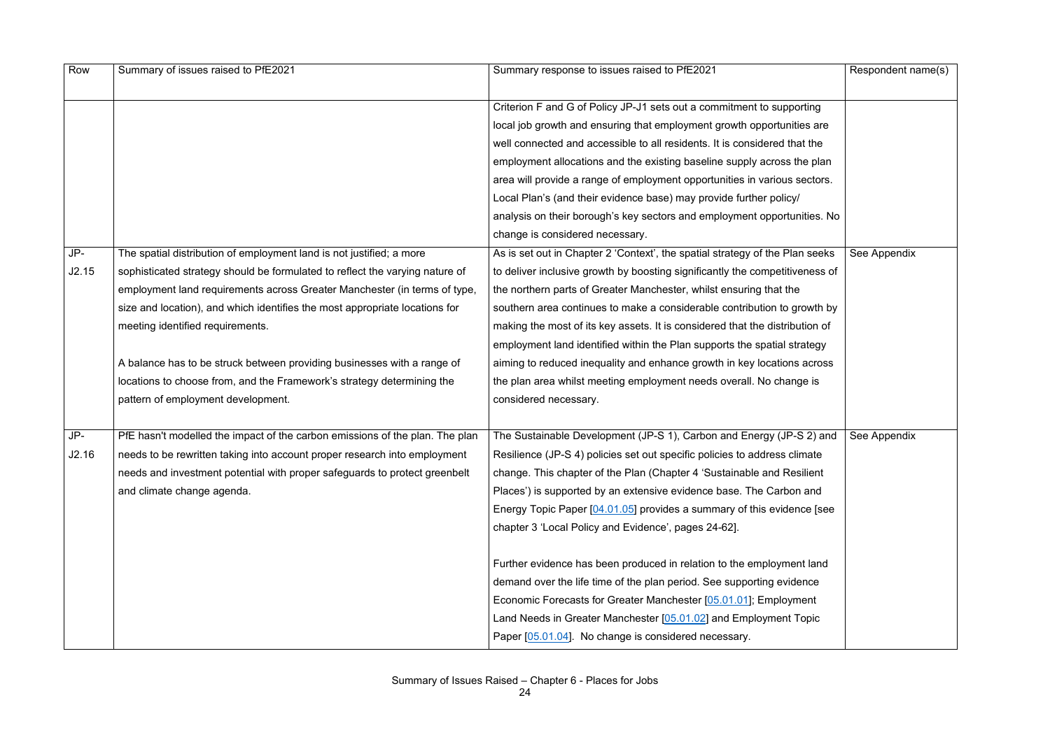| Row | Summary of issues raised to PfE2021 | Summary response to issues raised to PfE2021 | Respondent name(s) |
|---|---|---|---|
| | | Criterion F and G of Policy JP-J1 sets out a commitment to supporting local job growth and ensuring that employment growth opportunities are well connected and accessible to all residents. It is considered that the employment allocations and the existing baseline supply across the plan area will provide a range of employment opportunities in various sectors. Local Plan's (and their evidence base) may provide further policy/ analysis on their borough's key sectors and employment opportunities. No change is considered necessary. | |
| JP-J2.15 | The spatial distribution of employment land is not justified; a more sophisticated strategy should be formulated to reflect the varying nature of employment land requirements across Greater Manchester (in terms of type, size and location), and which identifies the most appropriate locations for meeting identified requirements.<br><br>A balance has to be struck between providing businesses with a range of locations to choose from, and the Framework's strategy determining the pattern of employment development. | As is set out in Chapter 2 'Context', the spatial strategy of the Plan seeks to deliver inclusive growth by boosting significantly the competitiveness of the northern parts of Greater Manchester, whilst ensuring that the southern area continues to make a considerable contribution to growth by making the most of its key assets. It is considered that the distribution of employment land identified within the Plan supports the spatial strategy aiming to reduced inequality and enhance growth in key locations across the plan area whilst meeting employment needs overall. No change is considered necessary. | See Appendix |
| JP-J2.16 | PfE hasn't modelled the impact of the carbon emissions of the plan. The plan needs to be rewritten taking into account proper research into employment needs and investment potential with proper safeguards to protect greenbelt and climate change agenda. | The Sustainable Development (JP-S 1), Carbon and Energy (JP-S 2) and Resilience (JP-S 4) policies set out specific policies to address climate change. This chapter of the Plan (Chapter 4 'Sustainable and Resilient Places') is supported by an extensive evidence base. The Carbon and Energy Topic Paper [04.01.05] provides a summary of this evidence [see chapter 3 'Local Policy and Evidence', pages 24-62].<br><br>Further evidence has been produced in relation to the employment land demand over the life time of the plan period. See supporting evidence Economic Forecasts for Greater Manchester [05.01.01]; Employment Land Needs in Greater Manchester [05.01.02] and Employment Topic Paper [05.01.04]. No change is considered necessary. | See Appendix |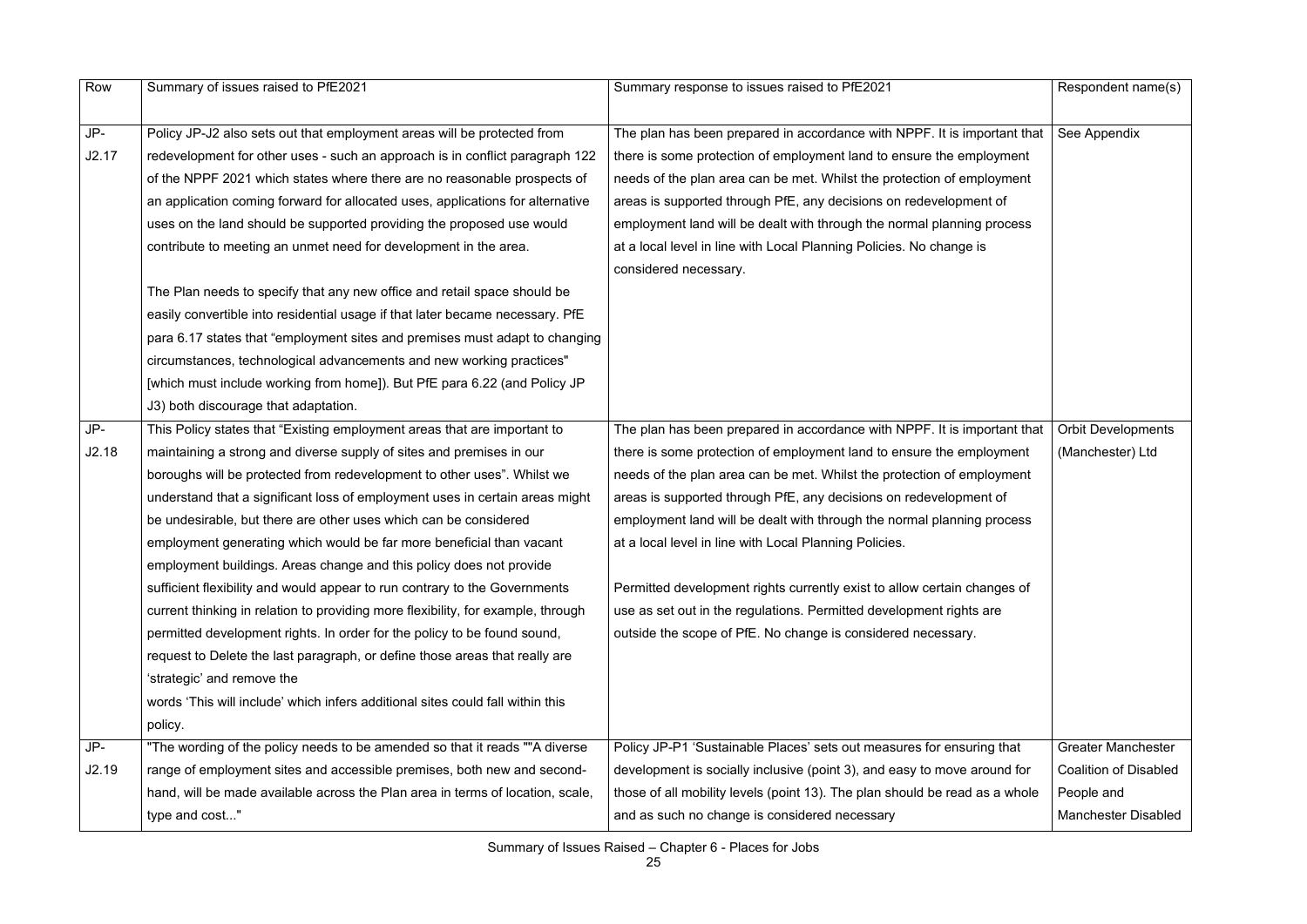| Row | Summary of issues raised to PfE2021 | Summary response to issues raised to PfE2021 | Respondent name(s) |
|---|---|---|---|
| JP-J2.17 | Policy JP-J2 also sets out that employment areas will be protected from redevelopment for other uses - such an approach is in conflict paragraph 122 of the NPPF 2021 which states where there are no reasonable prospects of an application coming forward for allocated uses, applications for alternative uses on the land should be supported providing the proposed use would contribute to meeting an unmet need for development in the area.<br><br>The Plan needs to specify that any new office and retail space should be easily convertible into residential usage if that later became necessary. PfE para 6.17 states that "employment sites and premises must adapt to changing circumstances, technological advancements and new working practices" [which must include working from home]). But PfE para 6.22 (and Policy JP J3) both discourage that adaptation. | The plan has been prepared in accordance with NPPF. It is important that there is some protection of employment land to ensure the employment needs of the plan area can be met. Whilst the protection of employment areas is supported through PfE, any decisions on redevelopment of employment land will be dealt with through the normal planning process at a local level in line with Local Planning Policies. No change is considered necessary. | See Appendix |
| JP-J2.18 | This Policy states that "Existing employment areas that are important to maintaining a strong and diverse supply of sites and premises in our boroughs will be protected from redevelopment to other uses". Whilst we understand that a significant loss of employment uses in certain areas might be undesirable, but there are other uses which can be considered employment generating which would be far more beneficial than vacant employment buildings. Areas change and this policy does not provide sufficient flexibility and would appear to run contrary to the Governments current thinking in relation to providing more flexibility, for example, through permitted development rights. In order for the policy to be found sound, request to Delete the last paragraph, or define those areas that really are 'strategic' and remove the words 'This will include' which infers additional sites could fall within this policy. | The plan has been prepared in accordance with NPPF. It is important that there is some protection of employment land to ensure the employment needs of the plan area can be met. Whilst the protection of employment areas is supported through PfE, any decisions on redevelopment of employment land will be dealt with through the normal planning process at a local level in line with Local Planning Policies.<br><br>Permitted development rights currently exist to allow certain changes of use as set out in the regulations. Permitted development rights are outside the scope of PfE. No change is considered necessary. | Orbit Developments (Manchester) Ltd |
| JP-J2.19 | "The wording of the policy needs to be amended so that it reads ""A diverse range of employment sites and accessible premises, both new and second-hand, will be made available across the Plan area in terms of location, scale, type and cost..." | Policy JP-P1 'Sustainable Places' sets out measures for ensuring that development is socially inclusive (point 3), and easy to move around for those of all mobility levels (point 13). The plan should be read as a whole and as such no change is considered necessary | Greater Manchester Coalition of Disabled People and Manchester Disabled |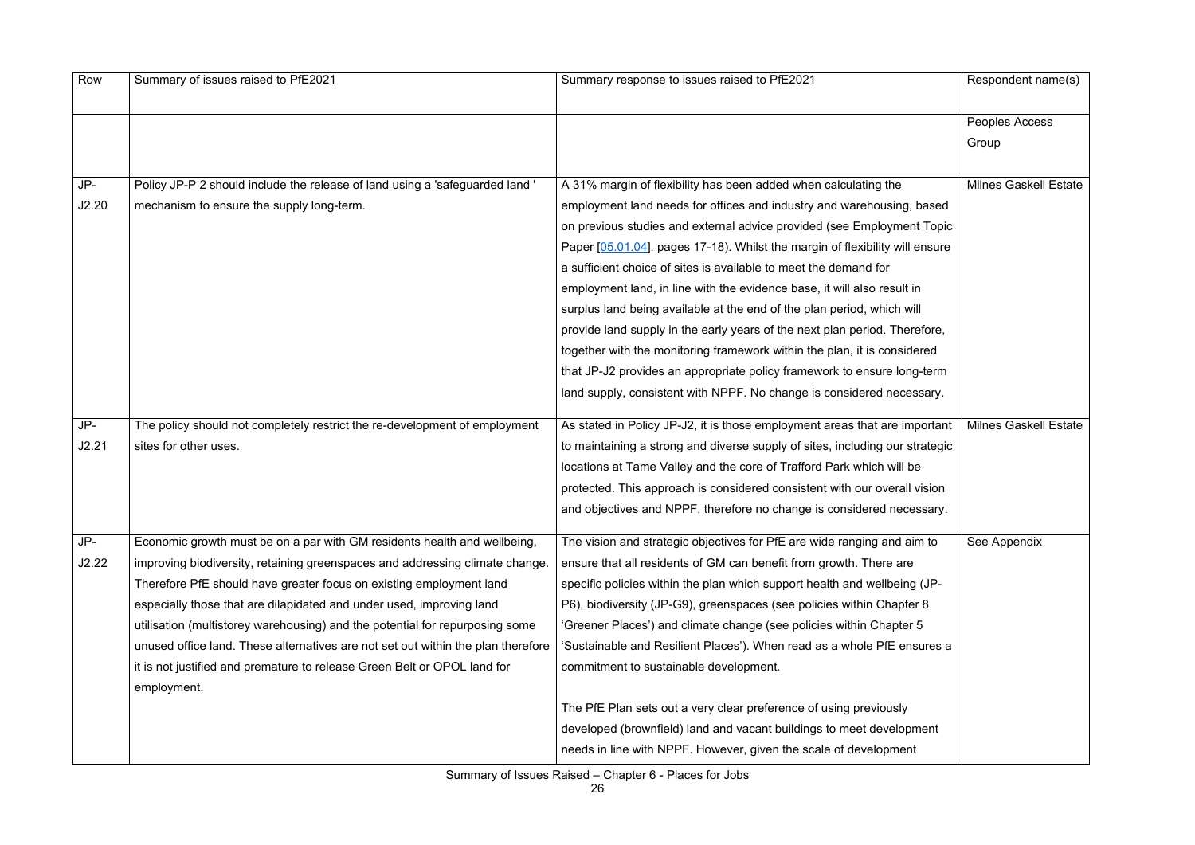| Row | Summary of issues raised to PfE2021 | Summary response to issues raised to PfE2021 | Respondent name(s) |
|---|---|---|---|
| | | | Peoples Access Group |
| JP-J2.20 | Policy JP-P 2 should include the release of land using a 'safeguarded land ' mechanism to ensure the supply long-term. | A 31% margin of flexibility has been added when calculating the employment land needs for offices and industry and warehousing, based on previous studies and external advice provided (see Employment Topic Paper [05.01.04]. pages 17-18). Whilst the margin of flexibility will ensure a sufficient choice of sites is available to meet the demand for employment land, in line with the evidence base, it will also result in surplus land being available at the end of the plan period, which will provide land supply in the early years of the next plan period. Therefore, together with the monitoring framework within the plan, it is considered that JP-J2 provides an appropriate policy framework to ensure long-term land supply, consistent with NPPF. No change is considered necessary. | Milnes Gaskell Estate |
| JP-J2.21 | The policy should not completely restrict the re-development of employment sites for other uses. | As stated in Policy JP-J2, it is those employment areas that are important to maintaining a strong and diverse supply of sites, including our strategic locations at Tame Valley and the core of Trafford Park which will be protected. This approach is considered consistent with our overall vision and objectives and NPPF, therefore no change is considered necessary. | Milnes Gaskell Estate |
| JP-J2.22 | Economic growth must be on a par with GM residents health and wellbeing, improving biodiversity, retaining greenspaces and addressing climate change. Therefore PfE should have greater focus on existing employment land especially those that are dilapidated and under used, improving land utilisation (multistorey warehousing) and the potential for repurposing some unused office land. These alternatives are not set out within the plan therefore it is not justified and premature to release Green Belt or OPOL land for employment. | The vision and strategic objectives for PfE are wide ranging and aim to ensure that all residents of GM can benefit from growth. There are specific policies within the plan which support health and wellbeing (JP-P6), biodiversity (JP-G9), greenspaces (see policies within Chapter 8 'Greener Places') and climate change (see policies within Chapter 5 'Sustainable and Resilient Places'). When read as a whole PfE ensures a commitment to sustainable development.<br><br>The PfE Plan sets out a very clear preference of using previously developed (brownfield) land and vacant buildings to meet development needs in line with NPPF. However, given the scale of development | See Appendix |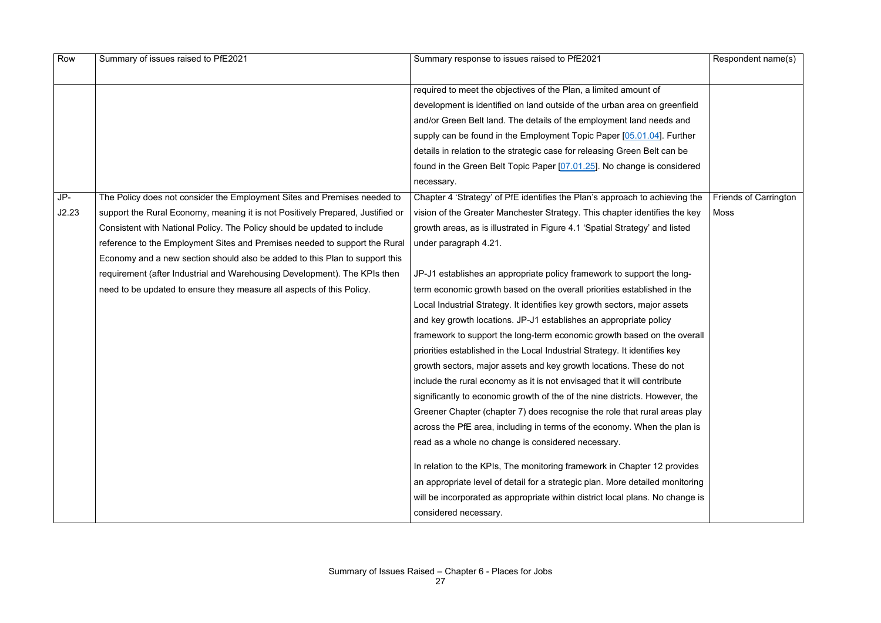| Row | Summary of issues raised to PfE2021 | Summary response to issues raised to PfE2021 | Respondent name(s) |
|---|---|---|---|
| | | required to meet the objectives of the Plan, a limited amount of development is identified on land outside of the urban area on greenfield and/or Green Belt land. The details of the employment land needs and supply can be found in the Employment Topic Paper [05.01.04]. Further details in relation to the strategic case for releasing Green Belt can be found in the Green Belt Topic Paper [07.01.25]. No change is considered necessary. | |
| JP-J2.23 | The Policy does not consider the Employment Sites and Premises needed to support the Rural Economy, meaning it is not Positively Prepared, Justified or Consistent with National Policy. The Policy should be updated to include reference to the Employment Sites and Premises needed to support the Rural Economy and a new section should also be added to this Plan to support this requirement (after Industrial and Warehousing Development). The KPIs then need to be updated to ensure they measure all aspects of this Policy. | Chapter 4 'Strategy' of PfE identifies the Plan's approach to achieving the vision of the Greater Manchester Strategy. This chapter identifies the key growth areas, as is illustrated in Figure 4.1 'Spatial Strategy' and listed under paragraph 4.21.<br><br>JP-J1 establishes an appropriate policy framework to support the long-term economic growth based on the overall priorities established in the Local Industrial Strategy. It identifies key growth sectors, major assets and key growth locations. JP-J1 establishes an appropriate policy framework to support the long-term economic growth based on the overall priorities established in the Local Industrial Strategy. It identifies key growth sectors, major assets and key growth locations. These do not include the rural economy as it is not envisaged that it will contribute significantly to economic growth of the of the nine districts. However, the Greener Chapter (chapter 7) does recognise the role that rural areas play across the PfE area, including in terms of the economy. When the plan is read as a whole no change is considered necessary.<br><br>In relation to the KPIs, The monitoring framework in Chapter 12 provides an appropriate level of detail for a strategic plan. More detailed monitoring will be incorporated as appropriate within district local plans. No change is considered necessary. | Friends of Carrington Moss |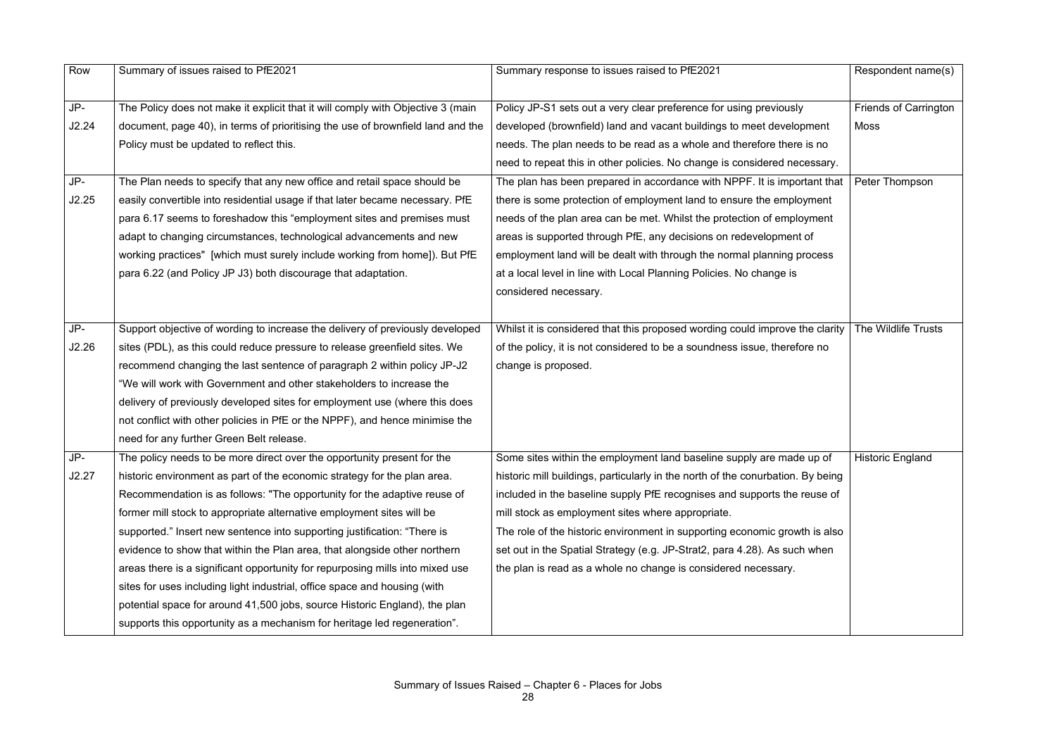| Row | Summary of issues raised to PfE2021 | Summary response to issues raised to PfE2021 | Respondent name(s) |
|---|---|---|---|
| JP-J2.24 | The Policy does not make it explicit that it will comply with Objective 3 (main document, page 40), in terms of prioritising the use of brownfield land and the Policy must be updated to reflect this. | Policy JP-S1 sets out a very clear preference for using previously developed (brownfield) land and vacant buildings to meet development needs. The plan needs to be read as a whole and therefore there is no need to repeat this in other policies. No change is considered necessary. | Friends of Carrington Moss |
| JP-J2.25 | The Plan needs to specify that any new office and retail space should be easily convertible into residential usage if that later became necessary. PfE para 6.17 seems to foreshadow this "employment sites and premises must adapt to changing circumstances, technological advancements and new working practices" [which must surely include working from home]). But PfE para 6.22 (and Policy JP J3) both discourage that adaptation. | The plan has been prepared in accordance with NPPF. It is important that there is some protection of employment land to ensure the employment needs of the plan area can be met. Whilst the protection of employment areas is supported through PfE, any decisions on redevelopment of employment land will be dealt with through the normal planning process at a local level in line with Local Planning Policies. No change is considered necessary. | Peter Thompson |
| JP-J2.26 | Support objective of wording to increase the delivery of previously developed sites (PDL), as this could reduce pressure to release greenfield sites. We recommend changing the last sentence of paragraph 2 within policy JP-J2 "We will work with Government and other stakeholders to increase the delivery of previously developed sites for employment use (where this does not conflict with other policies in PfE or the NPPF), and hence minimise the need for any further Green Belt release. | Whilst it is considered that this proposed wording could improve the clarity of the policy, it is not considered to be a soundness issue, therefore no change is proposed. | The Wildlife Trusts |
| JP-J2.27 | The policy needs to be more direct over the opportunity present for the historic environment as part of the economic strategy for the plan area. Recommendation is as follows: "The opportunity for the adaptive reuse of former mill stock to appropriate alternative employment sites will be supported." Insert new sentence into supporting justification: "There is evidence to show that within the Plan area, that alongside other northern areas there is a significant opportunity for repurposing mills into mixed use sites for uses including light industrial, office space and housing (with potential space for around 41,500 jobs, source Historic England), the plan supports this opportunity as a mechanism for heritage led regeneration". | Some sites within the employment land baseline supply are made up of historic mill buildings, particularly in the north of the conurbation. By being included in the baseline supply PfE recognises and supports the reuse of mill stock as employment sites where appropriate.<br>The role of the historic environment in supporting economic growth is also set out in the Spatial Strategy (e.g. JP-Strat2, para 4.28). As such when the plan is read as a whole no change is considered necessary. | Historic England |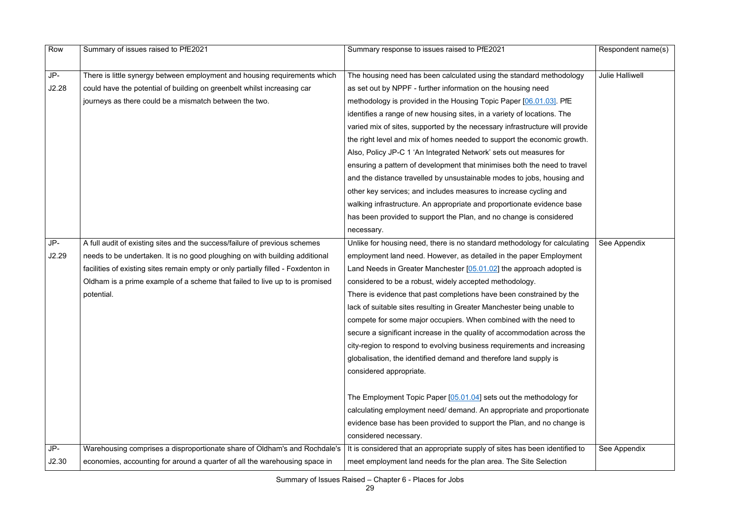| Row | Summary of issues raised to PfE2021 | Summary response to issues raised to PfE2021 | Respondent name(s) |
|---|---|---|---|
| JP-J2.28 | There is little synergy between employment and housing requirements which could have the potential of building on greenbelt whilst increasing car journeys as there could be a mismatch between the two. | The housing need has been calculated using the standard methodology as set out by NPPF - further information on the housing need methodology is provided in the Housing Topic Paper [06.01.03]. PfE identifies a range of new housing sites, in a variety of locations. The varied mix of sites, supported by the necessary infrastructure will provide the right level and mix of homes needed to support the economic growth. Also, Policy JP-C 1 'An Integrated Network' sets out measures for ensuring a pattern of development that minimises both the need to travel and the distance travelled by unsustainable modes to jobs, housing and other key services; and includes measures to increase cycling and walking infrastructure. An appropriate and proportionate evidence base has been provided to support the Plan, and no change is considered necessary. | Julie Halliwell |
| JP-J2.29 | A full audit of existing sites and the success/failure of previous schemes needs to be undertaken. It is no good ploughing on with building additional facilities of existing sites remain empty or only partially filled - Foxdenton in Oldham is a prime example of a scheme that failed to live up to is promised potential. | Unlike for housing need, there is no standard methodology for calculating employment land need. However, as detailed in the paper Employment Land Needs in Greater Manchester [05.01.02] the approach adopted is considered to be a robust, widely accepted methodology.<br>There is evidence that past completions have been constrained by the lack of suitable sites resulting in Greater Manchester being unable to compete for some major occupiers. When combined with the need to secure a significant increase in the quality of accommodation across the city-region to respond to evolving business requirements and increasing globalisation, the identified demand and therefore land supply is considered appropriate.<br><br>The Employment Topic Paper [05.01.04] sets out the methodology for calculating employment need/ demand. An appropriate and proportionate evidence base has been provided to support the Plan, and no change is considered necessary. | See Appendix |
| JP-J2.30 | Warehousing comprises a disproportionate share of Oldham's and Rochdale's economies, accounting for around a quarter of all the warehousing space in | It is considered that an appropriate supply of sites has been identified to meet employment land needs for the plan area. The Site Selection | See Appendix |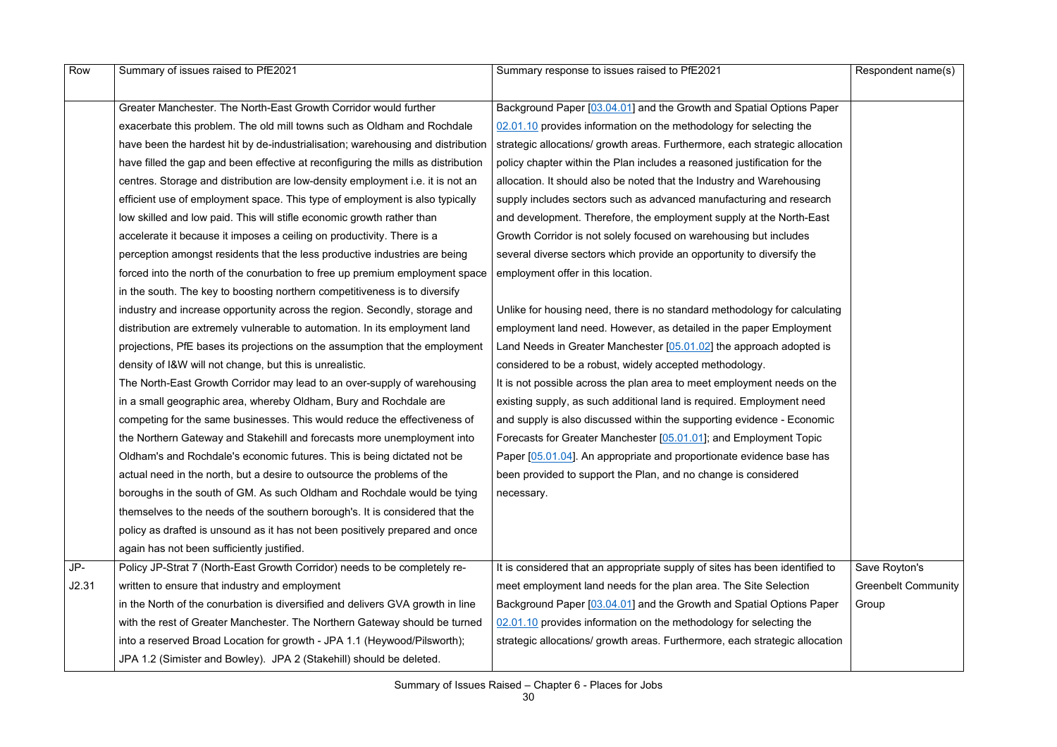| Row | Summary of issues raised to PfE2021 | Summary response to issues raised to PfE2021 | Respondent name(s) |
|---|---|---|---|
| | Greater Manchester. The North-East Growth Corridor would further exacerbate this problem. The old mill towns such as Oldham and Rochdale have been the hardest hit by de-industrialisation; warehousing and distribution have filled the gap and been effective at reconfiguring the mills as distribution centres. Storage and distribution are low-density employment i.e. it is not an efficient use of employment space. This type of employment is also typically low skilled and low paid. This will stifle economic growth rather than accelerate it because it imposes a ceiling on productivity. There is a perception amongst residents that the less productive industries are being forced into the north of the conurbation to free up premium employment space in the south. The key to boosting northern competitiveness is to diversify industry and increase opportunity across the region. Secondly, storage and distribution are extremely vulnerable to automation. In its employment land projections, PfE bases its projections on the assumption that the employment density of I&W will not change, but this is unrealistic.<br>The North-East Growth Corridor may lead to an over-supply of warehousing in a small geographic area, whereby Oldham, Bury and Rochdale are competing for the same businesses. This would reduce the effectiveness of the Northern Gateway and Stakehill and forecasts more unemployment into Oldham's and Rochdale's economic futures. This is being dictated not be actual need in the north, but a desire to outsource the problems of the boroughs in the south of GM. As such Oldham and Rochdale would be tying themselves to the needs of the southern borough's. It is considered that the policy as drafted is unsound as it has not been positively prepared and once again has not been sufficiently justified. | Background Paper [03.04.01] and the Growth and Spatial Options Paper 02.01.10 provides information on the methodology for selecting the strategic allocations/ growth areas. Furthermore, each strategic allocation policy chapter within the Plan includes a reasoned justification for the allocation. It should also be noted that the Industry and Warehousing supply includes sectors such as advanced manufacturing and research and development. Therefore, the employment supply at the North-East Growth Corridor is not solely focused on warehousing but includes several diverse sectors which provide an opportunity to diversify the employment offer in this location.<br><br>Unlike for housing need, there is no standard methodology for calculating employment land need. However, as detailed in the paper Employment Land Needs in Greater Manchester [05.01.02] the approach adopted is considered to be a robust, widely accepted methodology.<br>It is not possible across the plan area to meet employment needs on the existing supply, as such additional land is required. Employment need and supply is also discussed within the supporting evidence - Economic Forecasts for Greater Manchester [05.01.01]; and Employment Topic Paper [05.01.04]. An appropriate and proportionate evidence base has been provided to support the Plan, and no change is considered necessary. | |
| JP-J2.31 | Policy JP-Strat 7 (North-East Growth Corridor) needs to be completely re-written to ensure that industry and employment<br>in the North of the conurbation is diversified and delivers GVA growth in line with the rest of Greater Manchester. The Northern Gateway should be turned into a reserved Broad Location for growth - JPA 1.1 (Heywood/Pilsworth); JPA 1.2 (Simister and Bowley). JPA 2 (Stakehill) should be deleted. | It is considered that an appropriate supply of sites has been identified to meet employment land needs for the plan area. The Site Selection Background Paper [03.04.01] and the Growth and Spatial Options Paper 02.01.10 provides information on the methodology for selecting the strategic allocations/ growth areas. Furthermore, each strategic allocation | Save Royton's Greenbelt Community Group |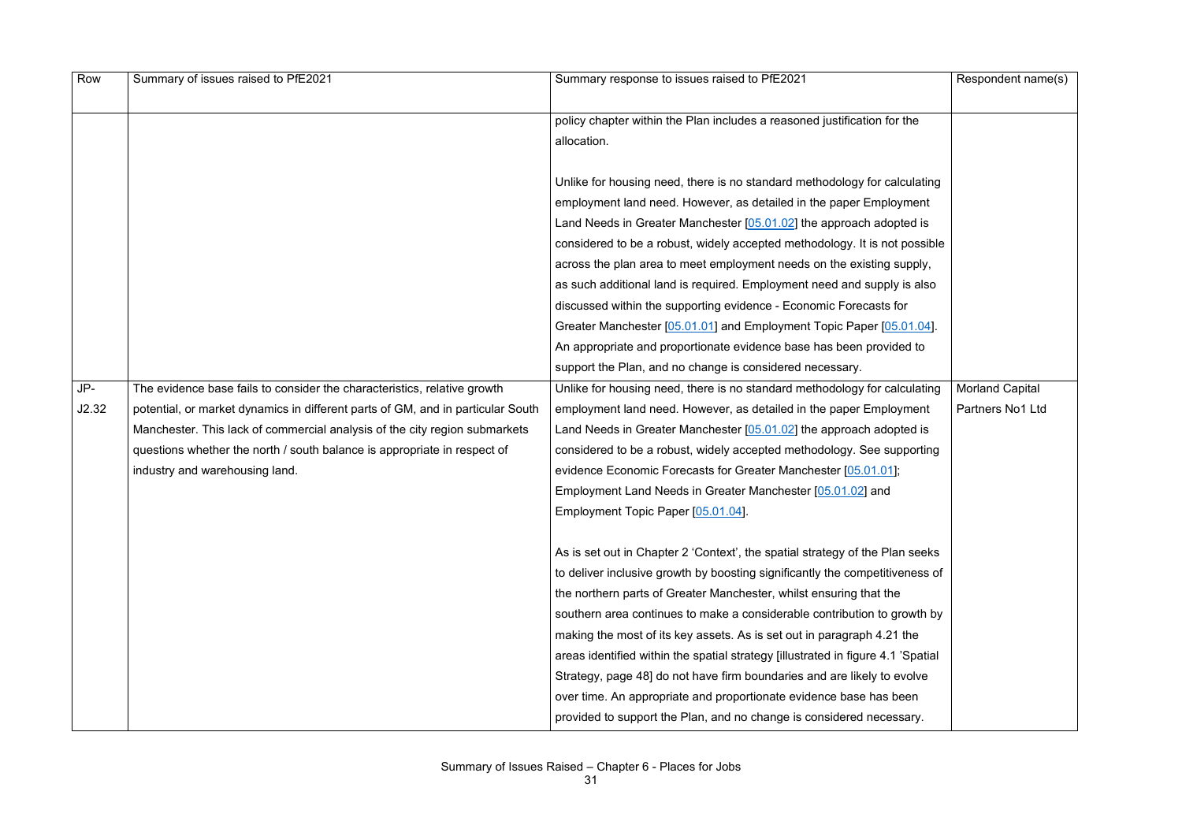| Row | Summary of issues raised to PfE2021 | Summary response to issues raised to PfE2021 | Respondent name(s) |
| --- | --- | --- | --- |
| | | policy chapter within the Plan includes a reasoned justification for the allocation.<br><br>Unlike for housing need, there is no standard methodology for calculating employment land need. However, as detailed in the paper Employment Land Needs in Greater Manchester [05.01.02] the approach adopted is considered to be a robust, widely accepted methodology. It is not possible across the plan area to meet employment needs on the existing supply, as such additional land is required. Employment need and supply is also discussed within the supporting evidence - Economic Forecasts for Greater Manchester [05.01.01] and Employment Topic Paper [05.01.04]. An appropriate and proportionate evidence base has been provided to support the Plan, and no change is considered necessary. | |
| JP-J2.32 | The evidence base fails to consider the characteristics, relative growth potential, or market dynamics in different parts of GM, and in particular South Manchester. This lack of commercial analysis of the city region submarkets questions whether the north / south balance is appropriate in respect of industry and warehousing land. | Unlike for housing need, there is no standard methodology for calculating employment land need. However, as detailed in the paper Employment Land Needs in Greater Manchester [05.01.02] the approach adopted is considered to be a robust, widely accepted methodology. See supporting evidence Economic Forecasts for Greater Manchester [05.01.01]; Employment Land Needs in Greater Manchester [05.01.02] and Employment Topic Paper [05.01.04].<br><br>As is set out in Chapter 2 'Context', the spatial strategy of the Plan seeks to deliver inclusive growth by boosting significantly the competitiveness of the northern parts of Greater Manchester, whilst ensuring that the southern area continues to make a considerable contribution to growth by making the most of its key assets. As is set out in paragraph 4.21 the areas identified within the spatial strategy [illustrated in figure 4.1 'Spatial Strategy, page 48] do not have firm boundaries and are likely to evolve over time. An appropriate and proportionate evidence base has been provided to support the Plan, and no change is considered necessary. | Morland Capital Partners No1 Ltd |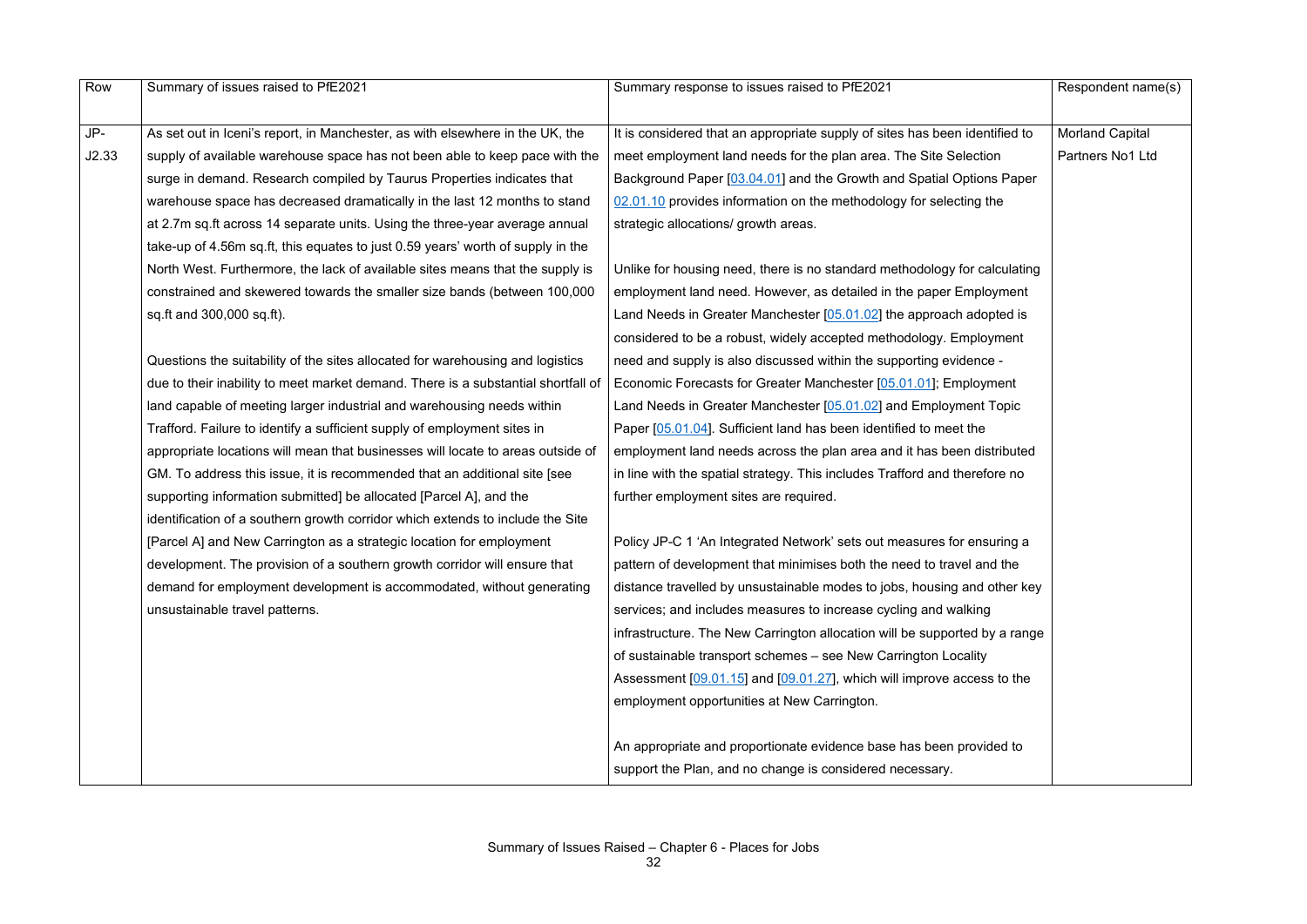| Row | Summary of issues raised to PfE2021 | Summary response to issues raised to PfE2021 | Respondent name(s) |
|---|---|---|---|
| JP-J2.33 | As set out in Iceni's report, in Manchester, as with elsewhere in the UK, the supply of available warehouse space has not been able to keep pace with the surge in demand. Research compiled by Taurus Properties indicates that warehouse space has decreased dramatically in the last 12 months to stand at 2.7m sq.ft across 14 separate units. Using the three-year average annual take-up of 4.56m sq.ft, this equates to just 0.59 years' worth of supply in the North West. Furthermore, the lack of available sites means that the supply is constrained and skewered towards the smaller size bands (between 100,000 sq.ft and 300,000 sq.ft).<br><br>Questions the suitability of the sites allocated for warehousing and logistics due to their inability to meet market demand. There is a substantial shortfall of land capable of meeting larger industrial and warehousing needs within Trafford. Failure to identify a sufficient supply of employment sites in appropriate locations will mean that businesses will locate to areas outside of GM. To address this issue, it is recommended that an additional site [see supporting information submitted] be allocated [Parcel A], and the identification of a southern growth corridor which extends to include the Site [Parcel A] and New Carrington as a strategic location for employment development. The provision of a southern growth corridor will ensure that demand for employment development is accommodated, without generating unsustainable travel patterns. | It is considered that an appropriate supply of sites has been identified to meet employment land needs for the plan area. The Site Selection Background Paper [03.04.01] and the Growth and Spatial Options Paper 02.01.10 provides information on the methodology for selecting the strategic allocations/ growth areas.<br><br>Unlike for housing need, there is no standard methodology for calculating employment land need. However, as detailed in the paper Employment Land Needs in Greater Manchester [05.01.02] the approach adopted is considered to be a robust, widely accepted methodology. Employment need and supply is also discussed within the supporting evidence - Economic Forecasts for Greater Manchester [05.01.01]; Employment Land Needs in Greater Manchester [05.01.02] and Employment Topic Paper [05.01.04]. Sufficient land has been identified to meet the employment land needs across the plan area and it has been distributed in line with the spatial strategy. This includes Trafford and therefore no further employment sites are required.<br><br>Policy JP-C 1 'An Integrated Network' sets out measures for ensuring a pattern of development that minimises both the need to travel and the distance travelled by unsustainable modes to jobs, housing and other key services; and includes measures to increase cycling and walking infrastructure. The New Carrington allocation will be supported by a range of sustainable transport schemes – see New Carrington Locality Assessment [09.01.15] and [09.01.27], which will improve access to the employment opportunities at New Carrington.<br><br>An appropriate and proportionate evidence base has been provided to support the Plan, and no change is considered necessary. | Morland Capital Partners No1 Ltd |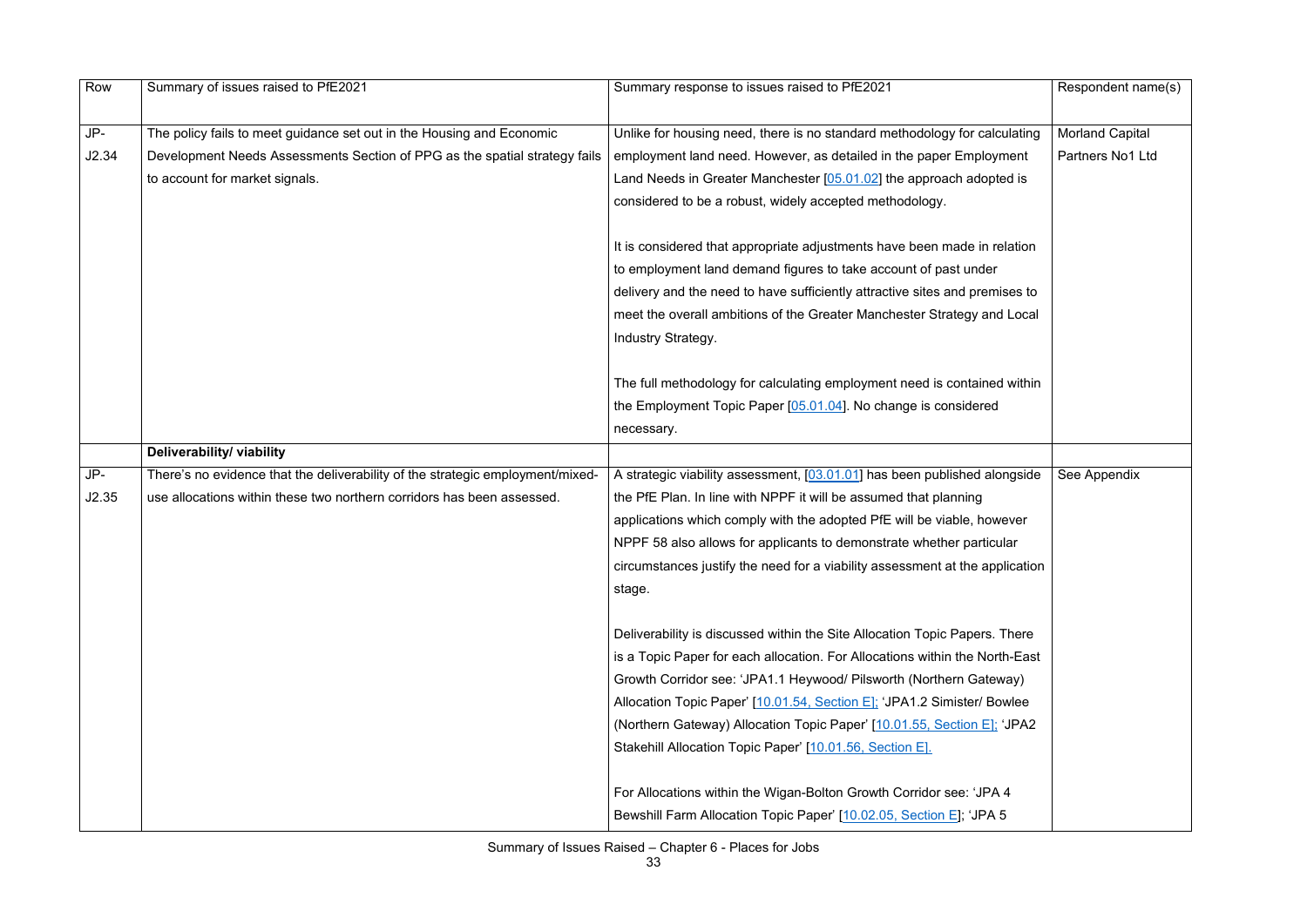| Row | Summary of issues raised to PfE2021 | Summary response to issues raised to PfE2021 | Respondent name(s) |
|---|---|---|---|
| JP-J2.34 | The policy fails to meet guidance set out in the Housing and Economic Development Needs Assessments Section of PPG as the spatial strategy fails to account for market signals. | Unlike for housing need, there is no standard methodology for calculating employment land need. However, as detailed in the paper Employment Land Needs in Greater Manchester [05.01.02] the approach adopted is considered to be a robust, widely accepted methodology.<br><br>It is considered that appropriate adjustments have been made in relation to employment land demand figures to take account of past under delivery and the need to have sufficiently attractive sites and premises to meet the overall ambitions of the Greater Manchester Strategy and Local Industry Strategy.<br><br>The full methodology for calculating employment need is contained within the Employment Topic Paper [05.01.04]. No change is considered necessary. | Morland Capital Partners No1 Ltd |
| | **Deliverability/ viability** | | |
| JP-J2.35 | There's no evidence that the deliverability of the strategic employment/mixed-use allocations within these two northern corridors has been assessed. | A strategic viability assessment, [03.01.01] has been published alongside the PfE Plan. In line with NPPF it will be assumed that planning applications which comply with the adopted PfE will be viable, however NPPF 58 also allows for applicants to demonstrate whether particular circumstances justify the need for a viability assessment at the application stage.<br><br>Deliverability is discussed within the Site Allocation Topic Papers. There is a Topic Paper for each allocation. For Allocations within the North-East Growth Corridor see: 'JPA1.1 Heywood/ Pilsworth (Northern Gateway) Allocation Topic Paper' [10.01.54, Section E]; 'JPA1.2 Simister/ Bowlee (Northern Gateway) Allocation Topic Paper' [10.01.55, Section E]; 'JPA2 Stakehill Allocation Topic Paper' [10.01.56, Section E].<br><br>For Allocations within the Wigan-Bolton Growth Corridor see: 'JPA 4 Bewshill Farm Allocation Topic Paper' [10.02.05, Section E]; 'JPA 5 | See Appendix |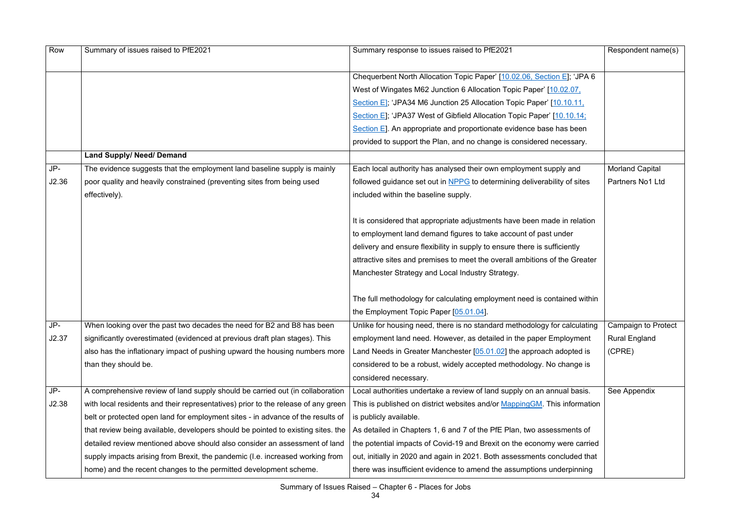| Row | Summary of issues raised to PfE2021 | Summary response to issues raised to PfE2021 | Respondent name(s) |
|---|---|---|---|
| | | Chequerbent North Allocation Topic Paper' [10.02.06, Section E]; 'JPA 6 West of Wingates M62 Junction 6 Allocation Topic Paper' [10.02.07, Section E]; 'JPA34 M6 Junction 25 Allocation Topic Paper' [10.10.11, Section E]; 'JPA37 West of Gibfield Allocation Topic Paper' [10.10.14; Section E]. An appropriate and proportionate evidence base has been provided to support the Plan, and no change is considered necessary. | |
| | **Land Supply/ Need/ Demand** | | |
| JP-J2.36 | The evidence suggests that the employment land baseline supply is mainly poor quality and heavily constrained (preventing sites from being used effectively). | Each local authority has analysed their own employment supply and followed guidance set out in NPPG to determining deliverability of sites included within the baseline supply.<br><br>It is considered that appropriate adjustments have been made in relation to employment land demand figures to take account of past under delivery and ensure flexibility in supply to ensure there is sufficiently attractive sites and premises to meet the overall ambitions of the Greater Manchester Strategy and Local Industry Strategy.<br><br>The full methodology for calculating employment need is contained within the Employment Topic Paper [05.01.04]. | Morland Capital Partners No1 Ltd |
| JP-J2.37 | When looking over the past two decades the need for B2 and B8 has been significantly overestimated (evidenced at previous draft plan stages). This also has the inflationary impact of pushing upward the housing numbers more than they should be. | Unlike for housing need, there is no standard methodology for calculating employment land need. However, as detailed in the paper Employment Land Needs in Greater Manchester [05.01.02] the approach adopted is considered to be a robust, widely accepted methodology. No change is considered necessary. | Campaign to Protect Rural England (CPRE) |
| JP-J2.38 | A comprehensive review of land supply should be carried out (in collaboration with local residents and their representatives) prior to the release of any green belt or protected open land for employment sites - in advance of the results of that review being available, developers should be pointed to existing sites. the detailed review mentioned above should also consider an assessment of land supply impacts arising from Brexit, the pandemic (I.e. increased working from home) and the recent changes to the permitted development scheme. | Local authorities undertake a review of land supply on an annual basis. This is published on district websites and/or MappingGM. This information is publicly available.<br>As detailed in Chapters 1, 6 and 7 of the PfE Plan, two assessments of the potential impacts of Covid-19 and Brexit on the economy were carried out, initially in 2020 and again in 2021. Both assessments concluded that there was insufficient evidence to amend the assumptions underpinning | See Appendix |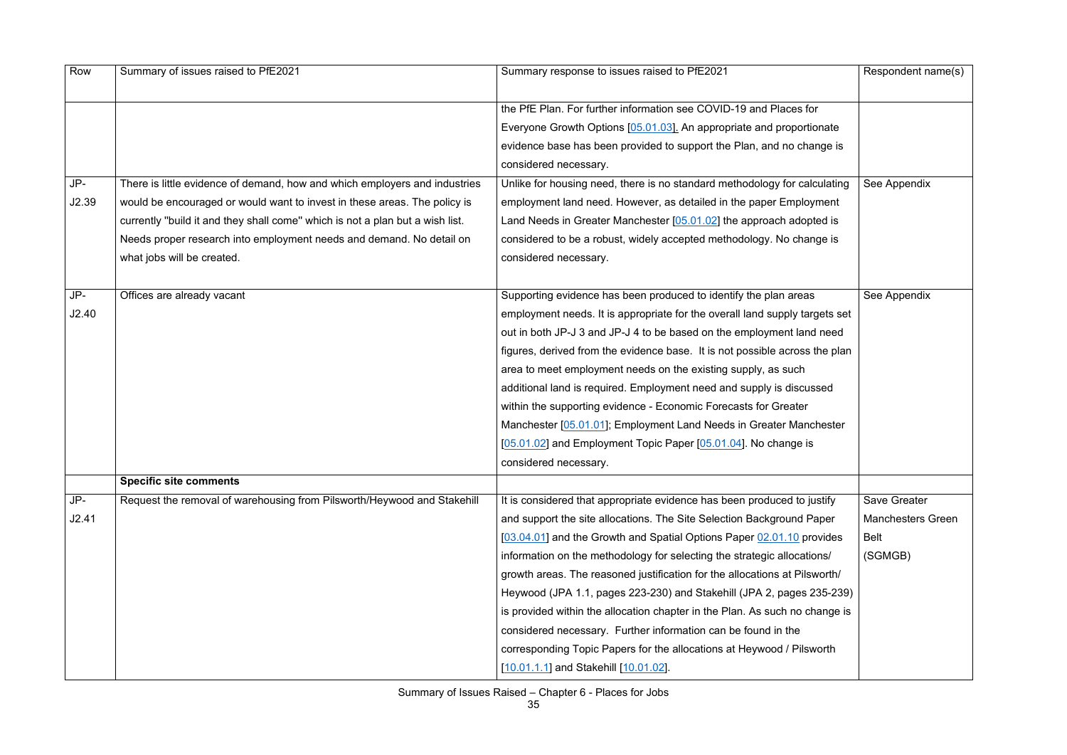| Row | Summary of issues raised to PfE2021 | Summary response to issues raised to PfE2021 | Respondent name(s) |
|---|---|---|---|
| | | the PfE Plan. For further information see COVID-19 and Places for Everyone Growth Options [05.01.03]. An appropriate and proportionate evidence base has been provided to support the Plan, and no change is considered necessary. | |
| JP-J2.39 | There is little evidence of demand, how and which employers and industries would be encouraged or would want to invest in these areas. The policy is currently "build it and they shall come" which is not a plan but a wish list. Needs proper research into employment needs and demand. No detail on what jobs will be created. | Unlike for housing need, there is no standard methodology for calculating employment land need. However, as detailed in the paper Employment Land Needs in Greater Manchester [05.01.02] the approach adopted is considered to be a robust, widely accepted methodology. No change is considered necessary. | See Appendix |
| JP-J2.40 | Offices are already vacant | Supporting evidence has been produced to identify the plan areas employment needs. It is appropriate for the overall land supply targets set out in both JP-J 3 and JP-J 4 to be based on the employment land need figures, derived from the evidence base. It is not possible across the plan area to meet employment needs on the existing supply, as such additional land is required. Employment need and supply is discussed within the supporting evidence - Economic Forecasts for Greater Manchester [05.01.01]; Employment Land Needs in Greater Manchester [05.01.02] and Employment Topic Paper [05.01.04]. No change is considered necessary. | See Appendix |
| | **Specific site comments** | | |
| JP-J2.41 | Request the removal of warehousing from Pilsworth/Heywood and Stakehill | It is considered that appropriate evidence has been produced to justify and support the site allocations. The Site Selection Background Paper [03.04.01] and the Growth and Spatial Options Paper 02.01.10 provides information on the methodology for selecting the strategic allocations/ growth areas. The reasoned justification for the allocations at Pilsworth/ Heywood (JPA 1.1, pages 223-230) and Stakehill (JPA 2, pages 235-239) is provided within the allocation chapter in the Plan. As such no change is considered necessary. Further information can be found in the corresponding Topic Papers for the allocations at Heywood / Pilsworth [10.01.1.1] and Stakehill [10.01.02]. | Save Greater Manchesters Green Belt (SGMGB) |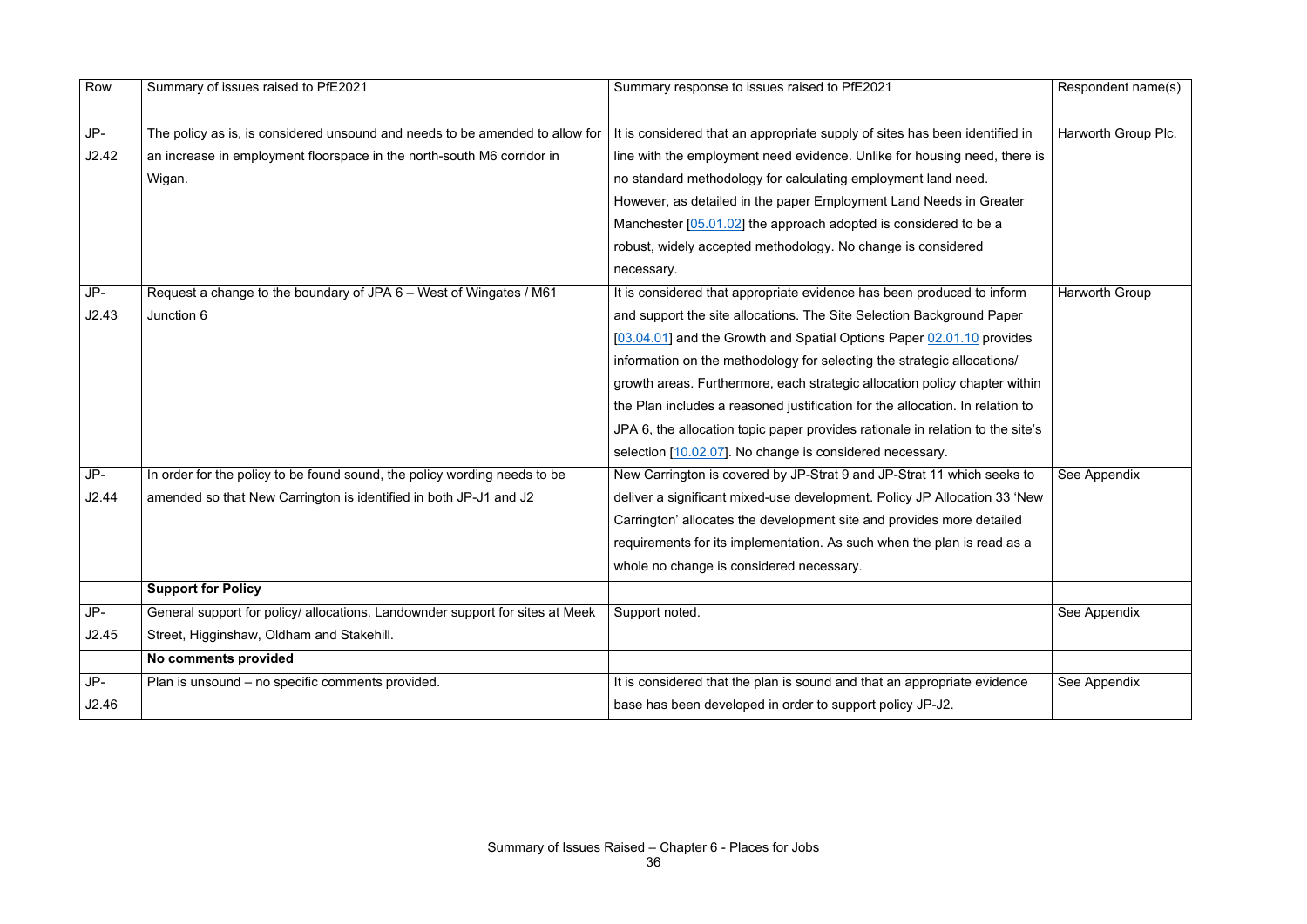| Row | Summary of issues raised to PfE2021 | Summary response to issues raised to PfE2021 | Respondent name(s) |
|---|---|---|---|
| JP-J2.42 | The policy as is, is considered unsound and needs to be amended to allow for an increase in employment floorspace in the north-south M6 corridor in Wigan. | It is considered that an appropriate supply of sites has been identified in line with the employment need evidence. Unlike for housing need, there is no standard methodology for calculating employment land need. However, as detailed in the paper Employment Land Needs in Greater Manchester [05.01.02] the approach adopted is considered to be a robust, widely accepted methodology. No change is considered necessary. | Harworth Group Plc. |
| JP-J2.43 | Request a change to the boundary of JPA 6 – West of Wingates / M61 Junction 6 | It is considered that appropriate evidence has been produced to inform and support the site allocations. The Site Selection Background Paper [03.04.01] and the Growth and Spatial Options Paper 02.01.10 provides information on the methodology for selecting the strategic allocations/ growth areas. Furthermore, each strategic allocation policy chapter within the Plan includes a reasoned justification for the allocation. In relation to JPA 6, the allocation topic paper provides rationale in relation to the site's selection [10.02.07]. No change is considered necessary. | Harworth Group |
| JP-J2.44 | In order for the policy to be found sound, the policy wording needs to be amended so that New Carrington is identified in both JP-J1 and J2 | New Carrington is covered by JP-Strat 9 and JP-Strat 11 which seeks to deliver a significant mixed-use development. Policy JP Allocation 33 'New Carrington' allocates the development site and provides more detailed requirements for its implementation. As such when the plan is read as a whole no change is considered necessary. | See Appendix |
| | **Support for Policy** | | |
| JP-J2.45 | General support for policy/ allocations. Landownder support for sites at Meek Street, Higginshaw, Oldham and Stakehill. | Support noted. | See Appendix |
| | **No comments provided** | | |
| JP-J2.46 | Plan is unsound – no specific comments provided. | It is considered that the plan is sound and that an appropriate evidence base has been developed in order to support policy JP-J2. | See Appendix |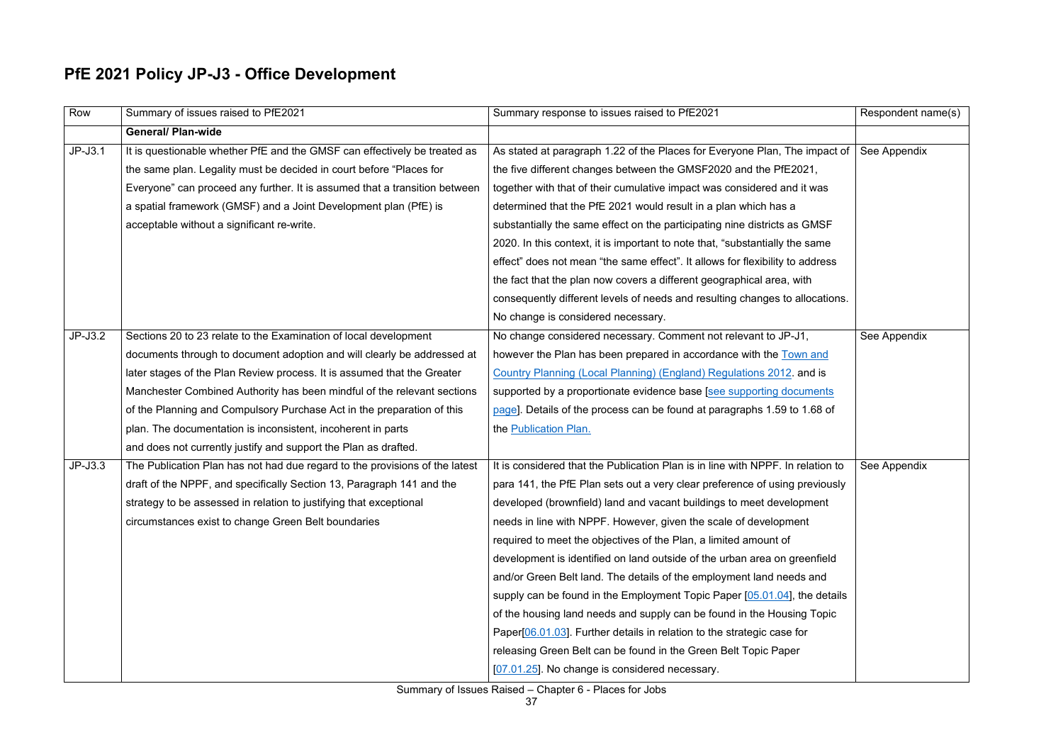# PfE 2021 Policy JP-J3 - Office Development

| Row | Summary of issues raised to PfE2021 | Summary response to issues raised to PfE2021 | Respondent name(s) |
|---|---|---|---|
| | **General/ Plan-wide** | | |
| JP-J3.1 | It is questionable whether PfE and the GMSF can effectively be treated as the same plan. Legality must be decided in court before "Places for Everyone" can proceed any further. It is assumed that a transition between a spatial framework (GMSF) and a Joint Development plan (PfE) is acceptable without a significant re-write. | As stated at paragraph 1.22 of the Places for Everyone Plan, The impact of the five different changes between the GMSF2020 and the PfE2021, together with that of their cumulative impact was considered and it was determined that the PfE 2021 would result in a plan which has a substantially the same effect on the participating nine districts as GMSF 2020. In this context, it is important to note that, "substantially the same effect" does not mean "the same effect". It allows for flexibility to address the fact that the plan now covers a different geographical area, with consequently different levels of needs and resulting changes to allocations. No change is considered necessary. | See Appendix |
| JP-J3.2 | Sections 20 to 23 relate to the Examination of local development documents through to document adoption and will clearly be addressed at later stages of the Plan Review process. It is assumed that the Greater Manchester Combined Authority has been mindful of the relevant sections of the Planning and Compulsory Purchase Act in the preparation of this plan. The documentation is inconsistent, incoherent in parts and does not currently justify and support the Plan as drafted. | No change considered necessary. Comment not relevant to JP-J1, however the Plan has been prepared in accordance with the Town and Country Planning (Local Planning) (England) Regulations 2012. and is supported by a proportionate evidence base [see supporting documents page]. Details of the process can be found at paragraphs 1.59 to 1.68 of the Publication Plan. | See Appendix |
| JP-J3.3 | The Publication Plan has not had due regard to the provisions of the latest draft of the NPPF, and specifically Section 13, Paragraph 141 and the strategy to be assessed in relation to justifying that exceptional circumstances exist to change Green Belt boundaries | It is considered that the Publication Plan is in line with NPPF. In relation to para 141, the PfE Plan sets out a very clear preference of using previously developed (brownfield) land and vacant buildings to meet development needs in line with NPPF. However, given the scale of development required to meet the objectives of the Plan, a limited amount of development is identified on land outside of the urban area on greenfield and/or Green Belt land. The details of the employment land needs and supply can be found in the Employment Topic Paper [05.01.04], the details of the housing land needs and supply can be found in the Housing Topic Paper[06.01.03]. Further details in relation to the strategic case for releasing Green Belt can be found in the Green Belt Topic Paper [07.01.25]. No change is considered necessary. | See Appendix |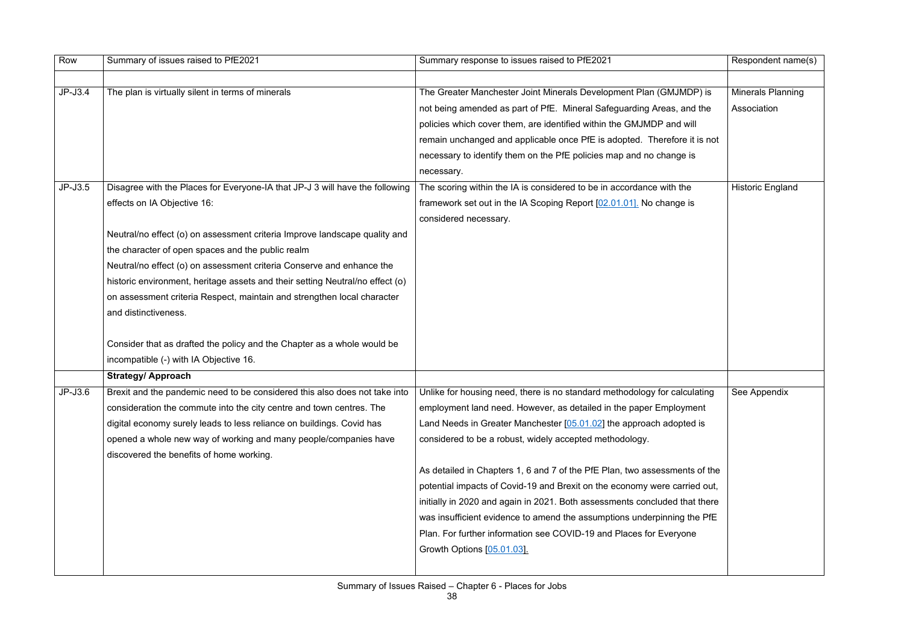| Row | Summary of issues raised to PfE2021 | Summary response to issues raised to PfE2021 | Respondent name(s) |
|---|---|---|---|
| | | | |
| JP-J3.4 | The plan is virtually silent in terms of minerals | The Greater Manchester Joint Minerals Development Plan (GMJMDP) is not being amended as part of PfE. Mineral Safeguarding Areas, and the policies which cover them, are identified within the GMJMDP and will remain unchanged and applicable once PfE is adopted. Therefore it is not necessary to identify them on the PfE policies map and no change is necessary. | Minerals Planning Association |
| JP-J3.5 | Disagree with the Places for Everyone-IA that JP-J 3 will have the following effects on IA Objective 16:<br><br>Neutral/no effect (o) on assessment criteria Improve landscape quality and the character of open spaces and the public realm<br>Neutral/no effect (o) on assessment criteria Conserve and enhance the historic environment, heritage assets and their setting Neutral/no effect (o) on assessment criteria Respect, maintain and strengthen local character and distinctiveness.<br><br>Consider that as drafted the policy and the Chapter as a whole would be incompatible (-) with IA Objective 16. | The scoring within the IA is considered to be in accordance with the framework set out in the IA Scoping Report [02.01.01]. No change is considered necessary. | Historic England |
| | **Strategy/ Approach** | | |
| JP-J3.6 | Brexit and the pandemic need to be considered this also does not take into consideration the commute into the city centre and town centres. The digital economy surely leads to less reliance on buildings. Covid has opened a whole new way of working and many people/companies have discovered the benefits of home working. | Unlike for housing need, there is no standard methodology for calculating employment land need. However, as detailed in the paper Employment Land Needs in Greater Manchester [05.01.02] the approach adopted is considered to be a robust, widely accepted methodology.<br><br>As detailed in Chapters 1, 6 and 7 of the PfE Plan, two assessments of the potential impacts of Covid-19 and Brexit on the economy were carried out, initially in 2020 and again in 2021. Both assessments concluded that there was insufficient evidence to amend the assumptions underpinning the PfE Plan. For further information see COVID-19 and Places for Everyone Growth Options [05.01.03]. | See Appendix |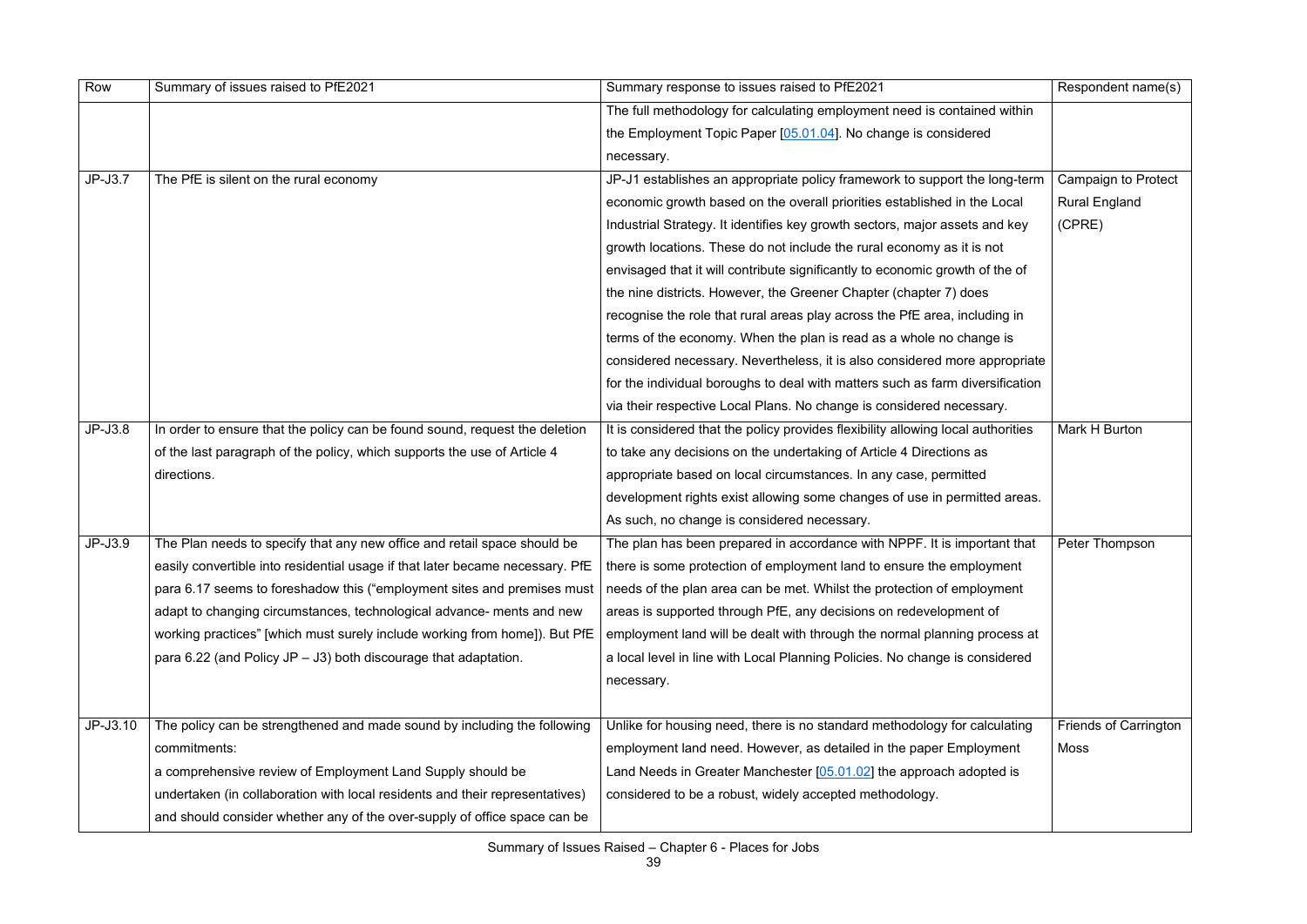| Row | Summary of issues raised to PfE2021 | Summary response to issues raised to PfE2021 | Respondent name(s) |
|---|---|---|---|
| | | The full methodology for calculating employment need is contained within the Employment Topic Paper [05.01.04]. No change is considered necessary. | |
| JP-J3.7 | The PfE is silent on the rural economy | JP-J1 establishes an appropriate policy framework to support the long-term economic growth based on the overall priorities established in the Local Industrial Strategy. It identifies key growth sectors, major assets and key growth locations. These do not include the rural economy as it is not envisaged that it will contribute significantly to economic growth of the of the nine districts. However, the Greener Chapter (chapter 7) does recognise the role that rural areas play across the PfE area, including in terms of the economy. When the plan is read as a whole no change is considered necessary. Nevertheless, it is also considered more appropriate for the individual boroughs to deal with matters such as farm diversification via their respective Local Plans. No change is considered necessary. | Campaign to Protect Rural England (CPRE) |
| JP-J3.8 | In order to ensure that the policy can be found sound, request the deletion of the last paragraph of the policy, which supports the use of Article 4 directions. | It is considered that the policy provides flexibility allowing local authorities to take any decisions on the undertaking of Article 4 Directions as appropriate based on local circumstances. In any case, permitted development rights exist allowing some changes of use in permitted areas. As such, no change is considered necessary. | Mark H Burton |
| JP-J3.9 | The Plan needs to specify that any new office and retail space should be easily convertible into residential usage if that later became necessary. PfE para 6.17 seems to foreshadow this ("employment sites and premises must adapt to changing circumstances, technological advance- ments and new working practices" [which must surely include working from home]). But PfE para 6.22 (and Policy JP – J3) both discourage that adaptation. | The plan has been prepared in accordance with NPPF. It is important that there is some protection of employment land to ensure the employment needs of the plan area can be met. Whilst the protection of employment areas is supported through PfE, any decisions on redevelopment of employment land will be dealt with through the normal planning process at a local level in line with Local Planning Policies. No change is considered necessary. | Peter Thompson |
| JP-J3.10 | The policy can be strengthened and made sound by including the following commitments:<br>a comprehensive review of Employment Land Supply should be undertaken (in collaboration with local residents and their representatives) and should consider whether any of the over-supply of office space can be | Unlike for housing need, there is no standard methodology for calculating employment land need. However, as detailed in the paper Employment Land Needs in Greater Manchester [05.01.02] the approach adopted is considered to be a robust, widely accepted methodology. | Friends of Carrington Moss |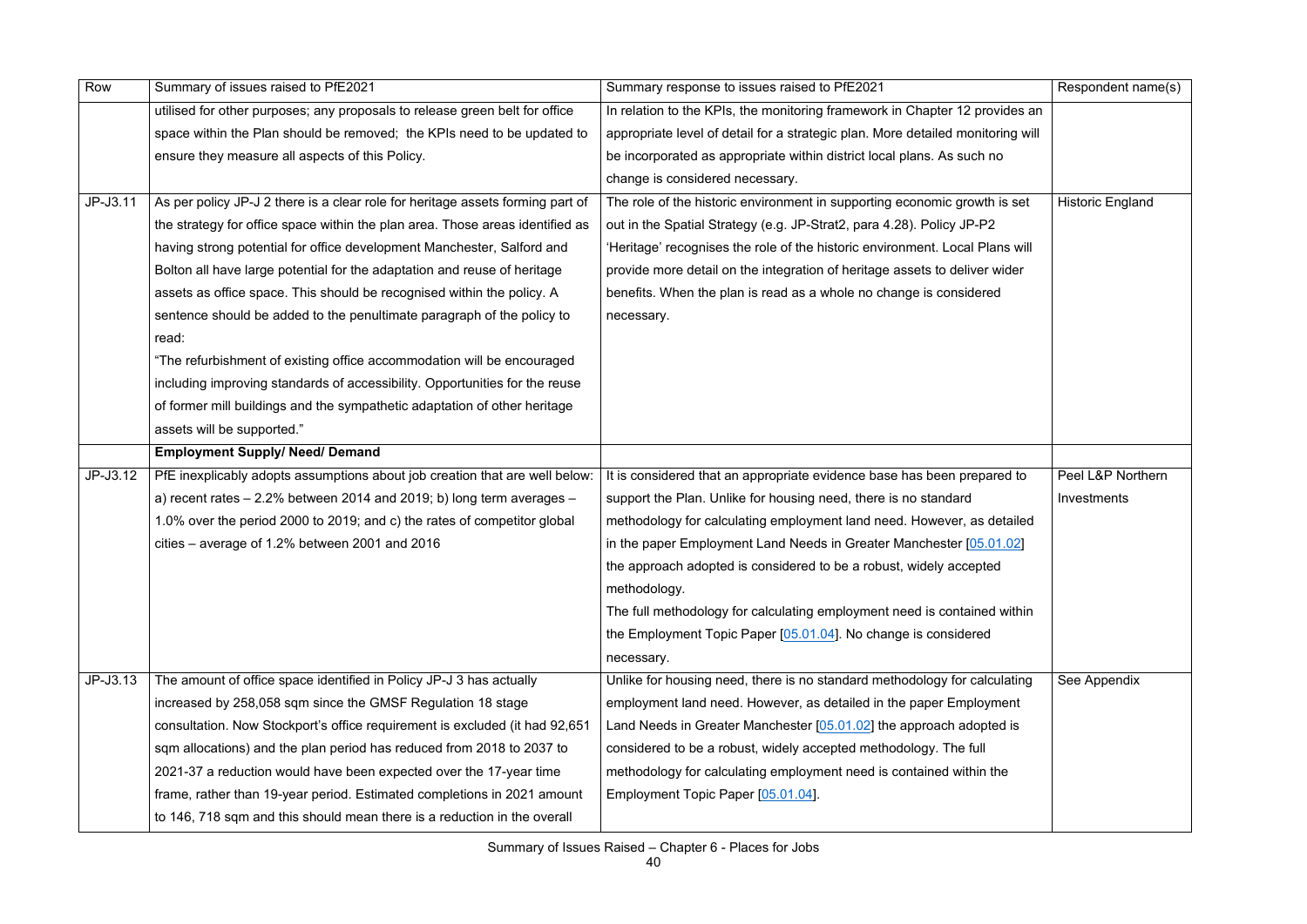| Row | Summary of issues raised to PfE2021 | Summary response to issues raised to PfE2021 | Respondent name(s) |
| --- | --- | --- | --- |
| | utilised for other purposes; any proposals to release green belt for office space within the Plan should be removed; the KPIs need to be updated to ensure they measure all aspects of this Policy. | In relation to the KPIs, the monitoring framework in Chapter 12 provides an appropriate level of detail for a strategic plan. More detailed monitoring will be incorporated as appropriate within district local plans. As such no change is considered necessary. | |
| JP-J3.11 | As per policy JP-J 2 there is a clear role for heritage assets forming part of the strategy for office space within the plan area. Those areas identified as having strong potential for office development Manchester, Salford and Bolton all have large potential for the adaptation and reuse of heritage assets as office space. This should be recognised within the policy. A sentence should be added to the penultimate paragraph of the policy to read:<br>"The refurbishment of existing office accommodation will be encouraged including improving standards of accessibility. Opportunities for the reuse of former mill buildings and the sympathetic adaptation of other heritage assets will be supported." | The role of the historic environment in supporting economic growth is set out in the Spatial Strategy (e.g. JP-Strat2, para 4.28). Policy JP-P2 'Heritage' recognises the role of the historic environment. Local Plans will provide more detail on the integration of heritage assets to deliver wider benefits. When the plan is read as a whole no change is considered necessary. | Historic England |
| | **Employment Supply/ Need/ Demand** | | |
| JP-J3.12 | PfE inexplicably adopts assumptions about job creation that are well below: a) recent rates – 2.2% between 2014 and 2019; b) long term averages – 1.0% over the period 2000 to 2019; and c) the rates of competitor global cities – average of 1.2% between 2001 and 2016 | It is considered that an appropriate evidence base has been prepared to support the Plan. Unlike for housing need, there is no standard methodology for calculating employment land need. However, as detailed in the paper Employment Land Needs in Greater Manchester [05.01.02] the approach adopted is considered to be a robust, widely accepted methodology.<br>The full methodology for calculating employment need is contained within the Employment Topic Paper [05.01.04]. No change is considered necessary. | Peel L&P Northern Investments |
| JP-J3.13 | The amount of office space identified in Policy JP-J 3 has actually increased by 258,058 sqm since the GMSF Regulation 18 stage consultation. Now Stockport's office requirement is excluded (it had 92,651 sqm allocations) and the plan period has reduced from 2018 to 2037 to 2021-37 a reduction would have been expected over the 17-year time frame, rather than 19-year period. Estimated completions in 2021 amount to 146, 718 sqm and this should mean there is a reduction in the overall | Unlike for housing need, there is no standard methodology for calculating employment land need. However, as detailed in the paper Employment Land Needs in Greater Manchester [05.01.02] the approach adopted is considered to be a robust, widely accepted methodology. The full methodology for calculating employment need is contained within the Employment Topic Paper [05.01.04]. | See Appendix |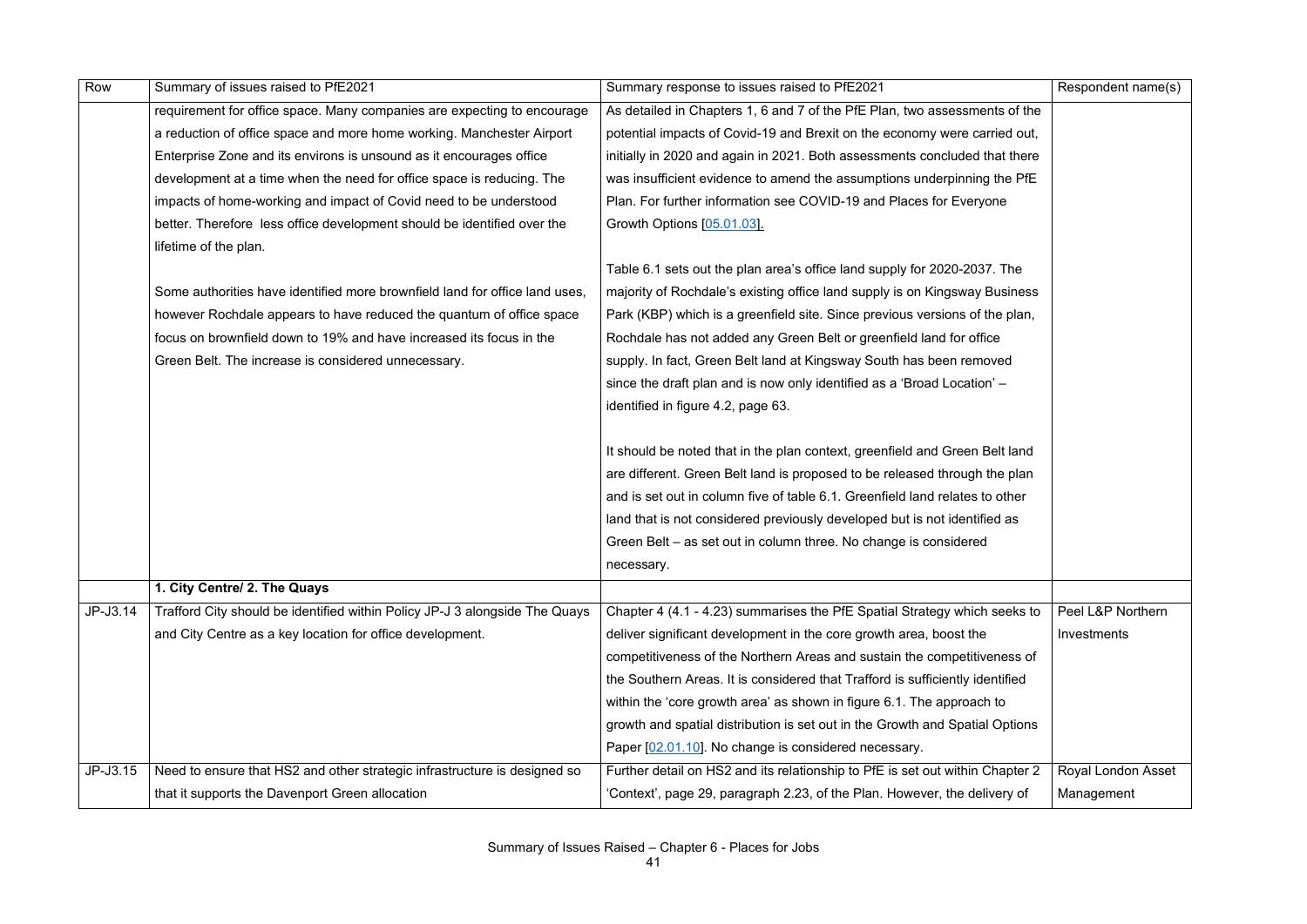| Row | Summary of issues raised to PfE2021 | Summary response to issues raised to PfE2021 | Respondent name(s) |
|---|---|---|---|
| | requirement for office space. Many companies are expecting to encourage a reduction of office space and more home working. Manchester Airport Enterprise Zone and its environs is unsound as it encourages office development at a time when the need for office space is reducing. The impacts of home-working and impact of Covid need to be understood better. Therefore less office development should be identified over the lifetime of the plan.<br><br>Some authorities have identified more brownfield land for office land uses, however Rochdale appears to have reduced the quantum of office space focus on brownfield down to 19% and have increased its focus in the Green Belt. The increase is considered unnecessary. | As detailed in Chapters 1, 6 and 7 of the PfE Plan, two assessments of the potential impacts of Covid-19 and Brexit on the economy were carried out, initially in 2020 and again in 2021. Both assessments concluded that there was insufficient evidence to amend the assumptions underpinning the PfE Plan. For further information see COVID-19 and Places for Everyone Growth Options [05.01.03].<br><br>Table 6.1 sets out the plan area's office land supply for 2020-2037. The majority of Rochdale's existing office land supply is on Kingsway Business Park (KBP) which is a greenfield site. Since previous versions of the plan, Rochdale has not added any Green Belt or greenfield land for office supply. In fact, Green Belt land at Kingsway South has been removed since the draft plan and is now only identified as a 'Broad Location' – identified in figure 4.2, page 63.<br><br>It should be noted that in the plan context, greenfield and Green Belt land are different. Green Belt land is proposed to be released through the plan and is set out in column five of table 6.1. Greenfield land relates to other land that is not considered previously developed but is not identified as Green Belt – as set out in column three. No change is considered necessary. | |
| | **1. City Centre/ 2. The Quays** | | |
| JP-J3.14 | Trafford City should be identified within Policy JP-J 3 alongside The Quays and City Centre as a key location for office development. | Chapter 4 (4.1 - 4.23) summarises the PfE Spatial Strategy which seeks to deliver significant development in the core growth area, boost the competitiveness of the Northern Areas and sustain the competitiveness of the Southern Areas. It is considered that Trafford is sufficiently identified within the 'core growth area' as shown in figure 6.1. The approach to growth and spatial distribution is set out in the Growth and Spatial Options Paper [02.01.10]. No change is considered necessary. | Peel L&P Northern Investments |
| JP-J3.15 | Need to ensure that HS2 and other strategic infrastructure is designed so that it supports the Davenport Green allocation | Further detail on HS2 and its relationship to PfE is set out within Chapter 2 'Context', page 29, paragraph 2.23, of the Plan. However, the delivery of | Royal London Asset Management |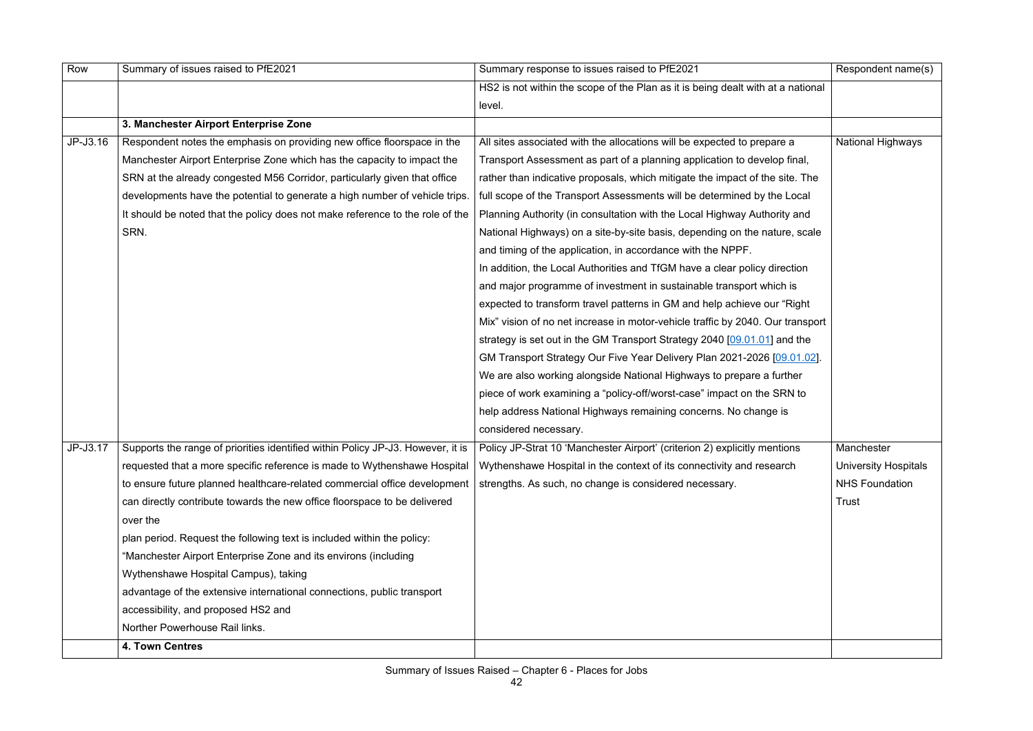| Row | Summary of issues raised to PfE2021 | Summary response to issues raised to PfE2021 | Respondent name(s) |
|---|---|---|---|
| | | HS2 is not within the scope of the Plan as it is being dealt with at a national level. | |
| | **3. Manchester Airport Enterprise Zone** | | |
| JP-J3.16 | Respondent notes the emphasis on providing new office floorspace in the Manchester Airport Enterprise Zone which has the capacity to impact the SRN at the already congested M56 Corridor, particularly given that office developments have the potential to generate a high number of vehicle trips. It should be noted that the policy does not make reference to the role of the SRN. | All sites associated with the allocations will be expected to prepare a Transport Assessment as part of a planning application to develop final, rather than indicative proposals, which mitigate the impact of the site. The full scope of the Transport Assessments will be determined by the Local Planning Authority (in consultation with the Local Highway Authority and National Highways) on a site-by-site basis, depending on the nature, scale and timing of the application, in accordance with the NPPF.<br>In addition, the Local Authorities and TfGM have a clear policy direction and major programme of investment in sustainable transport which is expected to transform travel patterns in GM and help achieve our "Right Mix" vision of no net increase in motor-vehicle traffic by 2040. Our transport strategy is set out in the GM Transport Strategy 2040 [09.01.01] and the GM Transport Strategy Our Five Year Delivery Plan 2021-2026 [09.01.02]. We are also working alongside National Highways to prepare a further piece of work examining a "policy-off/worst-case" impact on the SRN to help address National Highways remaining concerns. No change is considered necessary. | National Highways |
| JP-J3.17 | Supports the range of priorities identified within Policy JP-J3. However, it is requested that a more specific reference is made to Wythenshawe Hospital to ensure future planned healthcare-related commercial office development can directly contribute towards the new office floorspace to be delivered over the<br>plan period. Request the following text is included within the policy:<br>"Manchester Airport Enterprise Zone and its environs (including Wythenshawe Hospital Campus), taking<br>advantage of the extensive international connections, public transport accessibility, and proposed HS2 and<br>Norther Powerhouse Rail links. | Policy JP-Strat 10 'Manchester Airport' (criterion 2) explicitly mentions Wythenshawe Hospital in the context of its connectivity and research strengths. As such, no change is considered necessary. | Manchester University Hospitals NHS Foundation Trust |
| | **4. Town Centres** | | |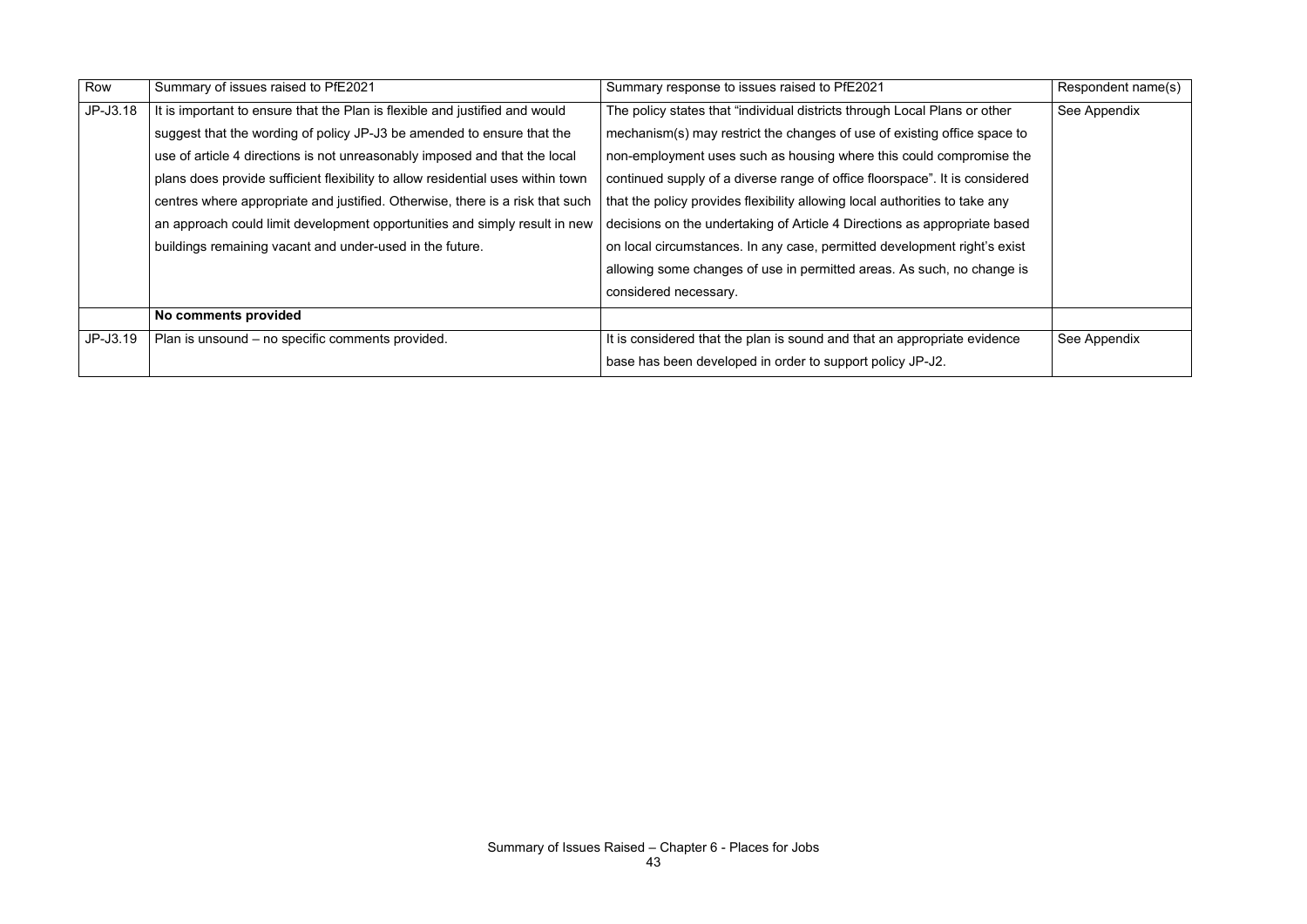| Row | Summary of issues raised to PfE2021 | Summary response to issues raised to PfE2021 | Respondent name(s) |
|---|---|---|---|
| JP-J3.18 | It is important to ensure that the Plan is flexible and justified and would suggest that the wording of policy JP-J3 be amended to ensure that the use of article 4 directions is not unreasonably imposed and that the local plans does provide sufficient flexibility to allow residential uses within town centres where appropriate and justified. Otherwise, there is a risk that such an approach could limit development opportunities and simply result in new buildings remaining vacant and under-used in the future. | The policy states that "individual districts through Local Plans or other mechanism(s) may restrict the changes of use of existing office space to non-employment uses such as housing where this could compromise the continued supply of a diverse range of office floorspace". It is considered that the policy provides flexibility allowing local authorities to take any decisions on the undertaking of Article 4 Directions as appropriate based on local circumstances. In any case, permitted development right's exist allowing some changes of use in permitted areas. As such, no change is considered necessary. | See Appendix |
| | **No comments provided** | | |
| JP-J3.19 | Plan is unsound – no specific comments provided. | It is considered that the plan is sound and that an appropriate evidence base has been developed in order to support policy JP-J2. | See Appendix |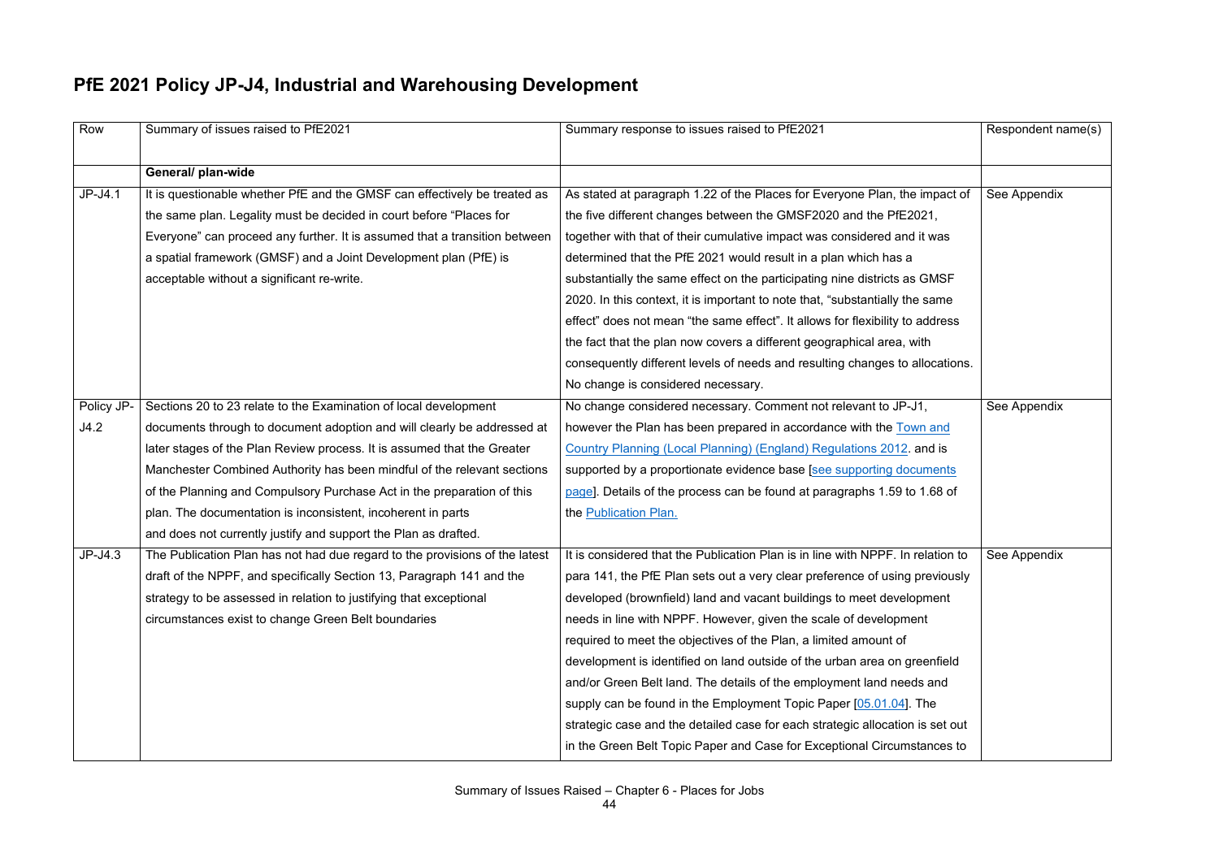# PfE 2021 Policy JP-J4, Industrial and Warehousing Development

| Row | Summary of issues raised to PfE2021 | Summary response to issues raised to PfE2021 | Respondent name(s) |
|---|---|---|---|
| | **General/ plan-wide** | | |
| JP-J4.1 | It is questionable whether PfE and the GMSF can effectively be treated as the same plan. Legality must be decided in court before "Places for Everyone" can proceed any further. It is assumed that a transition between a spatial framework (GMSF) and a Joint Development plan (PfE) is acceptable without a significant re-write. | As stated at paragraph 1.22 of the Places for Everyone Plan, the impact of the five different changes between the GMSF2020 and the PfE2021, together with that of their cumulative impact was considered and it was determined that the PfE 2021 would result in a plan which has a substantially the same effect on the participating nine districts as GMSF 2020. In this context, it is important to note that, "substantially the same effect" does not mean "the same effect". It allows for flexibility to address the fact that the plan now covers a different geographical area, with consequently different levels of needs and resulting changes to allocations. No change is considered necessary. | See Appendix |
| Policy JP-J4.2 | Sections 20 to 23 relate to the Examination of local development documents through to document adoption and will clearly be addressed at later stages of the Plan Review process. It is assumed that the Greater Manchester Combined Authority has been mindful of the relevant sections of the Planning and Compulsory Purchase Act in the preparation of this plan. The documentation is inconsistent, incoherent in parts and does not currently justify and support the Plan as drafted. | No change considered necessary. Comment not relevant to JP-J1, however the Plan has been prepared in accordance with the Town and Country Planning (Local Planning) (England) Regulations 2012. and is supported by a proportionate evidence base [see supporting documents page]. Details of the process can be found at paragraphs 1.59 to 1.68 of the Publication Plan. | See Appendix |
| JP-J4.3 | The Publication Plan has not had due regard to the provisions of the latest draft of the NPPF, and specifically Section 13, Paragraph 141 and the strategy to be assessed in relation to justifying that exceptional circumstances exist to change Green Belt boundaries | It is considered that the Publication Plan is in line with NPPF. In relation to para 141, the PfE Plan sets out a very clear preference of using previously developed (brownfield) land and vacant buildings to meet development needs in line with NPPF. However, given the scale of development required to meet the objectives of the Plan, a limited amount of development is identified on land outside of the urban area on greenfield and/or Green Belt land. The details of the employment land needs and supply can be found in the Employment Topic Paper [05.01.04]. The strategic case and the detailed case for each strategic allocation is set out in the Green Belt Topic Paper and Case for Exceptional Circumstances to | See Appendix |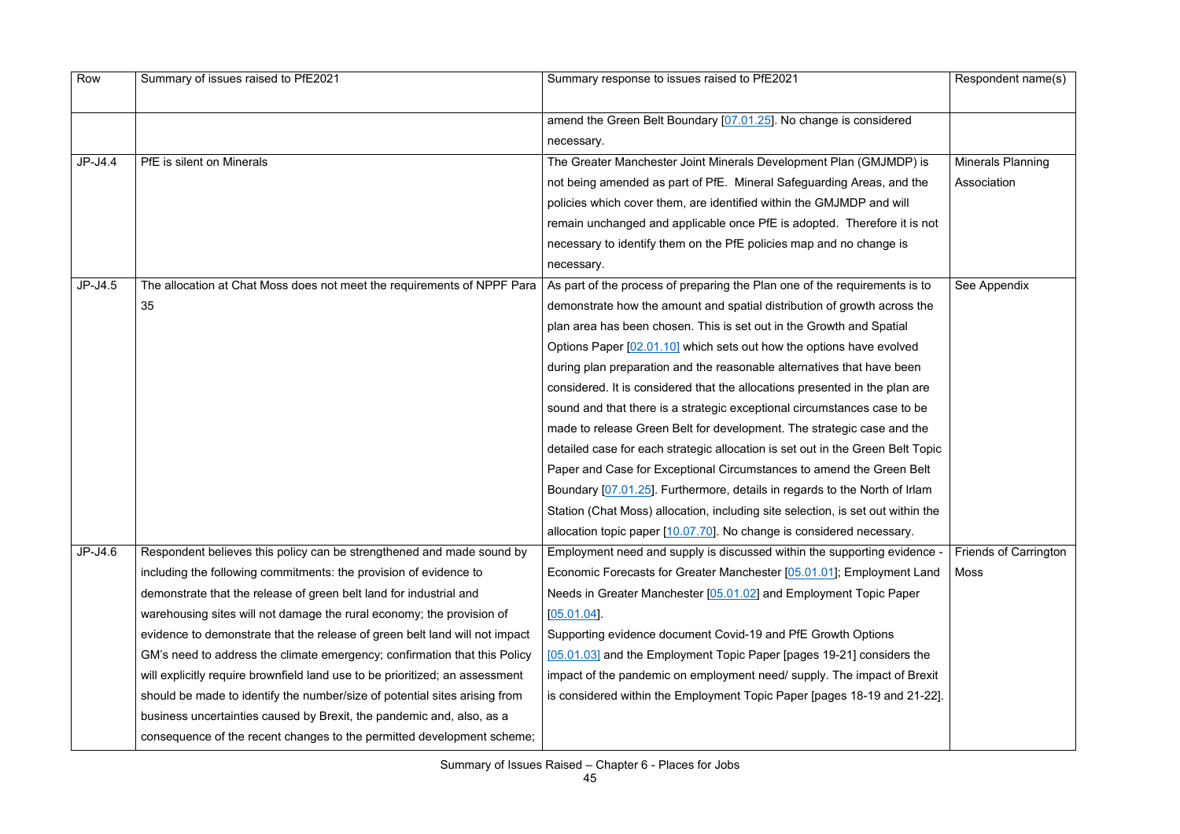| Row | Summary of issues raised to PfE2021 | Summary response to issues raised to PfE2021 | Respondent name(s) |
| --- | --- | --- | --- |
| | | amend the Green Belt Boundary [07.01.25]. No change is considered necessary. | |
| JP-J4.4 | PfE is silent on Minerals | The Greater Manchester Joint Minerals Development Plan (GMJMDP) is not being amended as part of PfE. Mineral Safeguarding Areas, and the policies which cover them, are identified within the GMJMDP and will remain unchanged and applicable once PfE is adopted. Therefore it is not necessary to identify them on the PfE policies map and no change is necessary. | Minerals Planning Association |
| JP-J4.5 | The allocation at Chat Moss does not meet the requirements of NPPF Para 35 | As part of the process of preparing the Plan one of the requirements is to demonstrate how the amount and spatial distribution of growth across the plan area has been chosen. This is set out in the Growth and Spatial Options Paper [02.01.10] which sets out how the options have evolved during plan preparation and the reasonable alternatives that have been considered. It is considered that the allocations presented in the plan are sound and that there is a strategic exceptional circumstances case to be made to release Green Belt for development. The strategic case and the detailed case for each strategic allocation is set out in the Green Belt Topic Paper and Case for Exceptional Circumstances to amend the Green Belt Boundary [07.01.25]. Furthermore, details in regards to the North of Irlam Station (Chat Moss) allocation, including site selection, is set out within the allocation topic paper [10.07.70]. No change is considered necessary. | See Appendix |
| JP-J4.6 | Respondent believes this policy can be strengthened and made sound by including the following commitments: the provision of evidence to demonstrate that the release of green belt land for industrial and warehousing sites will not damage the rural economy; the provision of evidence to demonstrate that the release of green belt land will not impact GM's need to address the climate emergency; confirmation that this Policy will explicitly require brownfield land use to be prioritized; an assessment should be made to identify the number/size of potential sites arising from business uncertainties caused by Brexit, the pandemic and, also, as a consequence of the recent changes to the permitted development scheme; | Employment need and supply is discussed within the supporting evidence - Economic Forecasts for Greater Manchester [05.01.01]; Employment Land Needs in Greater Manchester [05.01.02] and Employment Topic Paper [05.01.04].<br>Supporting evidence document Covid-19 and PfE Growth Options [05.01.03] and the Employment Topic Paper [pages 19-21] considers the impact of the pandemic on employment need/ supply. The impact of Brexit is considered within the Employment Topic Paper [pages 18-19 and 21-22]. | Friends of Carrington Moss |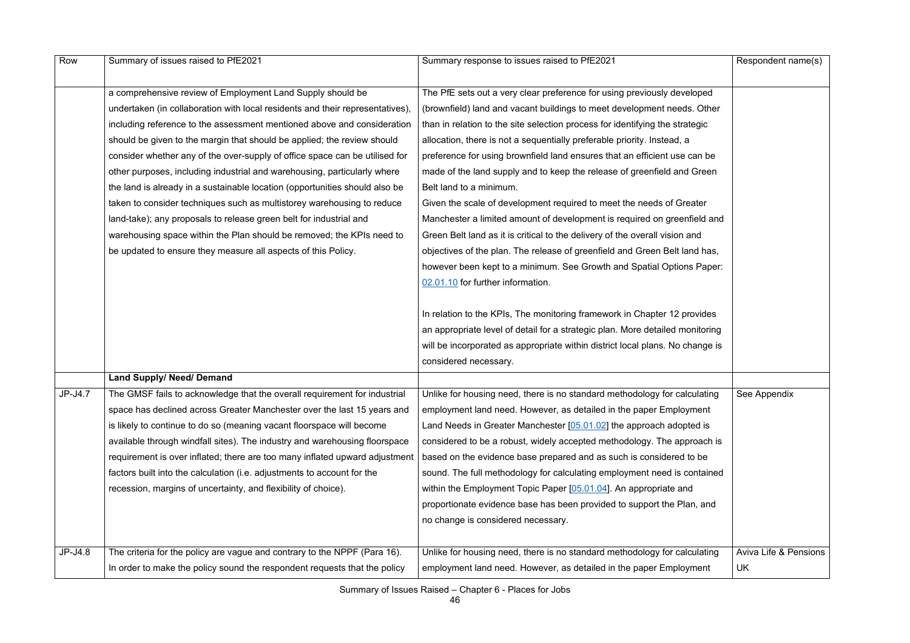| Row | Summary of issues raised to PfE2021 | Summary response to issues raised to PfE2021 | Respondent name(s) |
|---|---|---|---|
| | a comprehensive review of Employment Land Supply should be undertaken (in collaboration with local residents and their representatives), including reference to the assessment mentioned above and consideration should be given to the margin that should be applied; the review should consider whether any of the over-supply of office space can be utilised for other purposes, including industrial and warehousing, particularly where the land is already in a sustainable location (opportunities should also be taken to consider techniques such as multistorey warehousing to reduce land-take); any proposals to release green belt for industrial and warehousing space within the Plan should be removed; the KPIs need to be updated to ensure they measure all aspects of this Policy. | The PfE sets out a very clear preference for using previously developed (brownfield) land and vacant buildings to meet development needs. Other than in relation to the site selection process for identifying the strategic allocation, there is not a sequentially preferable priority. Instead, a preference for using brownfield land ensures that an efficient use can be made of the land supply and to keep the release of greenfield and Green Belt land to a minimum.<br>Given the scale of development required to meet the needs of Greater Manchester a limited amount of development is required on greenfield and Green Belt land as it is critical to the delivery of the overall vision and objectives of the plan. The release of greenfield and Green Belt land has, however been kept to a minimum. See Growth and Spatial Options Paper: 02.01.10 for further information.<br><br>In relation to the KPIs, The monitoring framework in Chapter 12 provides an appropriate level of detail for a strategic plan. More detailed monitoring will be incorporated as appropriate within district local plans. No change is considered necessary. | |
| | **Land Supply/ Need/ Demand** | | |
| JP-J4.7 | The GMSF fails to acknowledge that the overall requirement for industrial space has declined across Greater Manchester over the last 15 years and is likely to continue to do so (meaning vacant floorspace will become available through windfall sites). The industry and warehousing floorspace requirement is over inflated; there are too many inflated upward adjustment factors built into the calculation (i.e. adjustments to account for the recession, margins of uncertainty, and flexibility of choice). | Unlike for housing need, there is no standard methodology for calculating employment land need. However, as detailed in the paper Employment Land Needs in Greater Manchester [05.01.02] the approach adopted is considered to be a robust, widely accepted methodology. The approach is based on the evidence base prepared and as such is considered to be sound. The full methodology for calculating employment need is contained within the Employment Topic Paper [05.01.04]. An appropriate and proportionate evidence base has been provided to support the Plan, and no change is considered necessary. | See Appendix |
| JP-J4.8 | The criteria for the policy are vague and contrary to the NPPF (Para 16). In order to make the policy sound the respondent requests that the policy | Unlike for housing need, there is no standard methodology for calculating employment land need. However, as detailed in the paper Employment | Aviva Life & Pensions UK |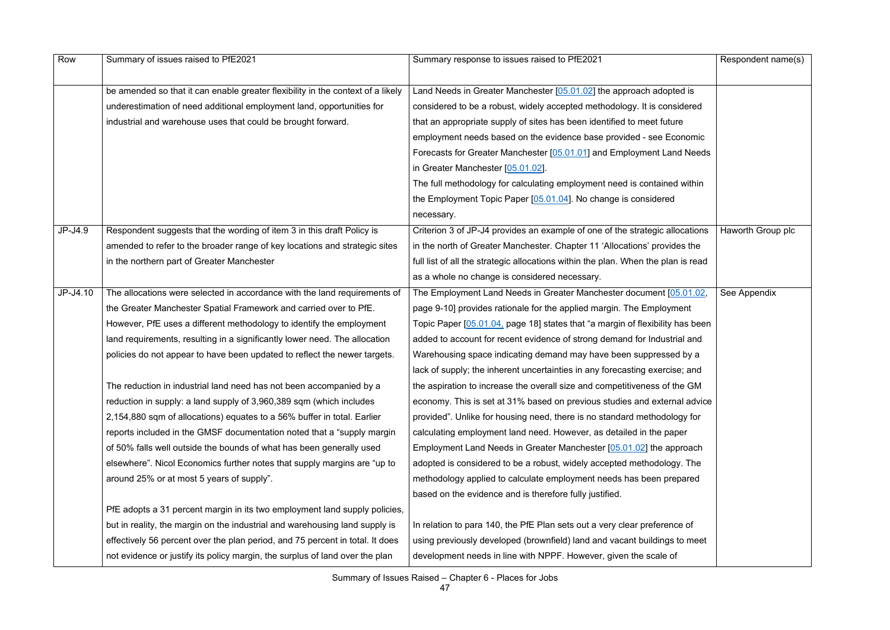| Row | Summary of issues raised to PfE2021 | Summary response to issues raised to PfE2021 | Respondent name(s) |
|---|---|---|---|
| | be amended so that it can enable greater flexibility in the context of a likely underestimation of need additional employment land, opportunities for industrial and warehouse uses that could be brought forward. | Land Needs in Greater Manchester [05.01.02] the approach adopted is considered to be a robust, widely accepted methodology. It is considered that an appropriate supply of sites has been identified to meet future employment needs based on the evidence base provided - see Economic Forecasts for Greater Manchester [05.01.01] and Employment Land Needs in Greater Manchester [05.01.02].<br>The full methodology for calculating employment need is contained within the Employment Topic Paper [05.01.04]. No change is considered necessary. | |
| JP-J4.9 | Respondent suggests that the wording of item 3 in this draft Policy is amended to refer to the broader range of key locations and strategic sites in the northern part of Greater Manchester | Criterion 3 of JP-J4 provides an example of one of the strategic allocations in the north of Greater Manchester. Chapter 11 'Allocations' provides the full list of all the strategic allocations within the plan. When the plan is read as a whole no change is considered necessary. | Haworth Group plc |
| JP-J4.10 | The allocations were selected in accordance with the land requirements of the Greater Manchester Spatial Framework and carried over to PfE. However, PfE uses a different methodology to identify the employment land requirements, resulting in a significantly lower need. The allocation policies do not appear to have been updated to reflect the newer targets.<br><br>The reduction in industrial land need has not been accompanied by a reduction in supply: a land supply of 3,960,389 sqm (which includes 2,154,880 sqm of allocations) equates to a 56% buffer in total. Earlier reports included in the GMSF documentation noted that a "supply margin of 50% falls well outside the bounds of what has been generally used elsewhere". Nicol Economics further notes that supply margins are "up to around 25% or at most 5 years of supply".<br><br>PfE adopts a 31 percent margin in its two employment land supply policies, but in reality, the margin on the industrial and warehousing land supply is effectively 56 percent over the plan period, and 75 percent in total. It does not evidence or justify its policy margin, the surplus of land over the plan | The Employment Land Needs in Greater Manchester document [05.01.02, page 9-10] provides rationale for the applied margin. The Employment Topic Paper [05.01.04, page 18] states that "a margin of flexibility has been added to account for recent evidence of strong demand for Industrial and Warehousing space indicating demand may have been suppressed by a lack of supply; the inherent uncertainties in any forecasting exercise; and the aspiration to increase the overall size and competitiveness of the GM economy. This is set at 31% based on previous studies and external advice provided". Unlike for housing need, there is no standard methodology for calculating employment land need. However, as detailed in the paper Employment Land Needs in Greater Manchester [05.01.02] the approach adopted is considered to be a robust, widely accepted methodology. The methodology applied to calculate employment needs has been prepared based on the evidence and is therefore fully justified.<br><br>In relation to para 140, the PfE Plan sets out a very clear preference of using previously developed (brownfield) land and vacant buildings to meet development needs in line with NPPF. However, given the scale of | See Appendix |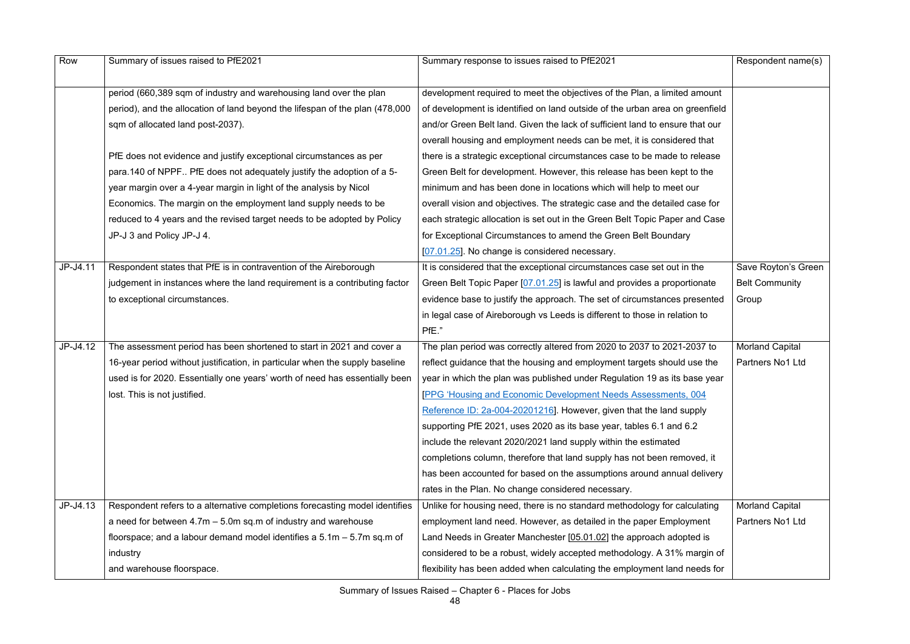| Row | Summary of issues raised to PfE2021 | Summary response to issues raised to PfE2021 | Respondent name(s) |
|---|---|---|---|
| | period (660,389 sqm of industry and warehousing land over the plan period), and the allocation of land beyond the lifespan of the plan (478,000 sqm of allocated land post-2037).<br><br>PfE does not evidence and justify exceptional circumstances as per para.140 of NPPF.. PfE does not adequately justify the adoption of a 5-year margin over a 4-year margin in light of the analysis by Nicol Economics. The margin on the employment land supply needs to be reduced to 4 years and the revised target needs to be adopted by Policy JP-J 3 and Policy JP-J 4. | development required to meet the objectives of the Plan, a limited amount of development is identified on land outside of the urban area on greenfield and/or Green Belt land. Given the lack of sufficient land to ensure that our overall housing and employment needs can be met, it is considered that there is a strategic exceptional circumstances case to be made to release Green Belt for development. However, this release has been kept to the minimum and has been done in locations which will help to meet our overall vision and objectives. The strategic case and the detailed case for each strategic allocation is set out in the Green Belt Topic Paper and Case for Exceptional Circumstances to amend the Green Belt Boundary [07.01.25]. No change is considered necessary. | |
| JP-J4.11 | Respondent states that PfE is in contravention of the Aireborough judgement in instances where the land requirement is a contributing factor to exceptional circumstances. | It is considered that the exceptional circumstances case set out in the Green Belt Topic Paper [07.01.25] is lawful and provides a proportionate evidence base to justify the approach. The set of circumstances presented in legal case of Aireborough vs Leeds is different to those in relation to PfE." | Save Royton's Green Belt Community Group |
| JP-J4.12 | The assessment period has been shortened to start in 2021 and cover a 16-year period without justification, in particular when the supply baseline used is for 2020. Essentially one years' worth of need has essentially been lost. This is not justified. | The plan period was correctly altered from 2020 to 2037 to 2021-2037 to reflect guidance that the housing and employment targets should use the year in which the plan was published under Regulation 19 as its base year [PPG 'Housing and Economic Development Needs Assessments, 004 Reference ID: 2a-004-20201216]. However, given that the land supply supporting PfE 2021, uses 2020 as its base year, tables 6.1 and 6.2 include the relevant 2020/2021 land supply within the estimated completions column, therefore that land supply has not been removed, it has been accounted for based on the assumptions around annual delivery rates in the Plan. No change considered necessary. | Morland Capital Partners No1 Ltd |
| JP-J4.13 | Respondent refers to a alternative completions forecasting model identifies a need for between 4.7m – 5.0m sq.m of industry and warehouse floorspace; and a labour demand model identifies a 5.1m – 5.7m sq.m of industry<br>and warehouse floorspace. | Unlike for housing need, there is no standard methodology for calculating employment land need. However, as detailed in the paper Employment Land Needs in Greater Manchester [05.01.02] the approach adopted is considered to be a robust, widely accepted methodology. A 31% margin of flexibility has been added when calculating the employment land needs for | Morland Capital Partners No1 Ltd |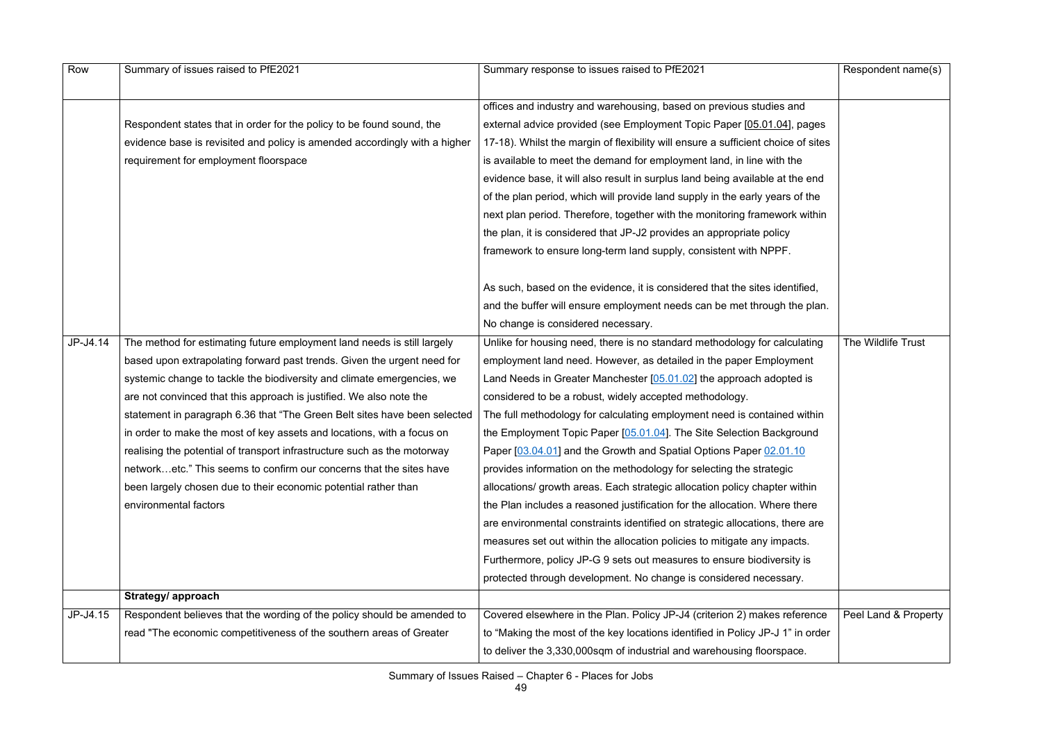| Row | Summary of issues raised to PfE2021 | Summary response to issues raised to PfE2021 | Respondent name(s) |
|---|---|---|---|
| | Respondent states that in order for the policy to be found sound, the evidence base is revisited and policy is amended accordingly with a higher requirement for employment floorspace | offices and industry and warehousing, based on previous studies and external advice provided (see Employment Topic Paper [05.01.04], pages 17-18). Whilst the margin of flexibility will ensure a sufficient choice of sites is available to meet the demand for employment land, in line with the evidence base, it will also result in surplus land being available at the end of the plan period, which will provide land supply in the early years of the next plan period. Therefore, together with the monitoring framework within the plan, it is considered that JP-J2 provides an appropriate policy framework to ensure long-term land supply, consistent with NPPF.<br><br>As such, based on the evidence, it is considered that the sites identified, and the buffer will ensure employment needs can be met through the plan. No change is considered necessary. | |
| JP-J4.14 | The method for estimating future employment land needs is still largely based upon extrapolating forward past trends. Given the urgent need for systemic change to tackle the biodiversity and climate emergencies, we are not convinced that this approach is justified. We also note the statement in paragraph 6.36 that "The Green Belt sites have been selected in order to make the most of key assets and locations, with a focus on realising the potential of transport infrastructure such as the motorway network…etc." This seems to confirm our concerns that the sites have been largely chosen due to their economic potential rather than environmental factors | Unlike for housing need, there is no standard methodology for calculating employment land need. However, as detailed in the paper Employment Land Needs in Greater Manchester [05.01.02] the approach adopted is considered to be a robust, widely accepted methodology. The full methodology for calculating employment need is contained within the Employment Topic Paper [05.01.04]. The Site Selection Background Paper [03.04.01] and the Growth and Spatial Options Paper 02.01.10 provides information on the methodology for selecting the strategic allocations/ growth areas. Each strategic allocation policy chapter within the Plan includes a reasoned justification for the allocation. Where there are environmental constraints identified on strategic allocations, there are measures set out within the allocation policies to mitigate any impacts. Furthermore, policy JP-G 9 sets out measures to ensure biodiversity is protected through development. No change is considered necessary. | The Wildlife Trust |
| | **Strategy/ approach** | | |
| JP-J4.15 | Respondent believes that the wording of the policy should be amended to read "The economic competitiveness of the southern areas of Greater | Covered elsewhere in the Plan. Policy JP-J4 (criterion 2) makes reference to "Making the most of the key locations identified in Policy JP-J 1" in order to deliver the 3,330,000sqm of industrial and warehousing floorspace. | Peel Land & Property |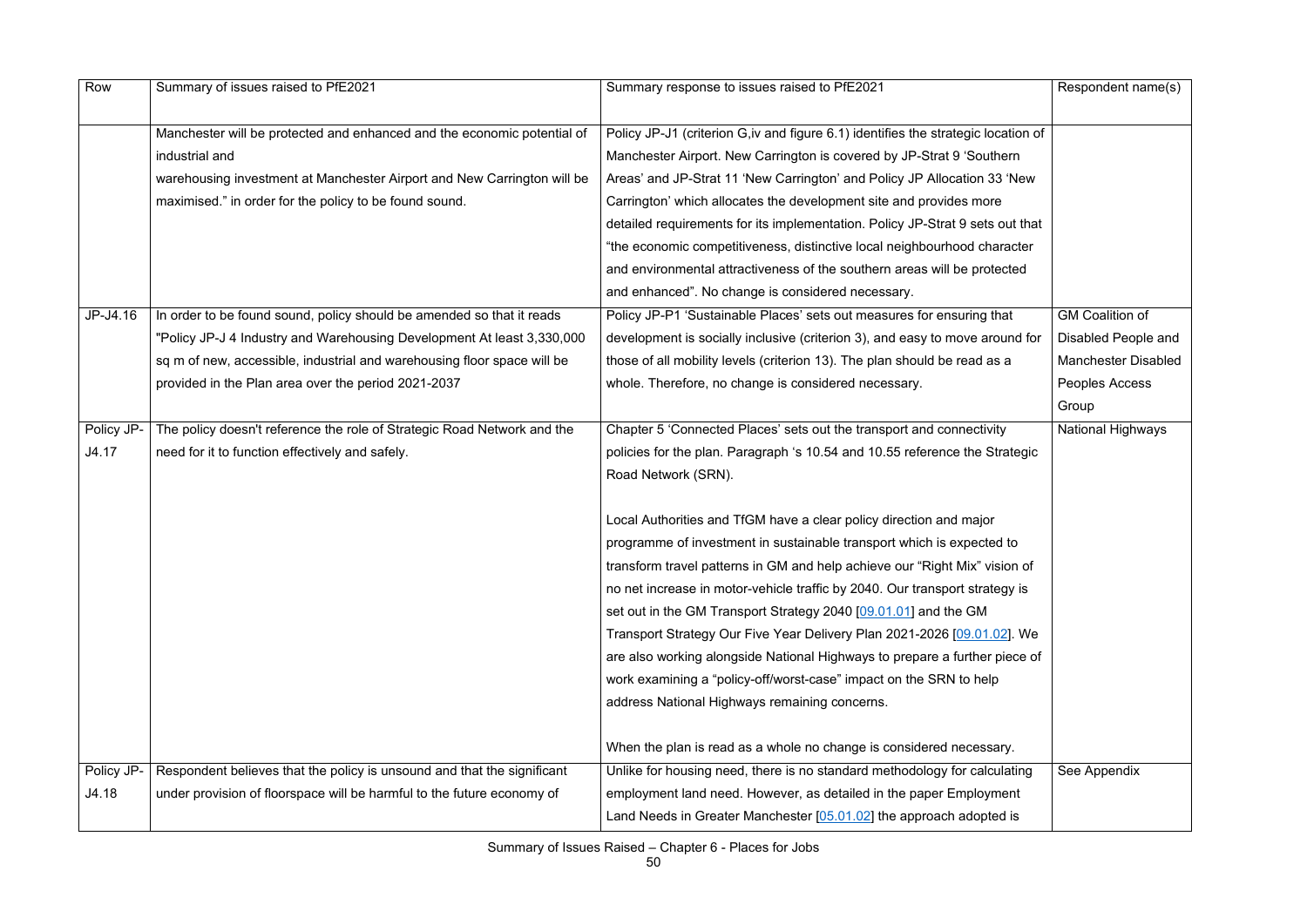| Row | Summary of issues raised to PfE2021 | Summary response to issues raised to PfE2021 | Respondent name(s) |
|---|---|---|---|
| | Manchester will be protected and enhanced and the economic potential of industrial and warehousing investment at Manchester Airport and New Carrington will be maximised." in order for the policy to be found sound. | Policy JP-J1 (criterion G,iv and figure 6.1) identifies the strategic location of Manchester Airport. New Carrington is covered by JP-Strat 9 'Southern Areas' and JP-Strat 11 'New Carrington' and Policy JP Allocation 33 'New Carrington' which allocates the development site and provides more detailed requirements for its implementation. Policy JP-Strat 9 sets out that "the economic competitiveness, distinctive local neighbourhood character and environmental attractiveness of the southern areas will be protected and enhanced". No change is considered necessary. | |
| JP-J4.16 | In order to be found sound, policy should be amended so that it reads "Policy JP-J 4 Industry and Warehousing Development At least 3,330,000 sq m of new, accessible, industrial and warehousing floor space will be provided in the Plan area over the period 2021-2037 | Policy JP-P1 'Sustainable Places' sets out measures for ensuring that development is socially inclusive (criterion 3), and easy to move around for those of all mobility levels (criterion 13). The plan should be read as a whole. Therefore, no change is considered necessary. | GM Coalition of Disabled People and Manchester Disabled Peoples Access Group |
| Policy JP-J4.17 | The policy doesn't reference the role of Strategic Road Network and the need for it to function effectively and safely. | Chapter 5 'Connected Places' sets out the transport and connectivity policies for the plan. Paragraph 's 10.54 and 10.55 reference the Strategic Road Network (SRN).<br><br>Local Authorities and TfGM have a clear policy direction and major programme of investment in sustainable transport which is expected to transform travel patterns in GM and help achieve our "Right Mix" vision of no net increase in motor-vehicle traffic by 2040. Our transport strategy is set out in the GM Transport Strategy 2040 [09.01.01] and the GM Transport Strategy Our Five Year Delivery Plan 2021-2026 [09.01.02]. We are also working alongside National Highways to prepare a further piece of work examining a "policy-off/worst-case" impact on the SRN to help address National Highways remaining concerns.<br><br>When the plan is read as a whole no change is considered necessary. | National Highways |
| Policy JP-J4.18 | Respondent believes that the policy is unsound and that the significant under provision of floorspace will be harmful to the future economy of | Unlike for housing need, there is no standard methodology for calculating employment land need. However, as detailed in the paper Employment Land Needs in Greater Manchester [05.01.02] the approach adopted is | See Appendix |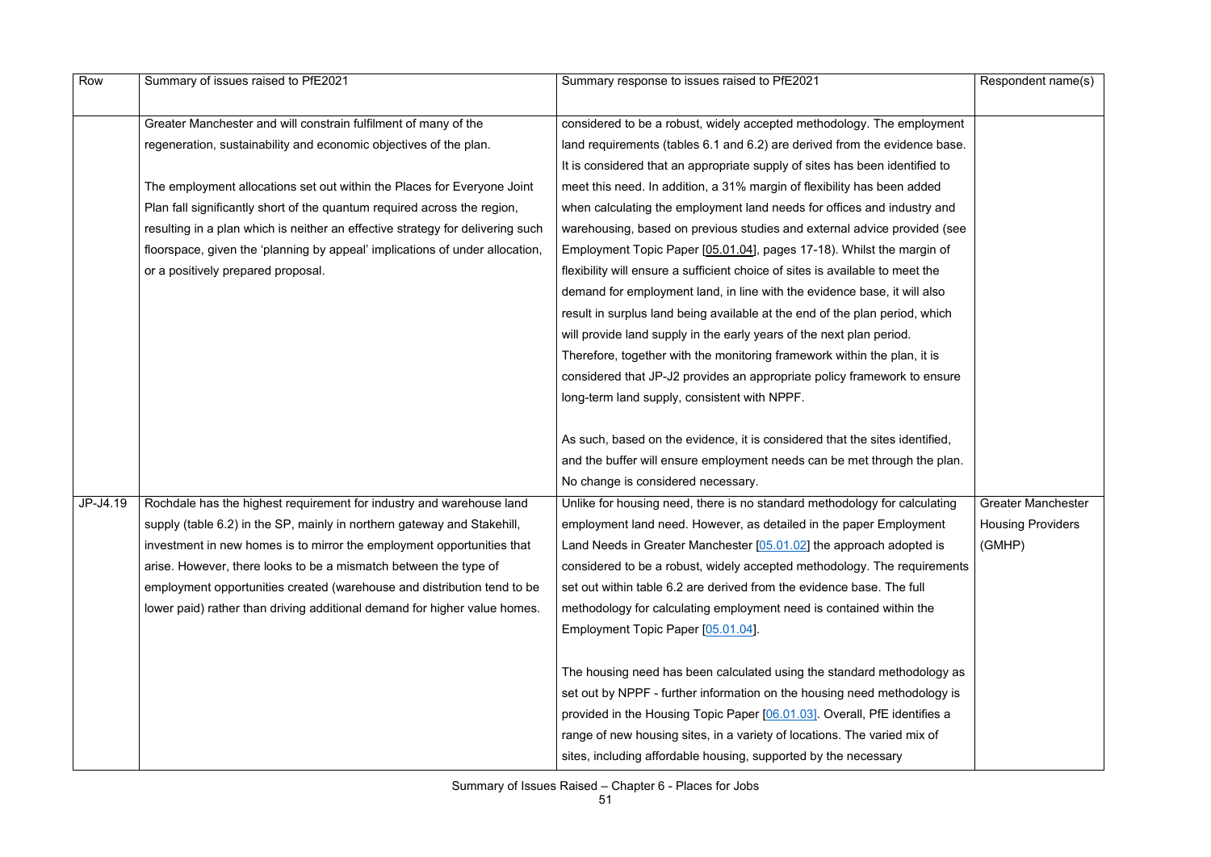| Row | Summary of issues raised to PfE2021 | Summary response to issues raised to PfE2021 | Respondent name(s) |
|---|---|---|---|
| | Greater Manchester and will constrain fulfilment of many of the regeneration, sustainability and economic objectives of the plan.<br><br>The employment allocations set out within the Places for Everyone Joint Plan fall significantly short of the quantum required across the region, resulting in a plan which is neither an effective strategy for delivering such floorspace, given the 'planning by appeal' implications of under allocation, or a positively prepared proposal. | considered to be a robust, widely accepted methodology. The employment land requirements (tables 6.1 and 6.2) are derived from the evidence base. It is considered that an appropriate supply of sites has been identified to meet this need. In addition, a 31% margin of flexibility has been added when calculating the employment land needs for offices and industry and warehousing, based on previous studies and external advice provided (see Employment Topic Paper [05.01.04], pages 17-18). Whilst the margin of flexibility will ensure a sufficient choice of sites is available to meet the demand for employment land, in line with the evidence base, it will also result in surplus land being available at the end of the plan period, which will provide land supply in the early years of the next plan period. Therefore, together with the monitoring framework within the plan, it is considered that JP-J2 provides an appropriate policy framework to ensure long-term land supply, consistent with NPPF.<br><br>As such, based on the evidence, it is considered that the sites identified, and the buffer will ensure employment needs can be met through the plan. No change is considered necessary. | |
| JP-J4.19 | Rochdale has the highest requirement for industry and warehouse land supply (table 6.2) in the SP, mainly in northern gateway and Stakehill, investment in new homes is to mirror the employment opportunities that arise. However, there looks to be a mismatch between the type of employment opportunities created (warehouse and distribution tend to be lower paid) rather than driving additional demand for higher value homes. | Unlike for housing need, there is no standard methodology for calculating employment land need. However, as detailed in the paper Employment Land Needs in Greater Manchester [05.01.02] the approach adopted is considered to be a robust, widely accepted methodology. The requirements set out within table 6.2 are derived from the evidence base. The full methodology for calculating employment need is contained within the Employment Topic Paper [05.01.04].<br><br>The housing need has been calculated using the standard methodology as set out by NPPF - further information on the housing need methodology is provided in the Housing Topic Paper [06.01.03]. Overall, PfE identifies a range of new housing sites, in a variety of locations. The varied mix of sites, including affordable housing, supported by the necessary | Greater Manchester Housing Providers (GMHP) |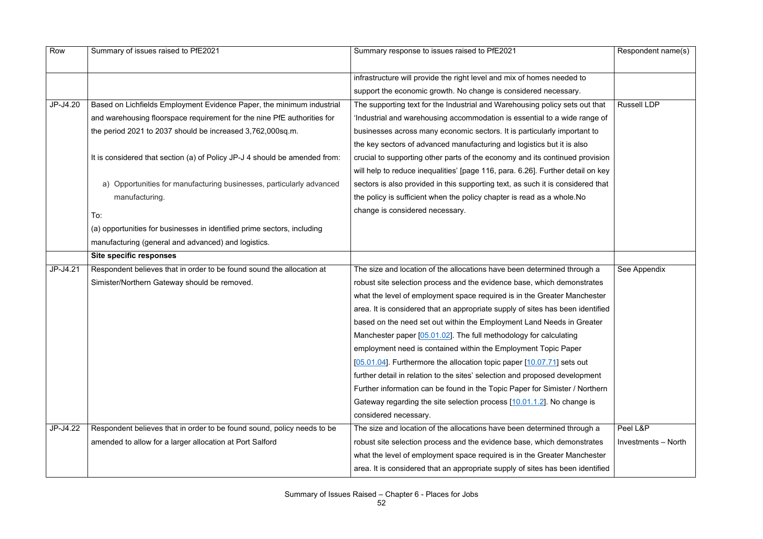| Row | Summary of issues raised to PfE2021 | Summary response to issues raised to PfE2021 | Respondent name(s) |
|---|---|---|---|
| | | infrastructure will provide the right level and mix of homes needed to support the economic growth. No change is considered necessary. | |
| JP-J4.20 | Based on Lichfields Employment Evidence Paper, the minimum industrial and warehousing floorspace requirement for the nine PfE authorities for the period 2021 to 2037 should be increased 3,762,000sq.m.<br><br>It is considered that section (a) of Policy JP-J 4 should be amended from:<br><br>a) Opportunities for manufacturing businesses, particularly advanced manufacturing.<br><br>To:<br>(a) opportunities for businesses in identified prime sectors, including manufacturing (general and advanced) and logistics. | The supporting text for the Industrial and Warehousing policy sets out that 'Industrial and warehousing accommodation is essential to a wide range of businesses across many economic sectors. It is particularly important to the key sectors of advanced manufacturing and logistics but it is also crucial to supporting other parts of the economy and its continued provision will help to reduce inequalities' [page 116, para. 6.26]. Further detail on key sectors is also provided in this supporting text, as such it is considered that the policy is sufficient when the policy chapter is read as a whole.No change is considered necessary. | Russell LDP |
| | **Site specific responses** | | |
| JP-J4.21 | Respondent believes that in order to be found sound the allocation at Simister/Northern Gateway should be removed. | The size and location of the allocations have been determined through a robust site selection process and the evidence base, which demonstrates what the level of employment space required is in the Greater Manchester area. It is considered that an appropriate supply of sites has been identified based on the need set out within the Employment Land Needs in Greater Manchester paper [05.01.02]. The full methodology for calculating employment need is contained within the Employment Topic Paper [05.01.04]. Furthermore the allocation topic paper [10.07.71] sets out further detail in relation to the sites' selection and proposed development Further information can be found in the Topic Paper for Simister / Northern Gateway regarding the site selection process [10.01.1.2]. No change is considered necessary. | See Appendix |
| JP-J4.22 | Respondent believes that in order to be found sound, policy needs to be amended to allow for a larger allocation at Port Salford | The size and location of the allocations have been determined through a robust site selection process and the evidence base, which demonstrates what the level of employment space required is in the Greater Manchester area. It is considered that an appropriate supply of sites has been identified | Peel L&P Investments – North |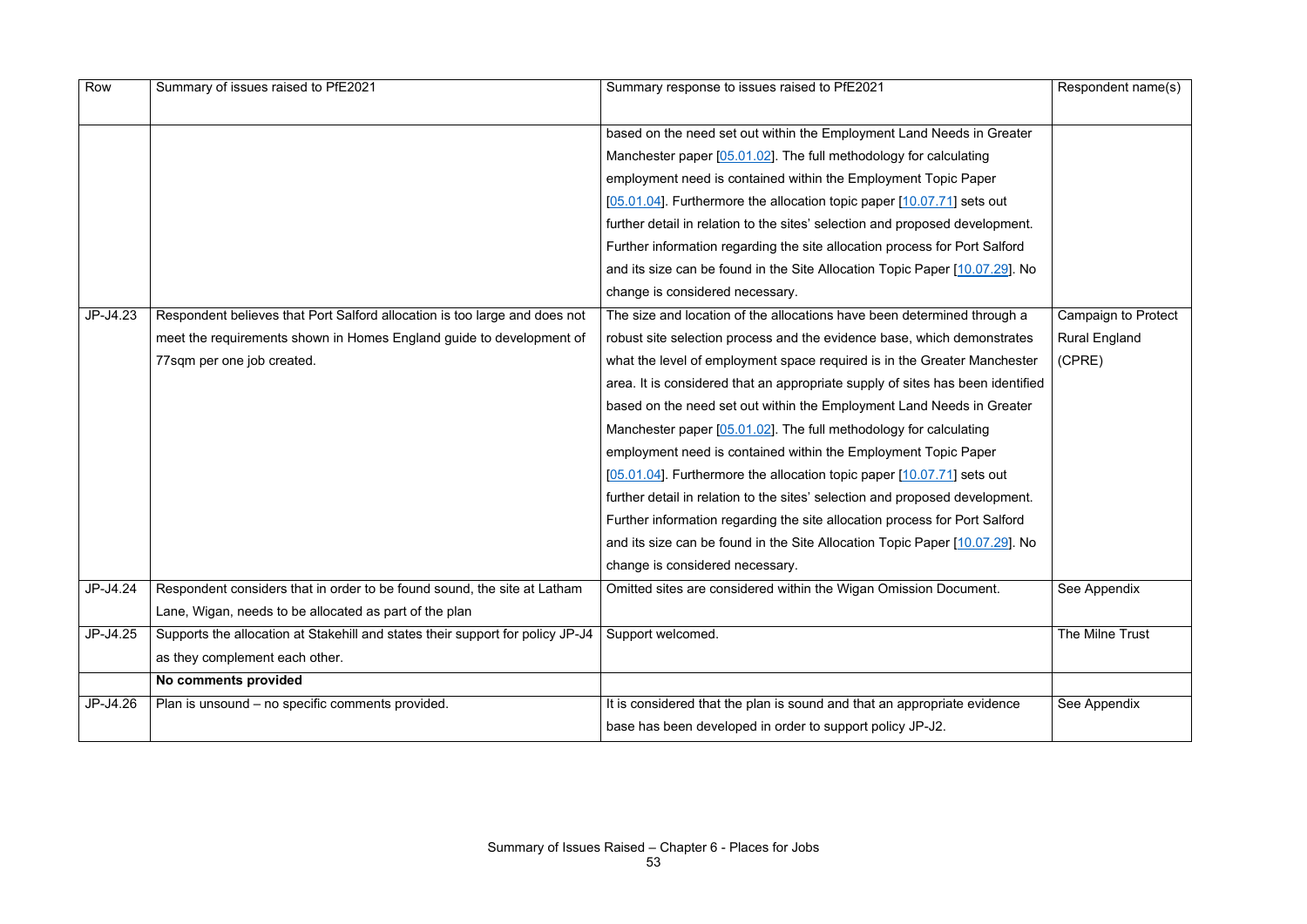| Row | Summary of issues raised to PfE2021 | Summary response to issues raised to PfE2021 | Respondent name(s) |
|---|---|---|---|
| | | based on the need set out within the Employment Land Needs in Greater Manchester paper [05.01.02]. The full methodology for calculating employment need is contained within the Employment Topic Paper [05.01.04]. Furthermore the allocation topic paper [10.07.71] sets out further detail in relation to the sites' selection and proposed development. Further information regarding the site allocation process for Port Salford and its size can be found in the Site Allocation Topic Paper [10.07.29]. No change is considered necessary. | |
| JP-J4.23 | Respondent believes that Port Salford allocation is too large and does not meet the requirements shown in Homes England guide to development of 77sqm per one job created. | The size and location of the allocations have been determined through a robust site selection process and the evidence base, which demonstrates what the level of employment space required is in the Greater Manchester area. It is considered that an appropriate supply of sites has been identified based on the need set out within the Employment Land Needs in Greater Manchester paper [05.01.02]. The full methodology for calculating employment need is contained within the Employment Topic Paper [05.01.04]. Furthermore the allocation topic paper [10.07.71] sets out further detail in relation to the sites' selection and proposed development. Further information regarding the site allocation process for Port Salford and its size can be found in the Site Allocation Topic Paper [10.07.29]. No change is considered necessary. | Campaign to Protect Rural England (CPRE) |
| JP-J4.24 | Respondent considers that in order to be found sound, the site at Latham Lane, Wigan, needs to be allocated as part of the plan | Omitted sites are considered within the Wigan Omission Document. | See Appendix |
| JP-J4.25 | Supports the allocation at Stakehill and states their support for policy JP-J4 as they complement each other. | Support welcomed. | The Milne Trust |
| | **No comments provided** | | |
| JP-J4.26 | Plan is unsound – no specific comments provided. | It is considered that the plan is sound and that an appropriate evidence base has been developed in order to support policy JP-J2. | See Appendix |

Summary of Issues Raised – Chapter 6 - Places for Jobs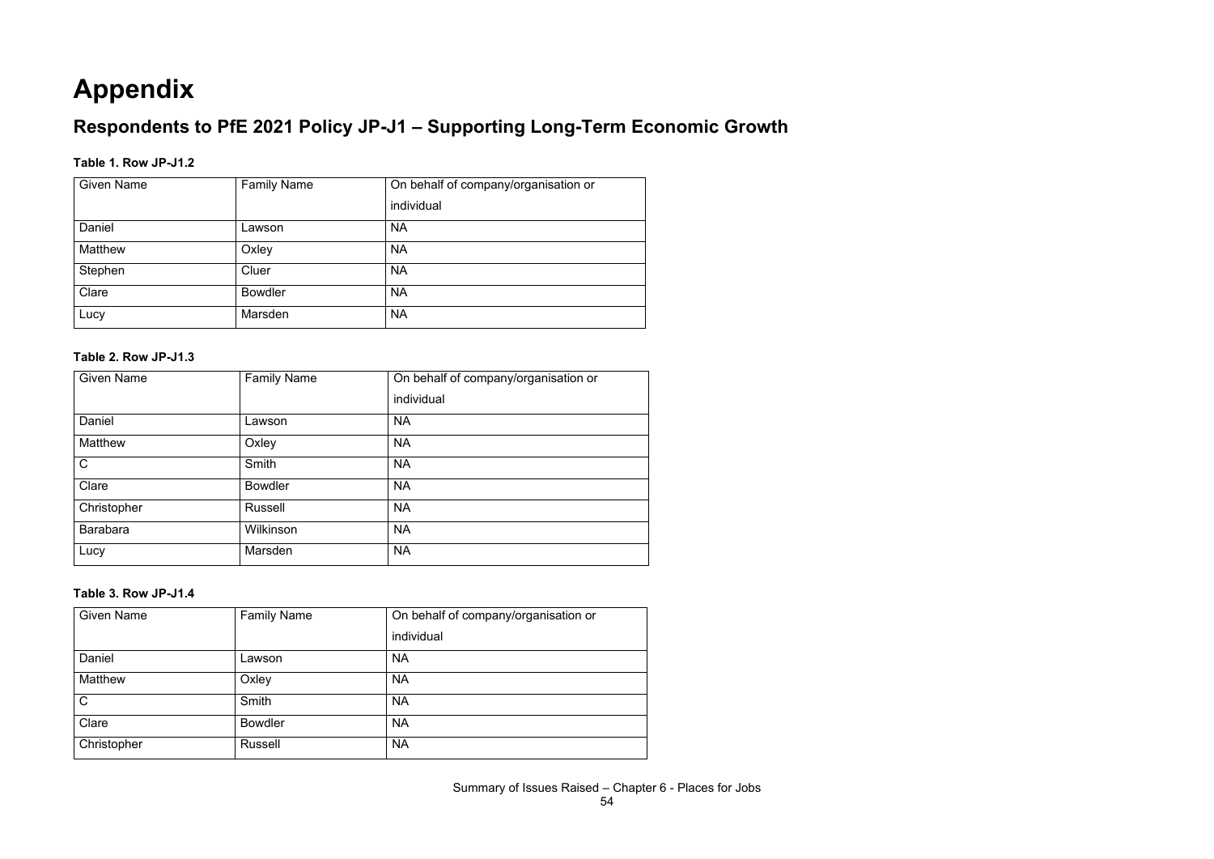# Appendix

## Respondents to PfE 2021 Policy JP-J1 – Supporting Long-Term Economic Growth

**Table 1. Row JP-J1.2**

| Given Name | Family Name | On behalf of company/organisation or individual |
|---|---|---|
| Daniel | Lawson | NA |
| Matthew | Oxley | NA |
| Stephen | Cluer | NA |
| Clare | Bowdler | NA |
| Lucy | Marsden | NA |

**Table 2. Row JP-J1.3**

| Given Name | Family Name | On behalf of company/organisation or individual |
|---|---|---|
| Daniel | Lawson | NA |
| Matthew | Oxley | NA |
| C | Smith | NA |
| Clare | Bowdler | NA |
| Christopher | Russell | NA |
| Barabara | Wilkinson | NA |
| Lucy | Marsden | NA |

**Table 3. Row JP-J1.4**

| Given Name | Family Name | On behalf of company/organisation or individual |
|---|---|---|
| Daniel | Lawson | NA |
| Matthew | Oxley | NA |
| C | Smith | NA |
| Clare | Bowdler | NA |
| Christopher | Russell | NA |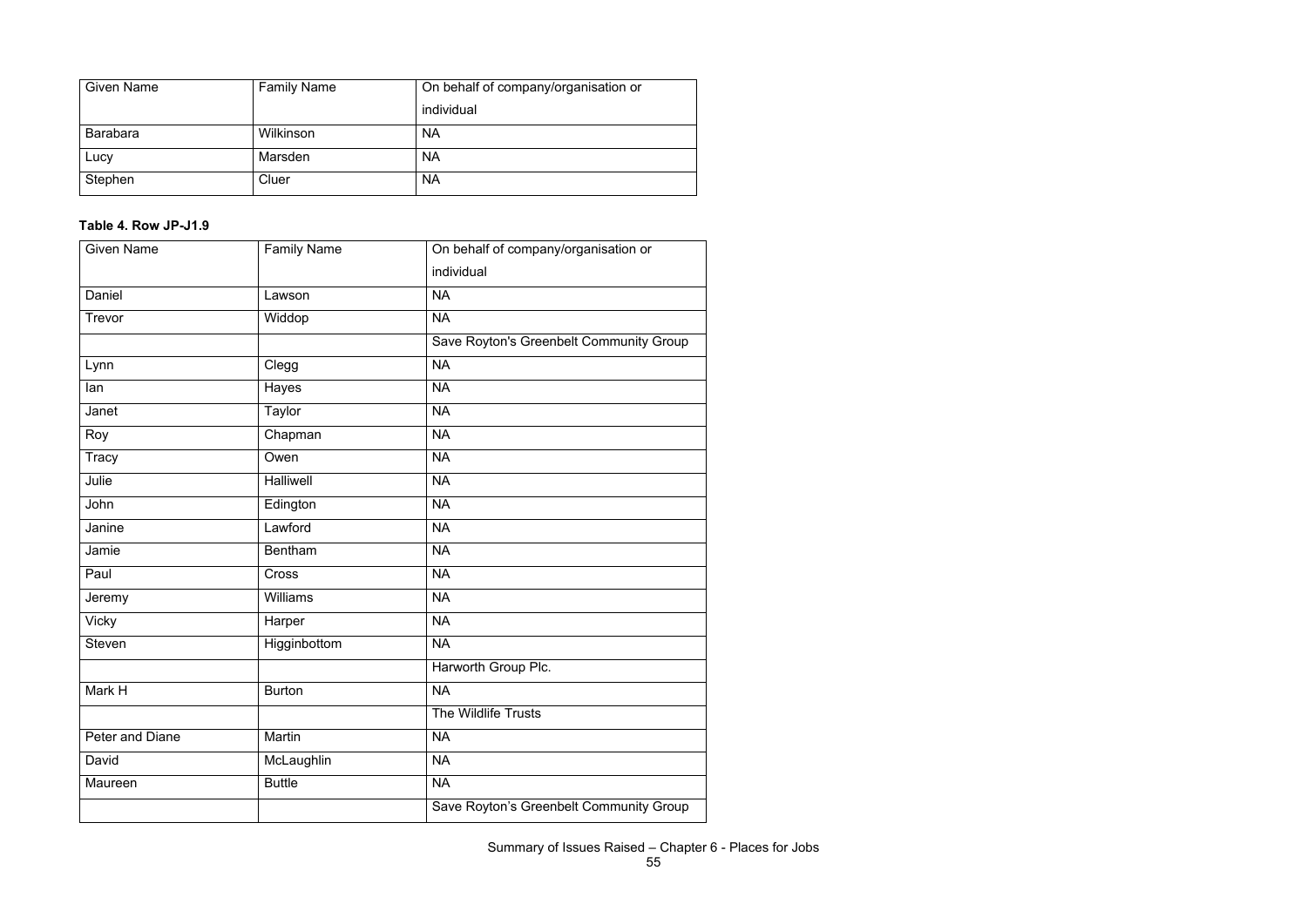| Given Name | Family Name | On behalf of company/organisation or individual |
|---|---|---|
| Barabara | Wilkinson | NA |
| Lucy | Marsden | NA |
| Stephen | Cluer | NA |

**Table 4. Row JP-J1.9**

| Given Name | Family Name | On behalf of company/organisation or individual |
|---|---|---|
| Daniel | Lawson | NA |
| Trevor | Widdop | NA |
| | | Save Royton's Greenbelt Community Group |
| Lynn | Clegg | NA |
| Ian | Hayes | NA |
| Janet | Taylor | NA |
| Roy | Chapman | NA |
| Tracy | Owen | NA |
| Julie | Halliwell | NA |
| John | Edington | NA |
| Janine | Lawford | NA |
| Jamie | Bentham | NA |
| Paul | Cross | NA |
| Jeremy | Williams | NA |
| Vicky | Harper | NA |
| Steven | Higginbottom | NA |
| | | Harworth Group Plc. |
| Mark H | Burton | NA |
| | | The Wildlife Trusts |
| Peter and Diane | Martin | NA |
| David | McLaughlin | NA |
| Maureen | Buttle | NA |
| | | Save Royton's Greenbelt Community Group |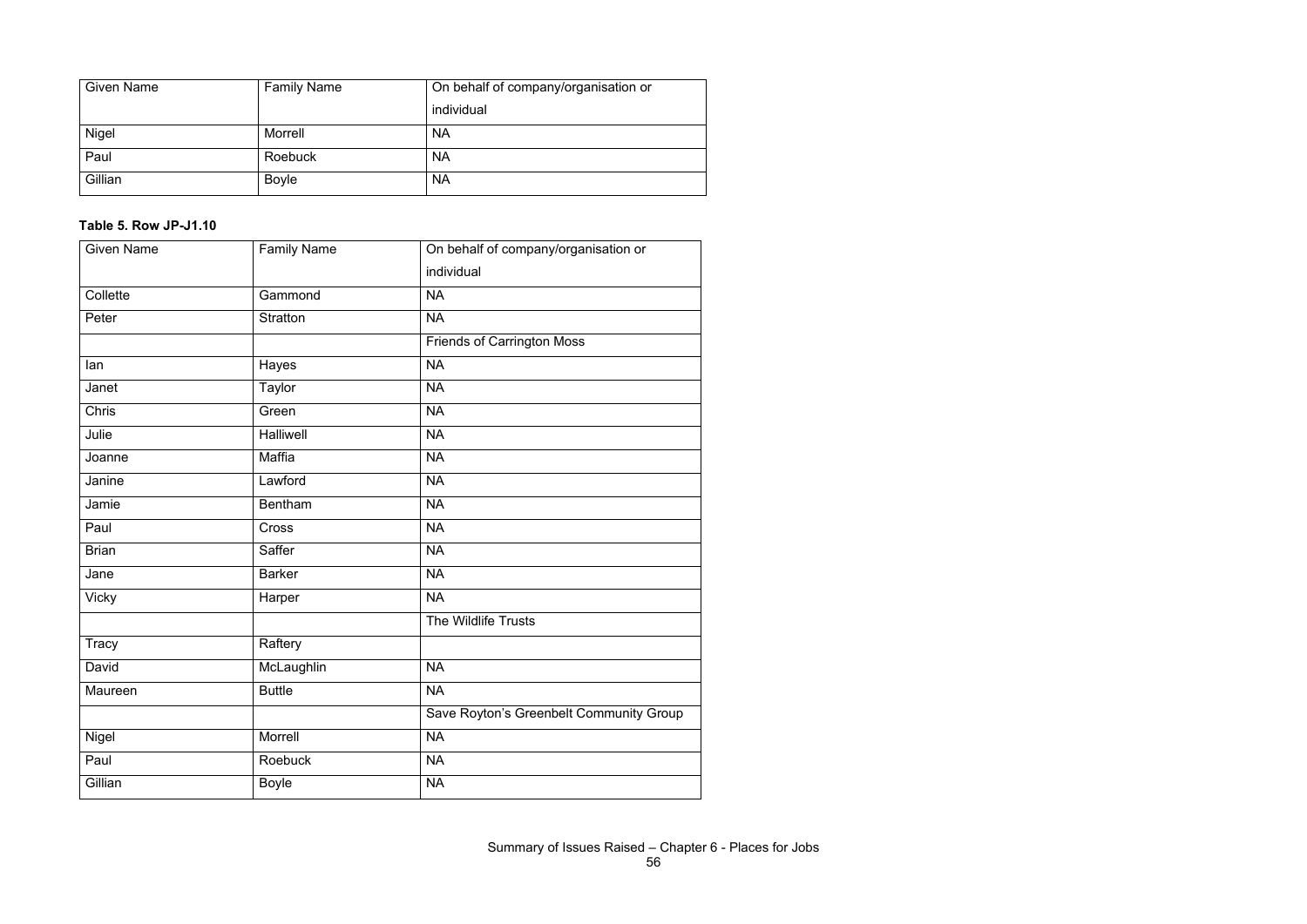| Given Name | Family Name | On behalf of company/organisation or individual |
| --- | --- | --- |
| Nigel | Morrell | NA |
| Paul | Roebuck | NA |
| Gillian | Boyle | NA |

**Table 5. Row JP-J1.10**

| Given Name | Family Name | On behalf of company/organisation or individual |
| --- | --- | --- |
| Collette | Gammond | NA |
| Peter | Stratton | NA |
| | | Friends of Carrington Moss |
| Ian | Hayes | NA |
| Janet | Taylor | NA |
| Chris | Green | NA |
| Julie | Halliwell | NA |
| Joanne | Maffia | NA |
| Janine | Lawford | NA |
| Jamie | Bentham | NA |
| Paul | Cross | NA |
| Brian | Saffer | NA |
| Jane | Barker | NA |
| Vicky | Harper | NA |
| | | The Wildlife Trusts |
| Tracy | Raftery | |
| David | McLaughlin | NA |
| Maureen | Buttle | NA |
| | | Save Royton's Greenbelt Community Group |
| Nigel | Morrell | NA |
| Paul | Roebuck | NA |
| Gillian | Boyle | NA |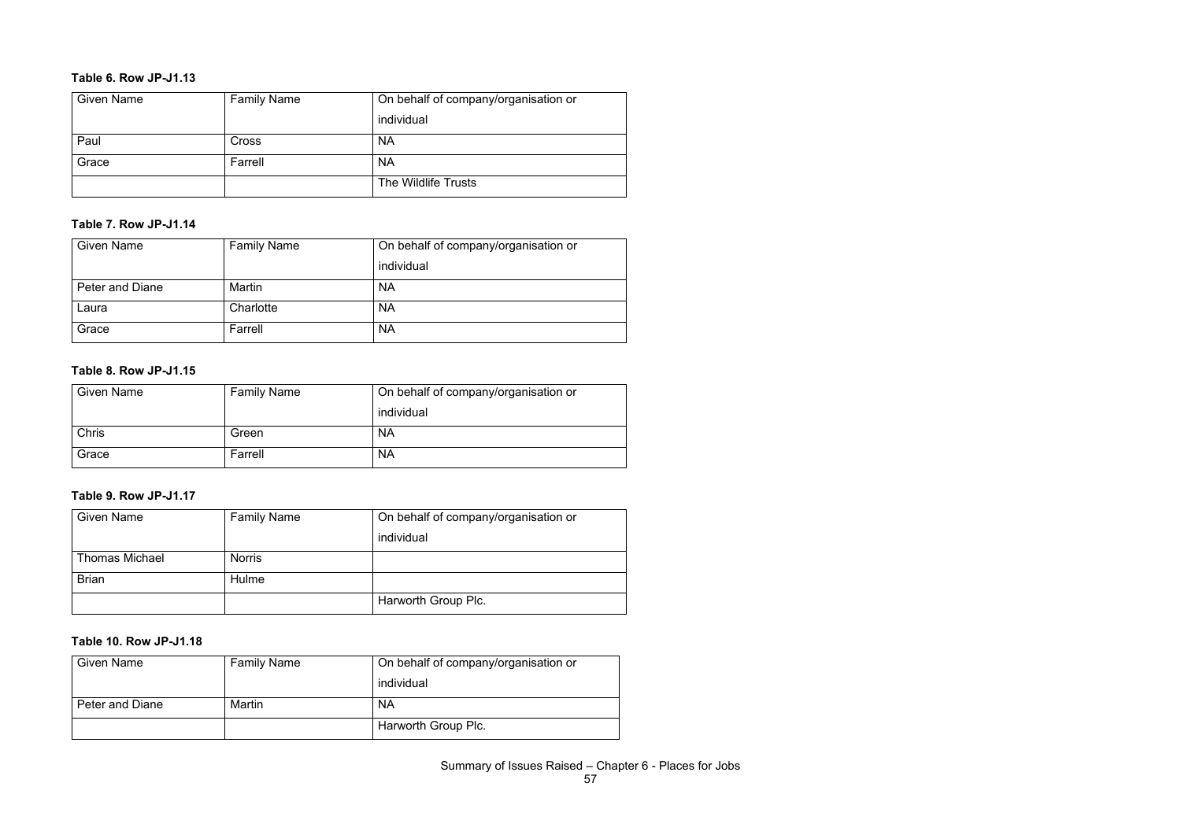**Table 6. Row JP-J1.13**

| Given Name | Family Name | On behalf of company/organisation or individual |
|---|---|---|
| Paul | Cross | NA |
| Grace | Farrell | NA |
| | | The Wildlife Trusts |

**Table 7. Row JP-J1.14**

| Given Name | Family Name | On behalf of company/organisation or individual |
|---|---|---|
| Peter and Diane | Martin | NA |
| Laura | Charlotte | NA |
| Grace | Farrell | NA |

**Table 8. Row JP-J1.15**

| Given Name | Family Name | On behalf of company/organisation or individual |
|---|---|---|
| Chris | Green | NA |
| Grace | Farrell | NA |

**Table 9. Row JP-J1.17**

| Given Name | Family Name | On behalf of company/organisation or individual |
|---|---|---|
| Thomas Michael | Norris | |
| Brian | Hulme | |
| | | Harworth Group Plc. |

**Table 10. Row JP-J1.18**

| Given Name | Family Name | On behalf of company/organisation or individual |
|---|---|---|
| Peter and Diane | Martin | NA |
| | | Harworth Group Plc. |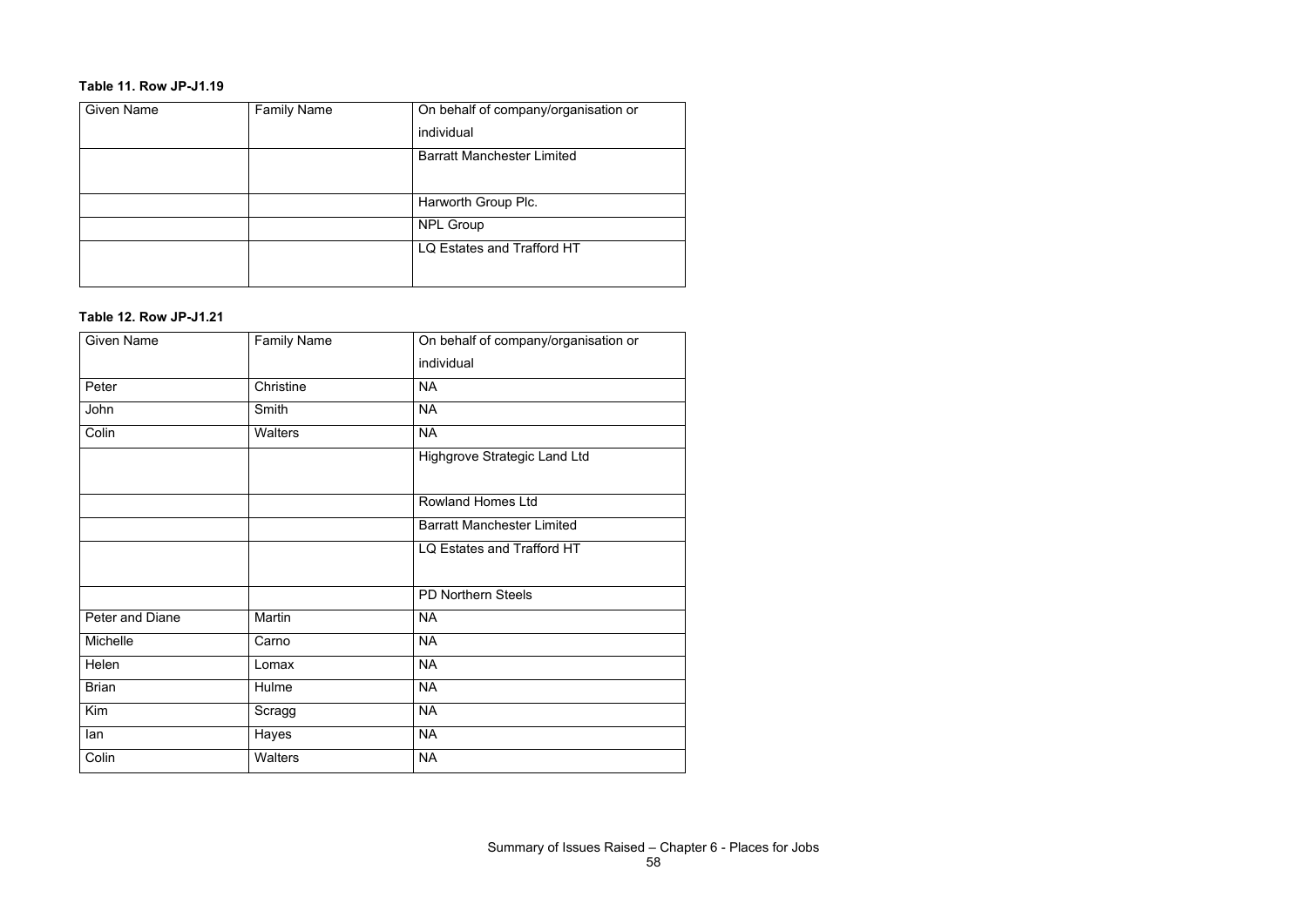**Table 11. Row JP-J1.19**

| Given Name | Family Name | On behalf of company/organisation or individual |
|---|---|---|
| | | Barratt Manchester Limited |
| | | Harworth Group Plc. |
| | | NPL Group |
| | | LQ Estates and Trafford HT |

**Table 12. Row JP-J1.21**

| Given Name | Family Name | On behalf of company/organisation or individual |
|---|---|---|
| Peter | Christine | NA |
| John | Smith | NA |
| Colin | Walters | NA |
| | | Highgrove Strategic Land Ltd |
| | | Rowland Homes Ltd |
| | | Barratt Manchester Limited |
| | | LQ Estates and Trafford HT |
| | | PD Northern Steels |
| Peter and Diane | Martin | NA |
| Michelle | Carno | NA |
| Helen | Lomax | NA |
| Brian | Hulme | NA |
| Kim | Scragg | NA |
| Ian | Hayes | NA |
| Colin | Walters | NA |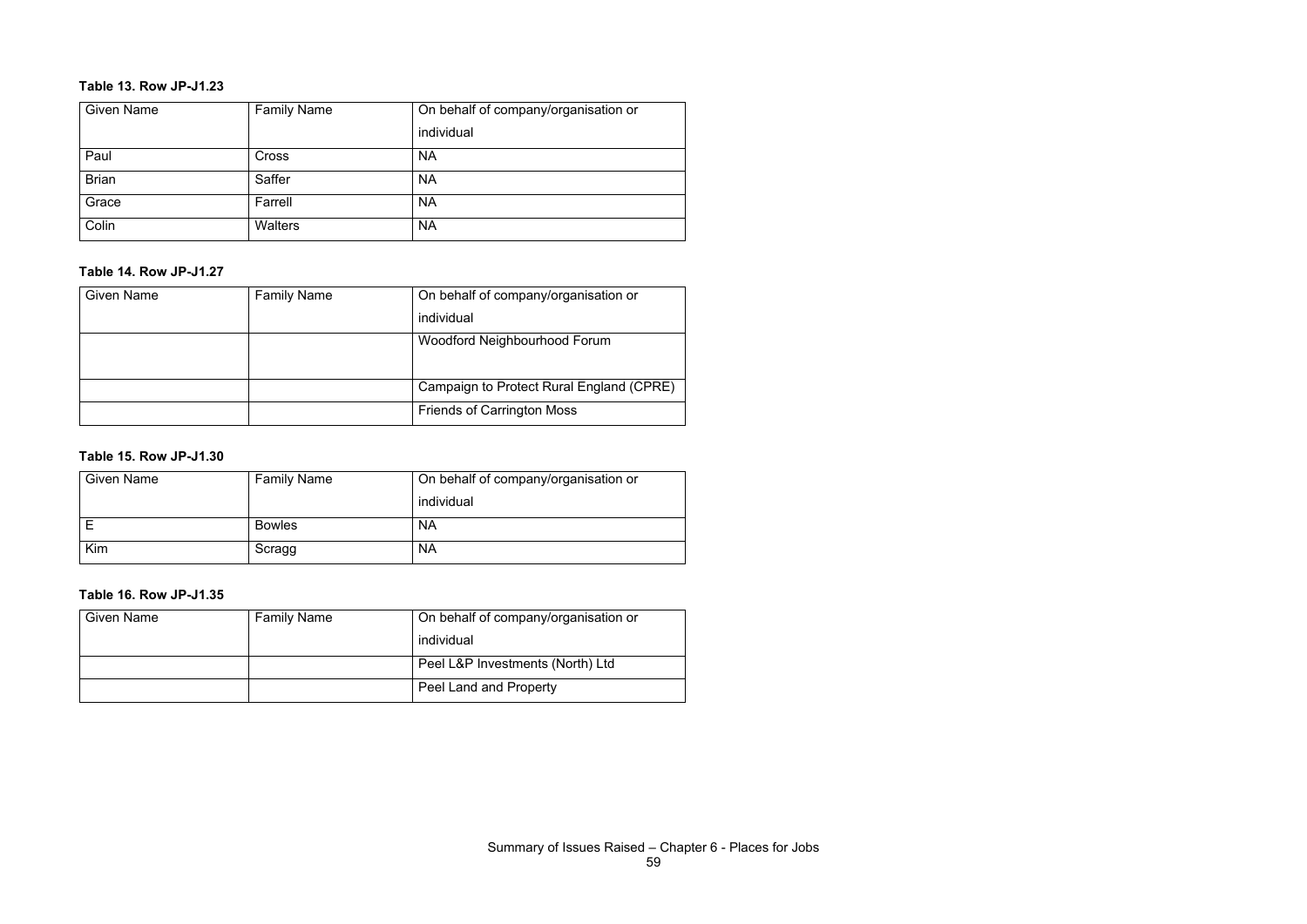**Table 13. Row JP-J1.23**

| Given Name | Family Name | On behalf of company/organisation or individual |
|---|---|---|
| Paul | Cross | NA |
| Brian | Saffer | NA |
| Grace | Farrell | NA |
| Colin | Walters | NA |

**Table 14. Row JP-J1.27**

| Given Name | Family Name | On behalf of company/organisation or individual |
|---|---|---|
| | | Woodford Neighbourhood Forum |
| | | Campaign to Protect Rural England (CPRE) |
| | | Friends of Carrington Moss |

**Table 15. Row JP-J1.30**

| Given Name | Family Name | On behalf of company/organisation or individual |
|---|---|---|
| E | Bowles | NA |
| Kim | Scragg | NA |

**Table 16. Row JP-J1.35**

| Given Name | Family Name | On behalf of company/organisation or individual |
|---|---|---|
| | | Peel L&P Investments (North) Ltd |
| | | Peel Land and Property |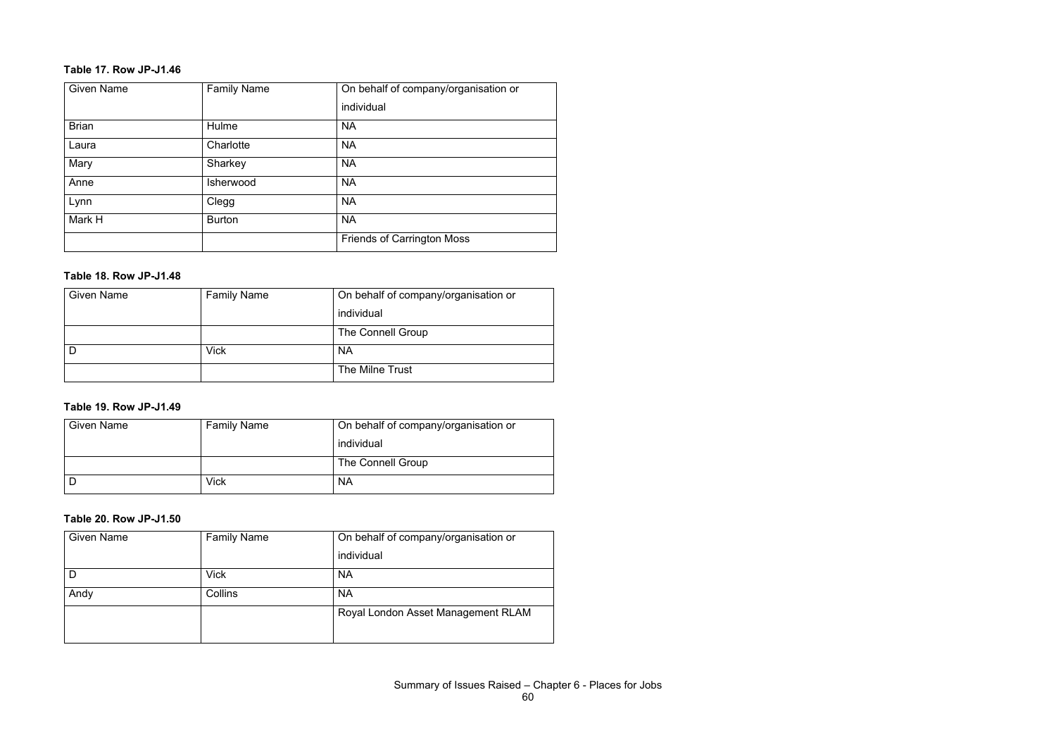**Table 17. Row JP-J1.46**

| Given Name | Family Name | On behalf of company/organisation or individual |
| --- | --- | --- |
| Brian | Hulme | NA |
| Laura | Charlotte | NA |
| Mary | Sharkey | NA |
| Anne | Isherwood | NA |
| Lynn | Clegg | NA |
| Mark H | Burton | NA |
| | | Friends of Carrington Moss |

**Table 18. Row JP-J1.48**

| Given Name | Family Name | On behalf of company/organisation or individual |
| --- | --- | --- |
| | | The Connell Group |
| D | Vick | NA |
| | | The Milne Trust |

**Table 19. Row JP-J1.49**

| Given Name | Family Name | On behalf of company/organisation or individual |
| --- | --- | --- |
| | | The Connell Group |
| D | Vick | NA |

**Table 20. Row JP-J1.50**

| Given Name | Family Name | On behalf of company/organisation or individual |
| --- | --- | --- |
| D | Vick | NA |
| Andy | Collins | NA |
| | | Royal London Asset Management RLAM |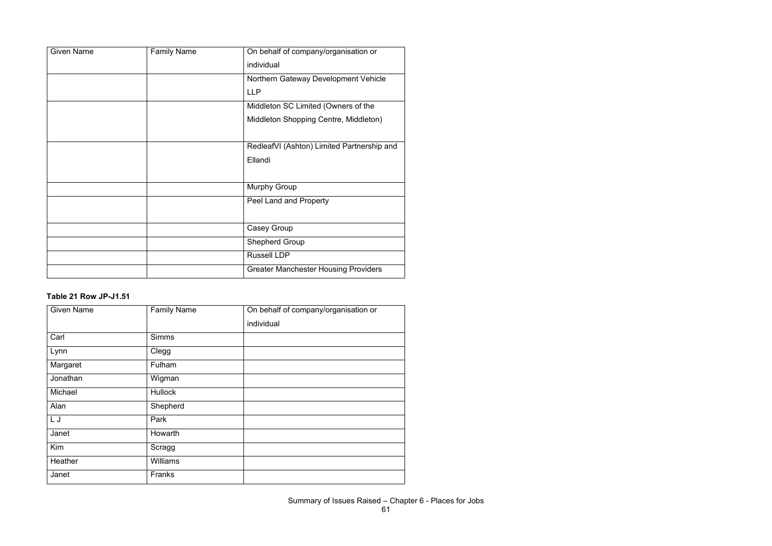| Given Name | Family Name | On behalf of company/organisation or individual |
|---|---|---|
| | | Northern Gateway Development Vehicle LLP |
| | | Middleton SC Limited (Owners of the Middleton Shopping Centre, Middleton) |
| | | RedleafVI (Ashton) Limited Partnership and Ellandi |
| | | Murphy Group |
| | | Peel Land and Property |
| | | Casey Group |
| | | Shepherd Group |
| | | Russell LDP |
| | | Greater Manchester Housing Providers |

**Table 21 Row JP-J1.51**

| Given Name | Family Name | On behalf of company/organisation or individual |
|---|---|---|
| Carl | Simms | |
| Lynn | Clegg | |
| Margaret | Fulham | |
| Jonathan | Wigman | |
| Michael | Hullock | |
| Alan | Shepherd | |
| L J | Park | |
| Janet | Howarth | |
| Kim | Scragg | |
| Heather | Williams | |
| Janet | Franks | |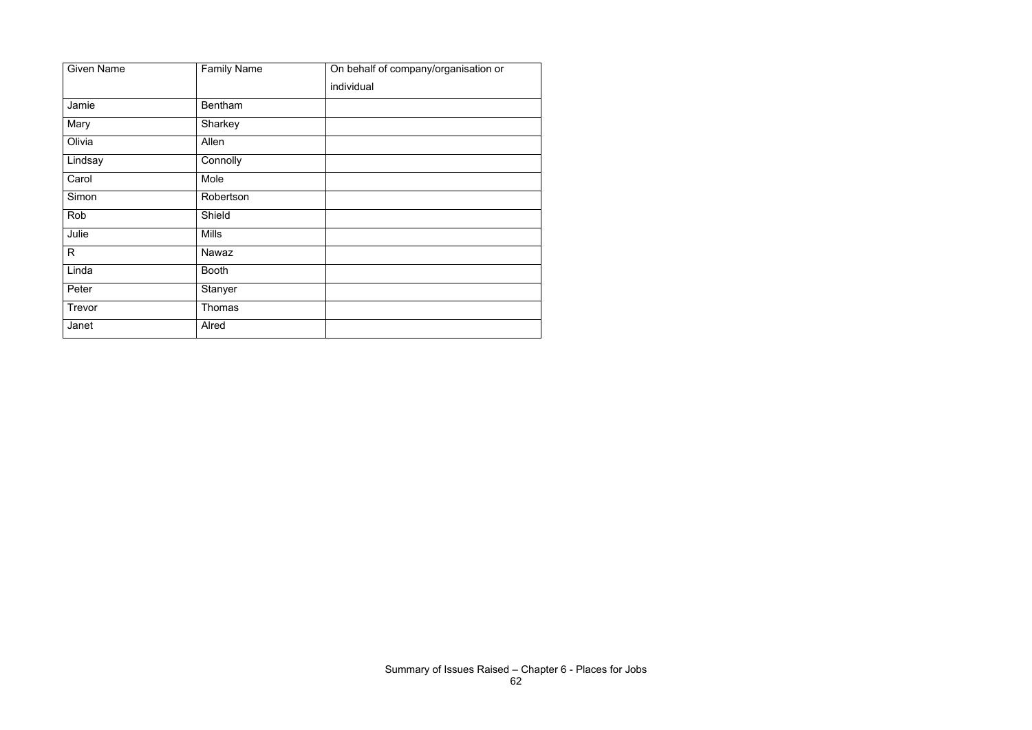| Given Name | Family Name | On behalf of company/organisation or individual |
| --- | --- | --- |
| Jamie | Bentham | |
| Mary | Sharkey | |
| Olivia | Allen | |
| Lindsay | Connolly | |
| Carol | Mole | |
| Simon | Robertson | |
| Rob | Shield | |
| Julie | Mills | |
| R | Nawaz | |
| Linda | Booth | |
| Peter | Stanyer | |
| Trevor | Thomas | |
| Janet | Alred | |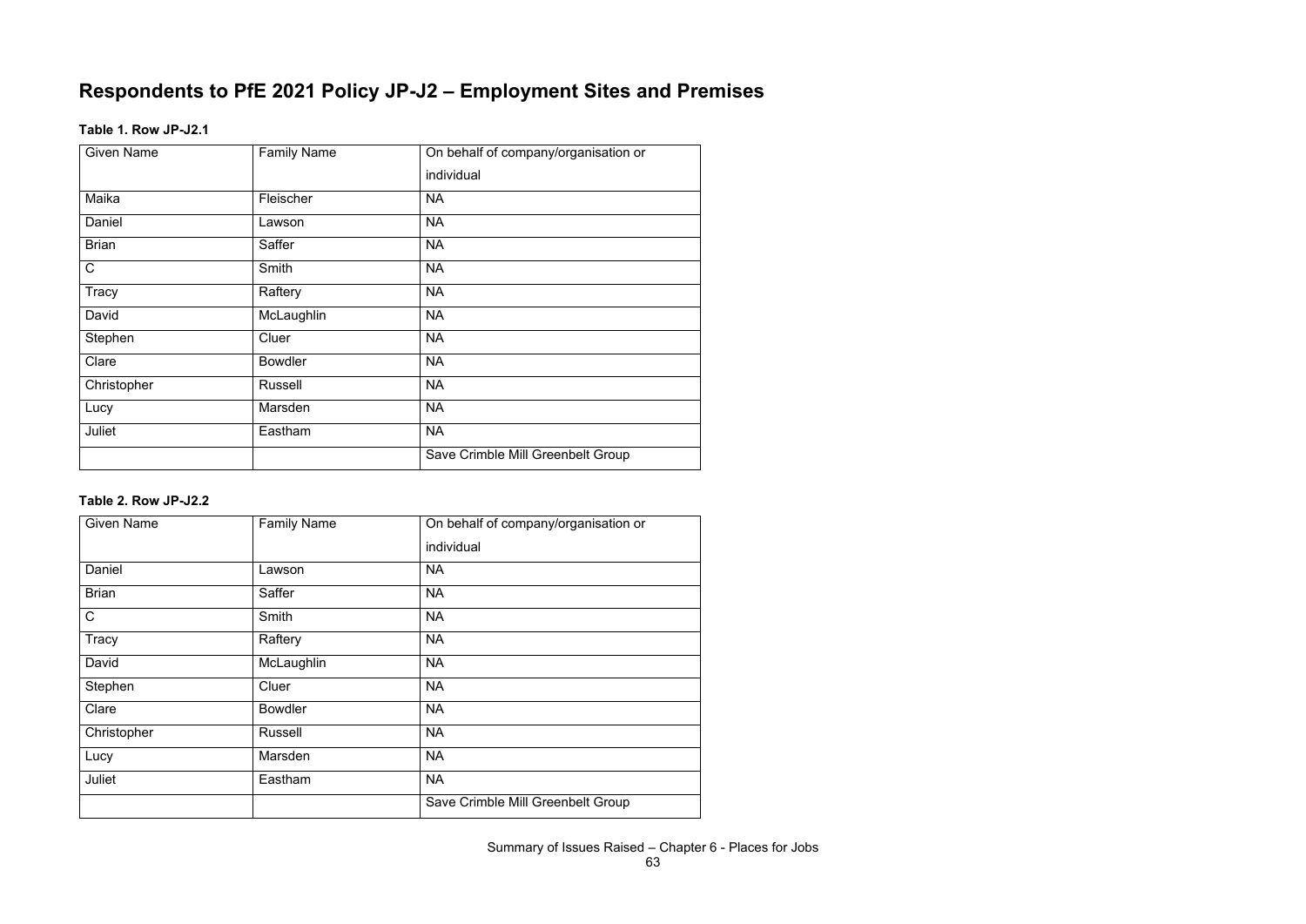# Respondents to PfE 2021 Policy JP-J2 – Employment Sites and Premises

**Table 1. Row JP-J2.1**

| Given Name | Family Name | On behalf of company/organisation or individual |
|---|---|---|
| Maika | Fleischer | NA |
| Daniel | Lawson | NA |
| Brian | Saffer | NA |
| C | Smith | NA |
| Tracy | Raftery | NA |
| David | McLaughlin | NA |
| Stephen | Cluer | NA |
| Clare | Bowdler | NA |
| Christopher | Russell | NA |
| Lucy | Marsden | NA |
| Juliet | Eastham | NA |
| | | Save Crimble Mill Greenbelt Group |

**Table 2. Row JP-J2.2**

| Given Name | Family Name | On behalf of company/organisation or individual |
|---|---|---|
| Daniel | Lawson | NA |
| Brian | Saffer | NA |
| C | Smith | NA |
| Tracy | Raftery | NA |
| David | McLaughlin | NA |
| Stephen | Cluer | NA |
| Clare | Bowdler | NA |
| Christopher | Russell | NA |
| Lucy | Marsden | NA |
| Juliet | Eastham | NA |
| | | Save Crimble Mill Greenbelt Group |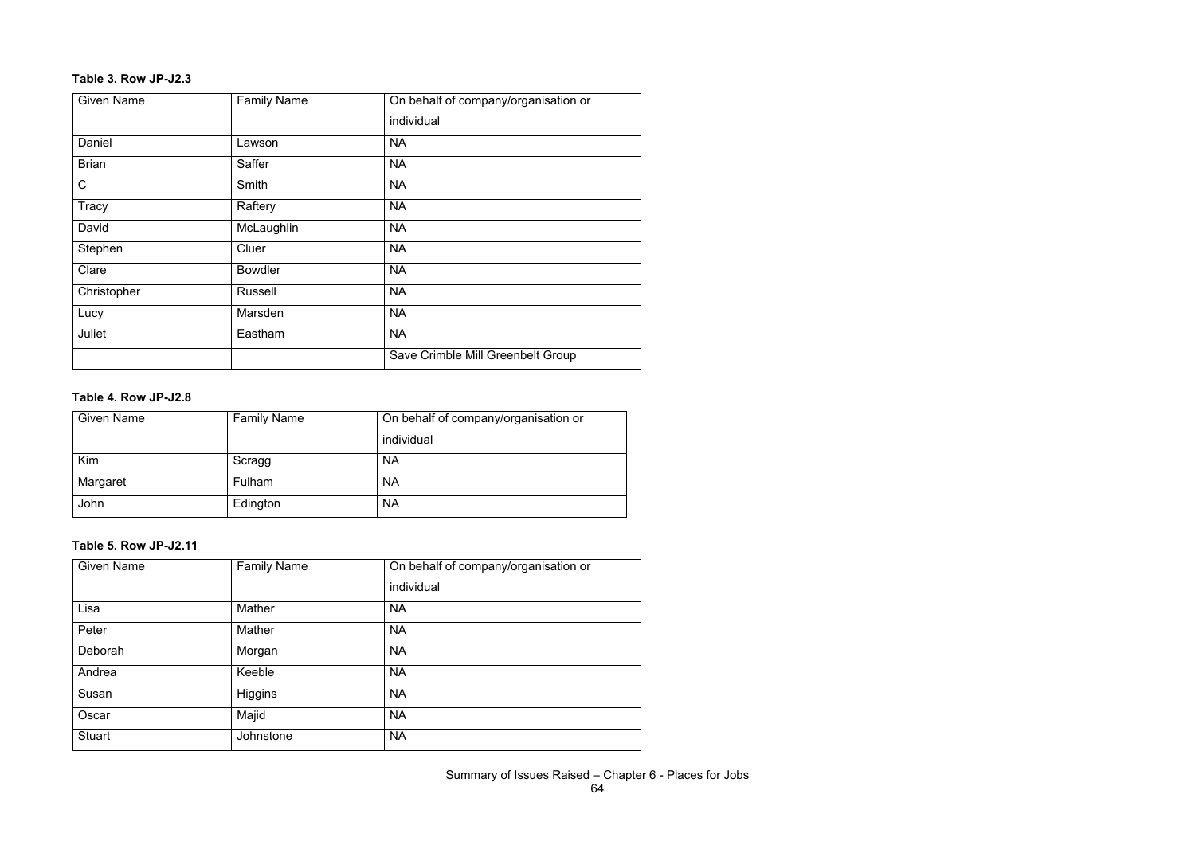**Table 3. Row JP-J2.3**

| Given Name | Family Name | On behalf of company/organisation or individual |
| --- | --- | --- |
| Daniel | Lawson | NA |
| Brian | Saffer | NA |
| C | Smith | NA |
| Tracy | Raftery | NA |
| David | McLaughlin | NA |
| Stephen | Cluer | NA |
| Clare | Bowdler | NA |
| Christopher | Russell | NA |
| Lucy | Marsden | NA |
| Juliet | Eastham | NA |
| | | Save Crimble Mill Greenbelt Group |

**Table 4. Row JP-J2.8**

| Given Name | Family Name | On behalf of company/organisation or individual |
| --- | --- | --- |
| Kim | Scragg | NA |
| Margaret | Fulham | NA |
| John | Edington | NA |

**Table 5. Row JP-J2.11**

| Given Name | Family Name | On behalf of company/organisation or individual |
| --- | --- | --- |
| Lisa | Mather | NA |
| Peter | Mather | NA |
| Deborah | Morgan | NA |
| Andrea | Keeble | NA |
| Susan | Higgins | NA |
| Oscar | Majid | NA |
| Stuart | Johnstone | NA |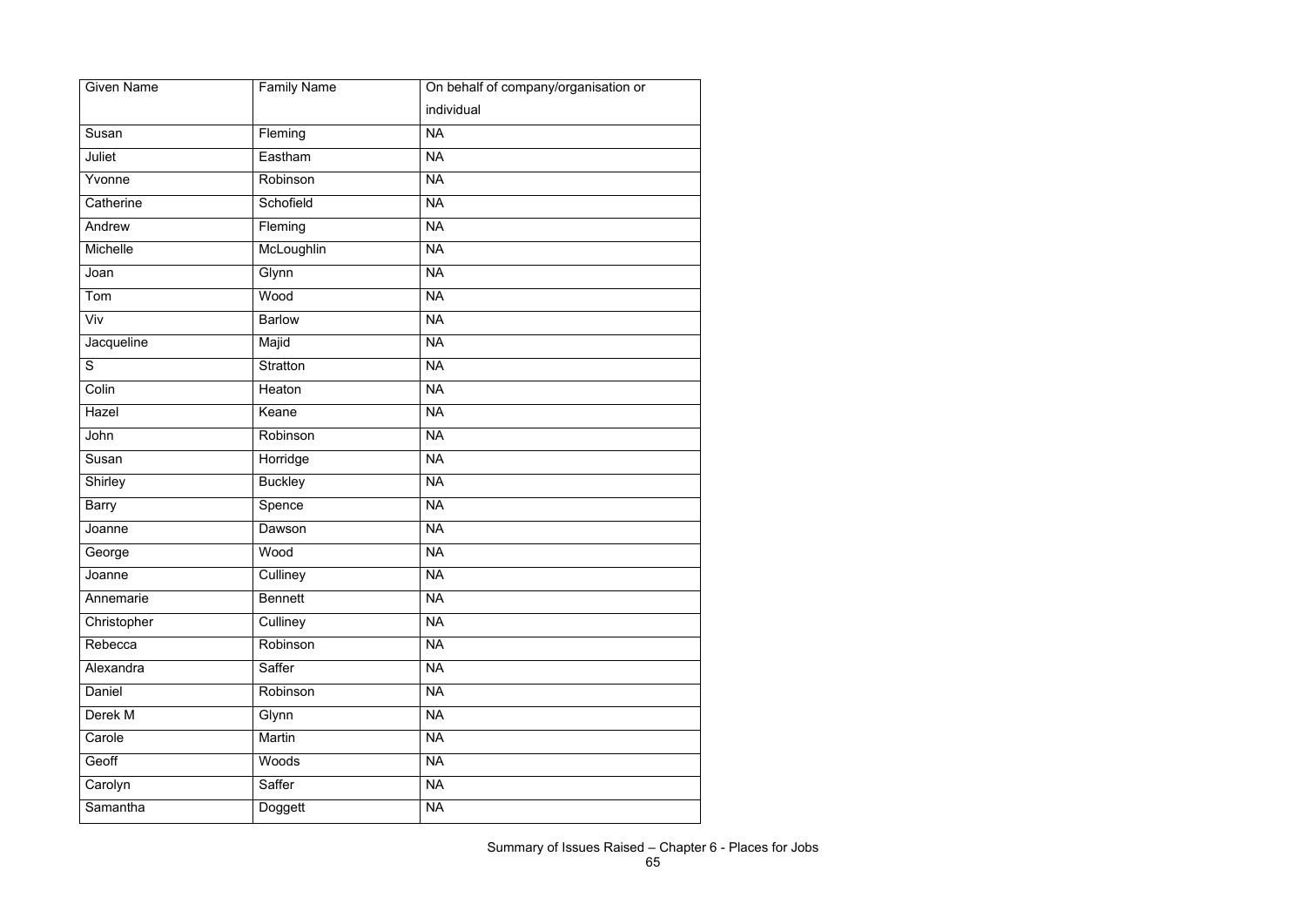| Given Name | Family Name | On behalf of company/organisation or individual |
|---|---|---|
| Susan | Fleming | NA |
| Juliet | Eastham | NA |
| Yvonne | Robinson | NA |
| Catherine | Schofield | NA |
| Andrew | Fleming | NA |
| Michelle | McLoughlin | NA |
| Joan | Glynn | NA |
| Tom | Wood | NA |
| Viv | Barlow | NA |
| Jacqueline | Majid | NA |
| S | Stratton | NA |
| Colin | Heaton | NA |
| Hazel | Keane | NA |
| John | Robinson | NA |
| Susan | Horridge | NA |
| Shirley | Buckley | NA |
| Barry | Spence | NA |
| Joanne | Dawson | NA |
| George | Wood | NA |
| Joanne | Culliney | NA |
| Annemarie | Bennett | NA |
| Christopher | Culliney | NA |
| Rebecca | Robinson | NA |
| Alexandra | Saffer | NA |
| Daniel | Robinson | NA |
| Derek M | Glynn | NA |
| Carole | Martin | NA |
| Geoff | Woods | NA |
| Carolyn | Saffer | NA |
| Samantha | Doggett | NA |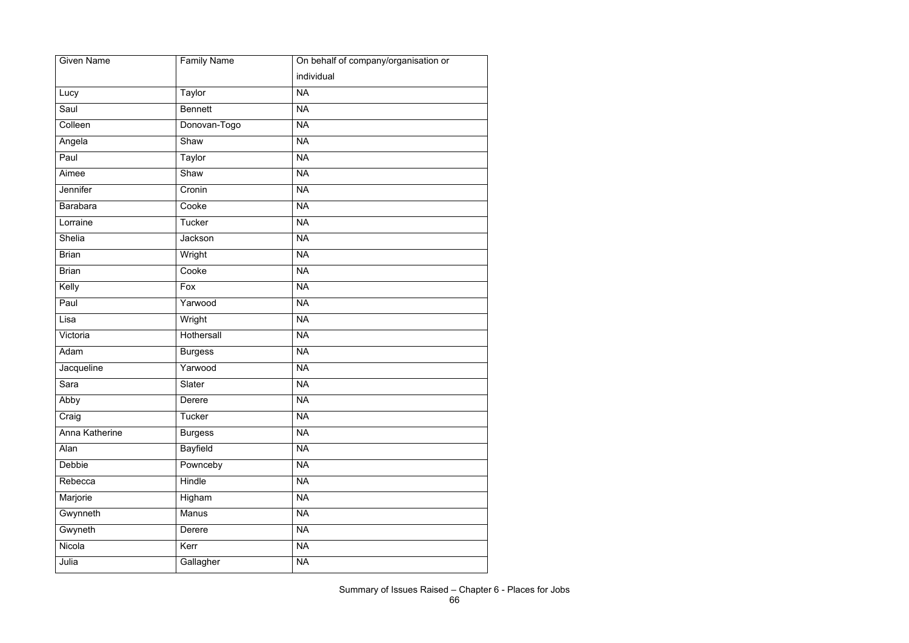| Given Name | Family Name | On behalf of company/organisation or individual |
|---|---|---|
| Lucy | Taylor | NA |
| Saul | Bennett | NA |
| Colleen | Donovan-Togo | NA |
| Angela | Shaw | NA |
| Paul | Taylor | NA |
| Aimee | Shaw | NA |
| Jennifer | Cronin | NA |
| Barabara | Cooke | NA |
| Lorraine | Tucker | NA |
| Shelia | Jackson | NA |
| Brian | Wright | NA |
| Brian | Cooke | NA |
| Kelly | Fox | NA |
| Paul | Yarwood | NA |
| Lisa | Wright | NA |
| Victoria | Hothersall | NA |
| Adam | Burgess | NA |
| Jacqueline | Yarwood | NA |
| Sara | Slater | NA |
| Abby | Derere | NA |
| Craig | Tucker | NA |
| Anna Katherine | Burgess | NA |
| Alan | Bayfield | NA |
| Debbie | Pownceby | NA |
| Rebecca | Hindle | NA |
| Marjorie | Higham | NA |
| Gwynneth | Manus | NA |
| Gwyneth | Derere | NA |
| Nicola | Kerr | NA |
| Julia | Gallagher | NA |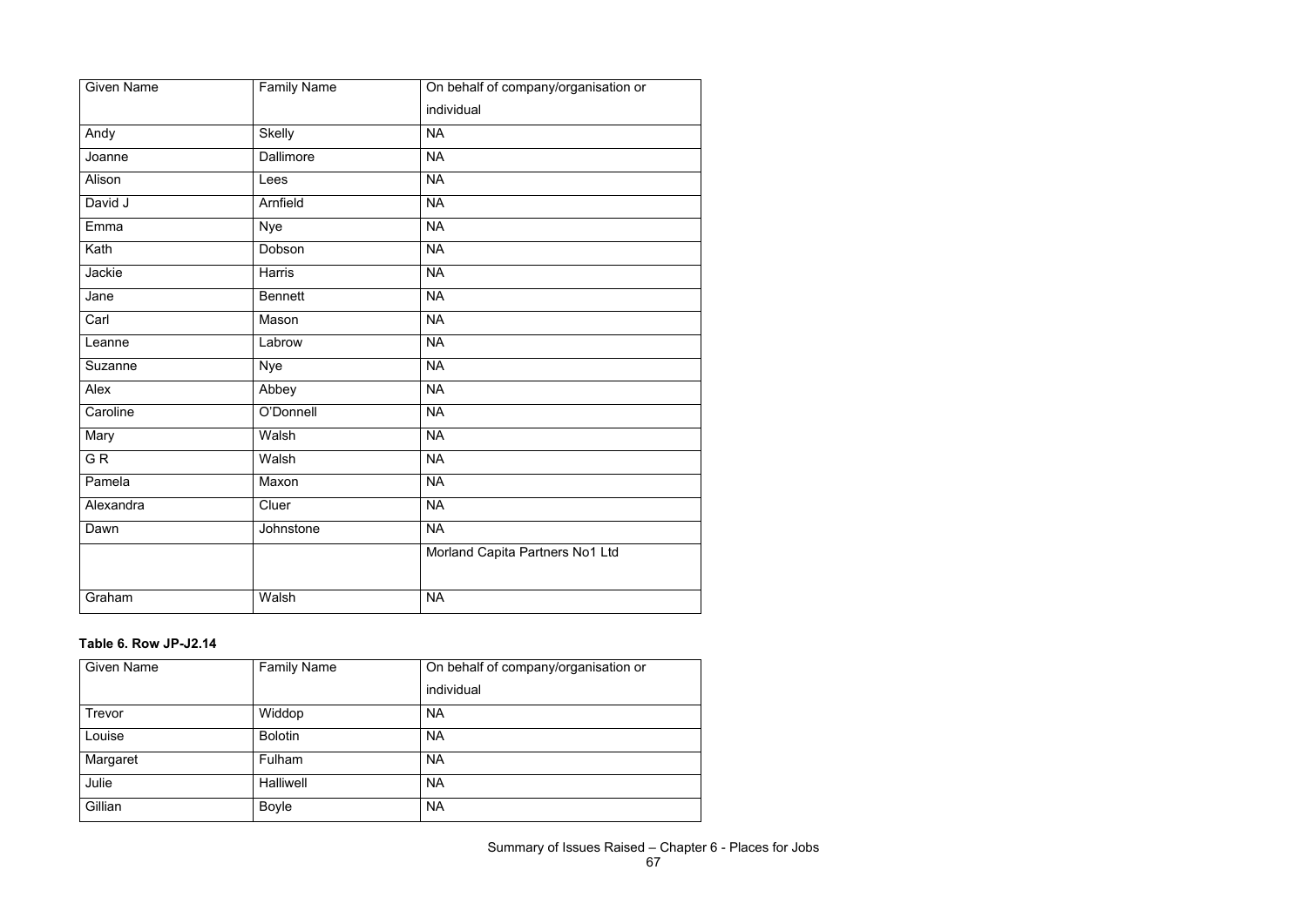| Given Name | Family Name | On behalf of company/organisation or individual |
|---|---|---|
| Andy | Skelly | NA |
| Joanne | Dallimore | NA |
| Alison | Lees | NA |
| David J | Arnfield | NA |
| Emma | Nye | NA |
| Kath | Dobson | NA |
| Jackie | Harris | NA |
| Jane | Bennett | NA |
| Carl | Mason | NA |
| Leanne | Labrow | NA |
| Suzanne | Nye | NA |
| Alex | Abbey | NA |
| Caroline | O'Donnell | NA |
| Mary | Walsh | NA |
| G R | Walsh | NA |
| Pamela | Maxon | NA |
| Alexandra | Cluer | NA |
| Dawn | Johnstone | NA |
| | | Morland Capita Partners No1 Ltd |
| Graham | Walsh | NA |

**Table 6. Row JP-J2.14**

| Given Name | Family Name | On behalf of company/organisation or individual |
|---|---|---|
| Trevor | Widdop | NA |
| Louise | Bolotin | NA |
| Margaret | Fulham | NA |
| Julie | Halliwell | NA |
| Gillian | Boyle | NA |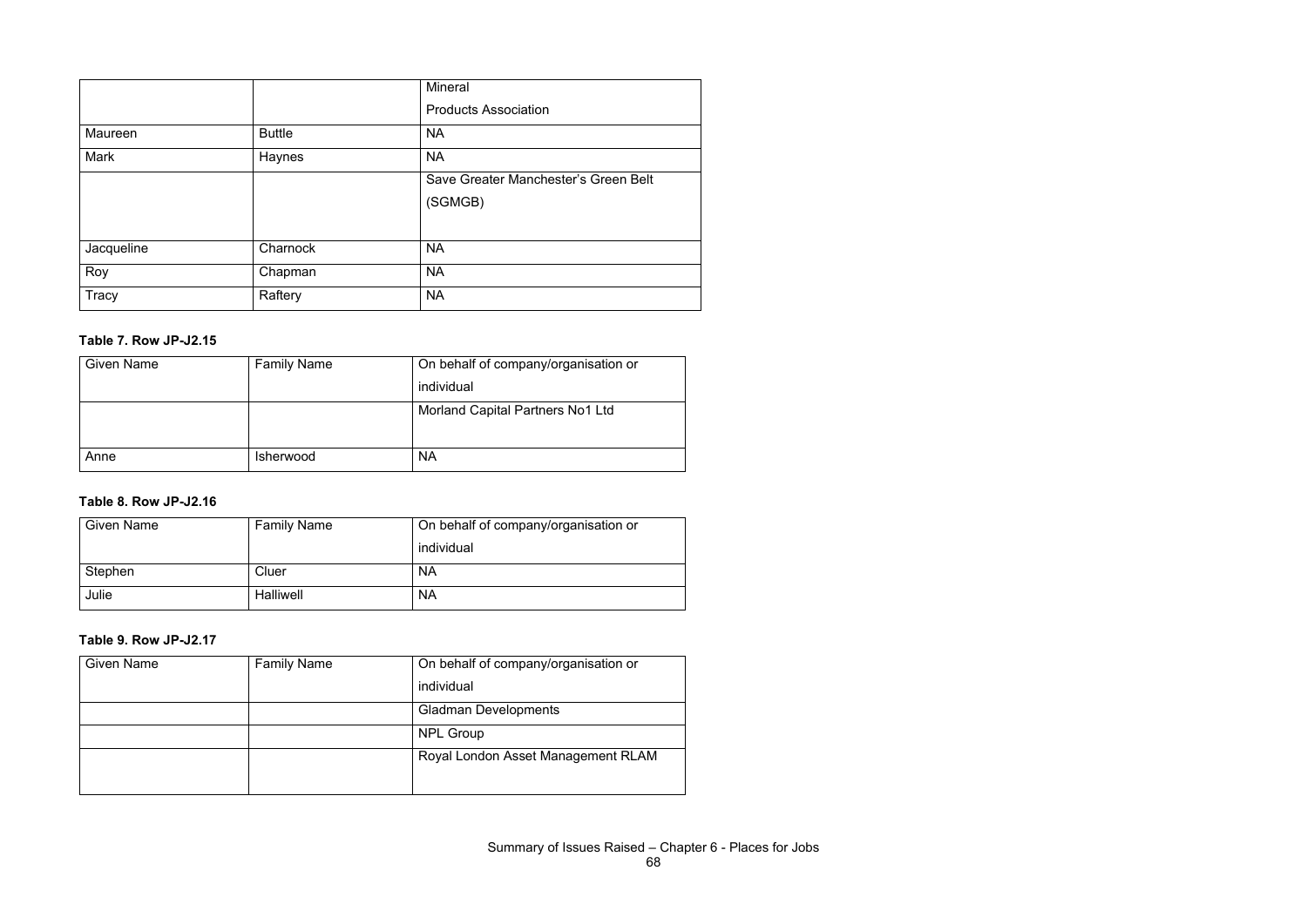| | | Mineral Products Association |
|---|---|---|
| Maureen | Buttle | NA |
| Mark | Haynes | NA |
| | | Save Greater Manchester's Green Belt (SGMGB) |
| Jacqueline | Charnock | NA |
| Roy | Chapman | NA |
| Tracy | Raftery | NA |

**Table 7. Row JP-J2.15**

| Given Name | Family Name | On behalf of company/organisation or individual |
|---|---|---|
| | | Morland Capital Partners No1 Ltd |
| Anne | Isherwood | NA |

**Table 8. Row JP-J2.16**

| Given Name | Family Name | On behalf of company/organisation or individual |
|---|---|---|
| Stephen | Cluer | NA |
| Julie | Halliwell | NA |

**Table 9. Row JP-J2.17**

| Given Name | Family Name | On behalf of company/organisation or individual |
|---|---|---|
| | | Gladman Developments |
| | | NPL Group |
| | | Royal London Asset Management RLAM |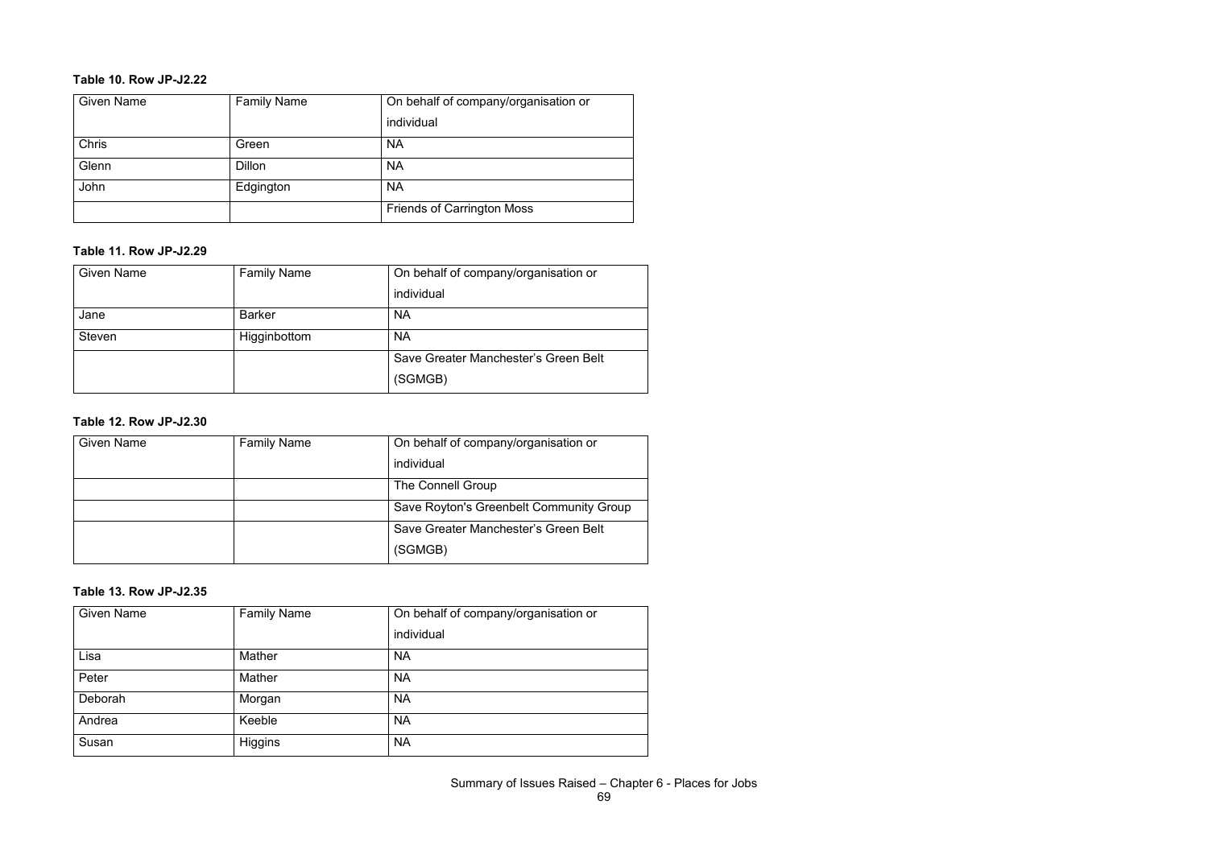**Table 10. Row JP-J2.22**

| Given Name | Family Name | On behalf of company/organisation or individual |
|---|---|---|
| Chris | Green | NA |
| Glenn | Dillon | NA |
| John | Edgington | NA |
| | | Friends of Carrington Moss |

**Table 11. Row JP-J2.29**

| Given Name | Family Name | On behalf of company/organisation or individual |
|---|---|---|
| Jane | Barker | NA |
| Steven | Higginbottom | NA |
| | | Save Greater Manchester's Green Belt (SGMGB) |

**Table 12. Row JP-J2.30**

| Given Name | Family Name | On behalf of company/organisation or individual |
|---|---|---|
| | | The Connell Group |
| | | Save Royton's Greenbelt Community Group |
| | | Save Greater Manchester's Green Belt (SGMGB) |

**Table 13. Row JP-J2.35**

| Given Name | Family Name | On behalf of company/organisation or individual |
|---|---|---|
| Lisa | Mather | NA |
| Peter | Mather | NA |
| Deborah | Morgan | NA |
| Andrea | Keeble | NA |
| Susan | Higgins | NA |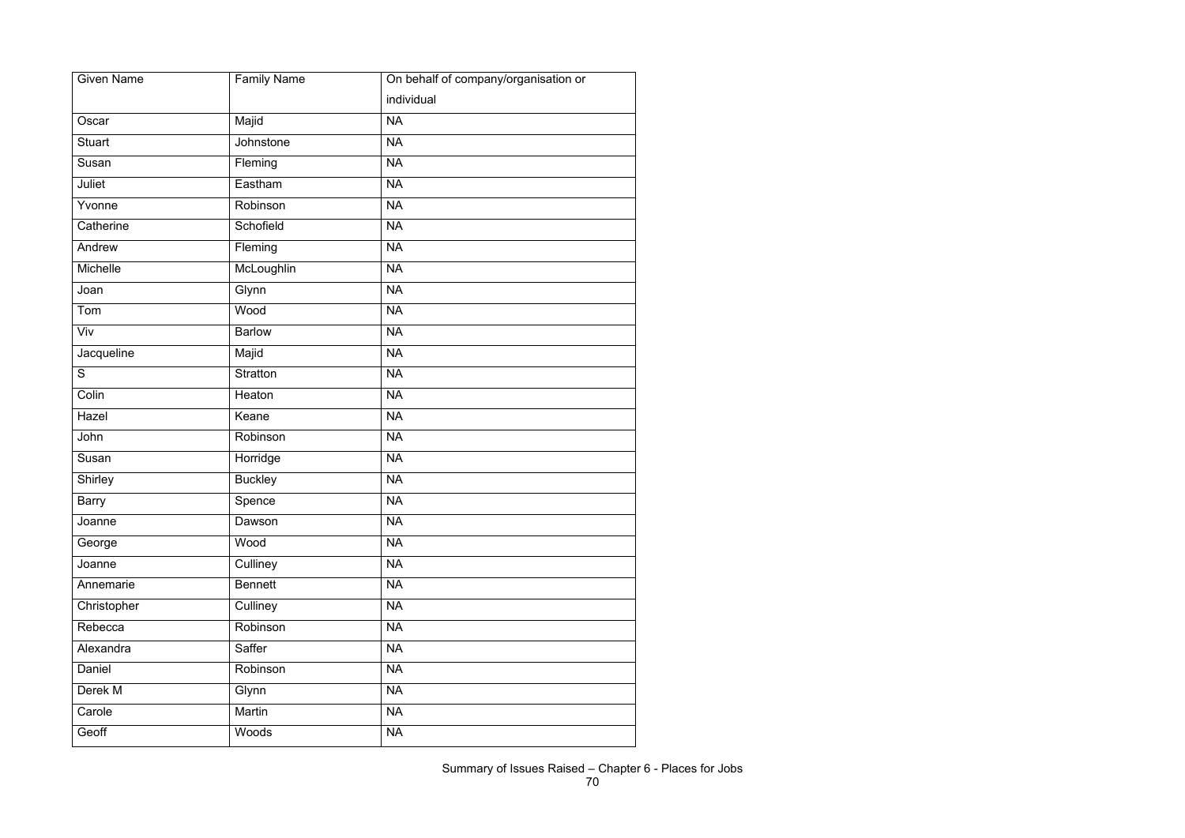| Given Name | Family Name | On behalf of company/organisation or individual |
| --- | --- | --- |
| Oscar | Majid | NA |
| Stuart | Johnstone | NA |
| Susan | Fleming | NA |
| Juliet | Eastham | NA |
| Yvonne | Robinson | NA |
| Catherine | Schofield | NA |
| Andrew | Fleming | NA |
| Michelle | McLoughlin | NA |
| Joan | Glynn | NA |
| Tom | Wood | NA |
| Viv | Barlow | NA |
| Jacqueline | Majid | NA |
| S | Stratton | NA |
| Colin | Heaton | NA |
| Hazel | Keane | NA |
| John | Robinson | NA |
| Susan | Horridge | NA |
| Shirley | Buckley | NA |
| Barry | Spence | NA |
| Joanne | Dawson | NA |
| George | Wood | NA |
| Joanne | Culliney | NA |
| Annemarie | Bennett | NA |
| Christopher | Culliney | NA |
| Rebecca | Robinson | NA |
| Alexandra | Saffer | NA |
| Daniel | Robinson | NA |
| Derek M | Glynn | NA |
| Carole | Martin | NA |
| Geoff | Woods | NA |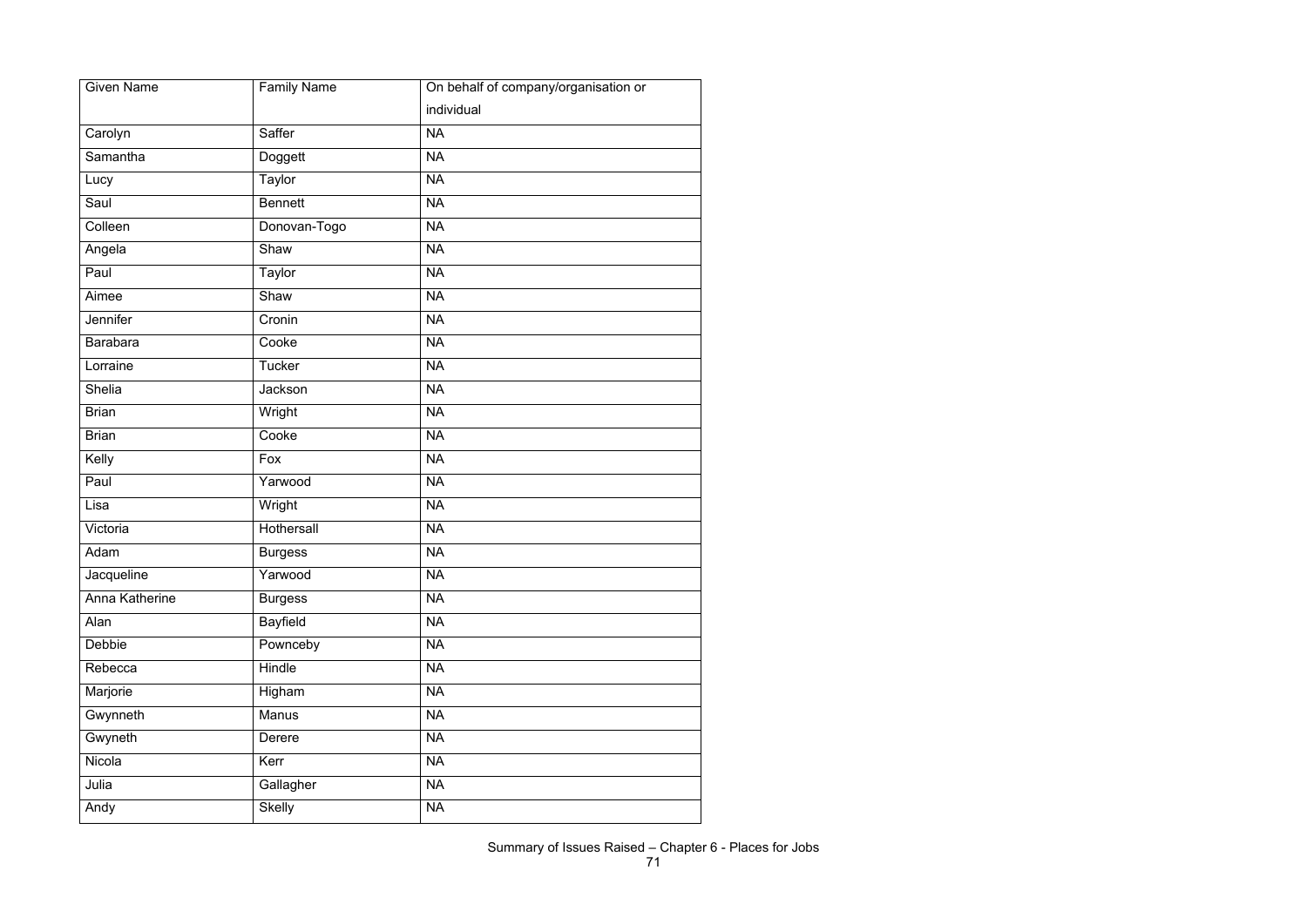| Given Name | Family Name | On behalf of company/organisation or individual |
| --- | --- | --- |
| Carolyn | Saffer | NA |
| Samantha | Doggett | NA |
| Lucy | Taylor | NA |
| Saul | Bennett | NA |
| Colleen | Donovan-Togo | NA |
| Angela | Shaw | NA |
| Paul | Taylor | NA |
| Aimee | Shaw | NA |
| Jennifer | Cronin | NA |
| Barabara | Cooke | NA |
| Lorraine | Tucker | NA |
| Shelia | Jackson | NA |
| Brian | Wright | NA |
| Brian | Cooke | NA |
| Kelly | Fox | NA |
| Paul | Yarwood | NA |
| Lisa | Wright | NA |
| Victoria | Hothersall | NA |
| Adam | Burgess | NA |
| Jacqueline | Yarwood | NA |
| Anna Katherine | Burgess | NA |
| Alan | Bayfield | NA |
| Debbie | Pownceby | NA |
| Rebecca | Hindle | NA |
| Marjorie | Higham | NA |
| Gwynneth | Manus | NA |
| Gwyneth | Derere | NA |
| Nicola | Kerr | NA |
| Julia | Gallagher | NA |
| Andy | Skelly | NA |

Summary of Issues Raised – Chapter 6 - Places for Jobs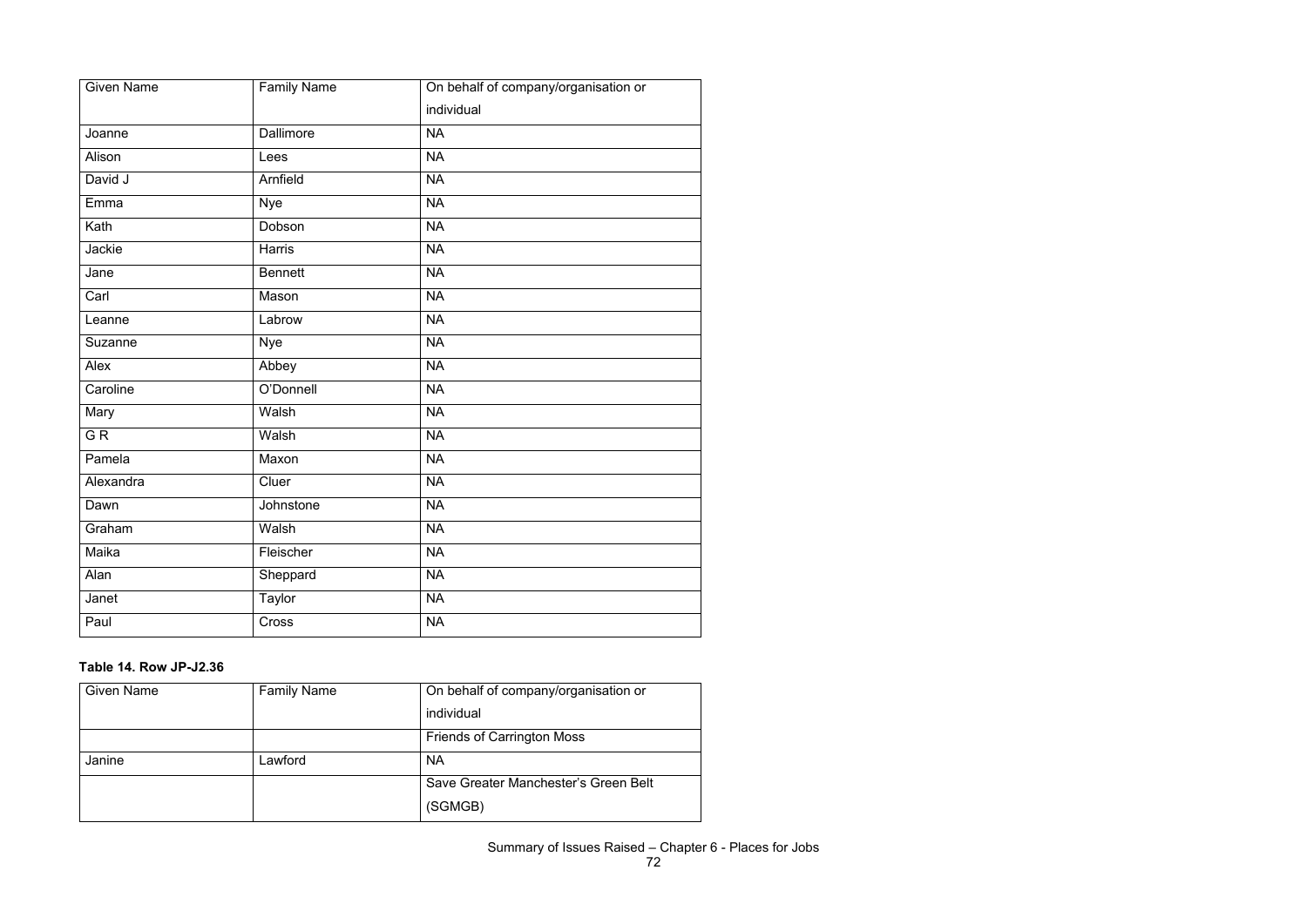| Given Name | Family Name | On behalf of company/organisation or individual |
| --- | --- | --- |
| Joanne | Dallimore | NA |
| Alison | Lees | NA |
| David J | Arnfield | NA |
| Emma | Nye | NA |
| Kath | Dobson | NA |
| Jackie | Harris | NA |
| Jane | Bennett | NA |
| Carl | Mason | NA |
| Leanne | Labrow | NA |
| Suzanne | Nye | NA |
| Alex | Abbey | NA |
| Caroline | O'Donnell | NA |
| Mary | Walsh | NA |
| G R | Walsh | NA |
| Pamela | Maxon | NA |
| Alexandra | Cluer | NA |
| Dawn | Johnstone | NA |
| Graham | Walsh | NA |
| Maika | Fleischer | NA |
| Alan | Sheppard | NA |
| Janet | Taylor | NA |
| Paul | Cross | NA |

**Table 14. Row JP-J2.36**

| Given Name | Family Name | On behalf of company/organisation or individual |
| --- | --- | --- |
| | | Friends of Carrington Moss |
| Janine | Lawford | NA |
| | | Save Greater Manchester's Green Belt (SGMGB) |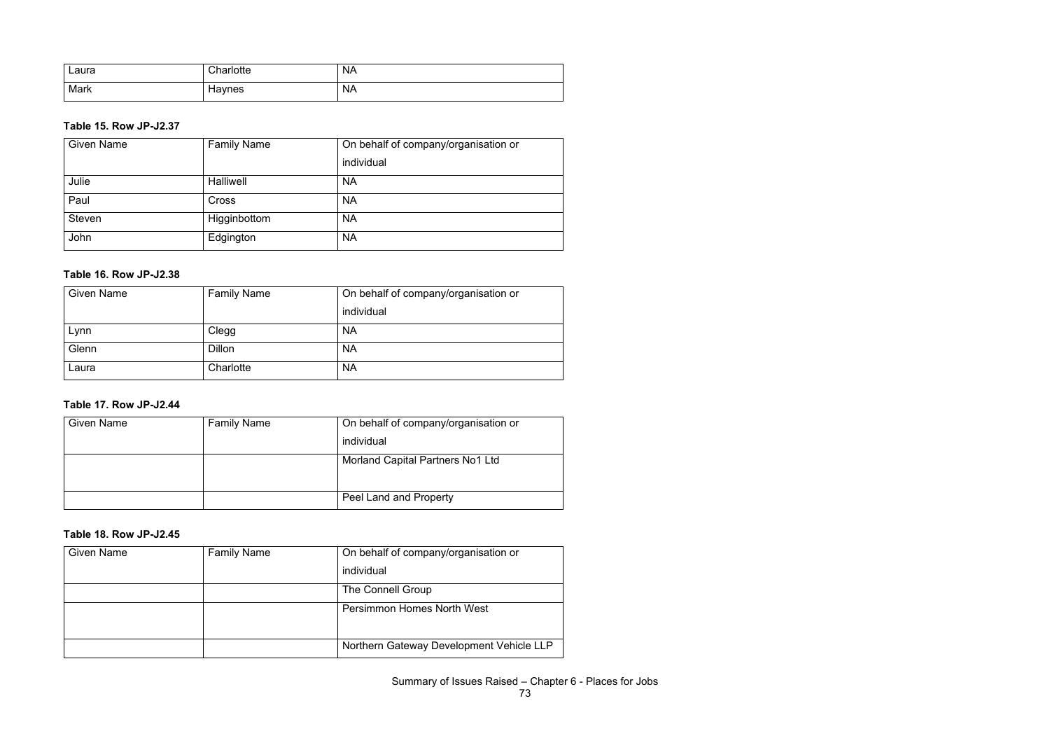| Laura | Charlotte | NA |
| --- | --- | --- |
| Mark | Haynes | NA |

**Table 15. Row JP-J2.37**

| Given Name | Family Name | On behalf of company/organisation or individual |
| --- | --- | --- |
| Julie | Halliwell | NA |
| Paul | Cross | NA |
| Steven | Higginbottom | NA |
| John | Edgington | NA |

**Table 16. Row JP-J2.38**

| Given Name | Family Name | On behalf of company/organisation or individual |
| --- | --- | --- |
| Lynn | Clegg | NA |
| Glenn | Dillon | NA |
| Laura | Charlotte | NA |

**Table 17. Row JP-J2.44**

| Given Name | Family Name | On behalf of company/organisation or individual |
| --- | --- | --- |
| | | Morland Capital Partners No1 Ltd |
| | | Peel Land and Property |

**Table 18. Row JP-J2.45**

| Given Name | Family Name | On behalf of company/organisation or individual |
| --- | --- | --- |
| | | The Connell Group |
| | | Persimmon Homes North West |
| | | Northern Gateway Development Vehicle LLP |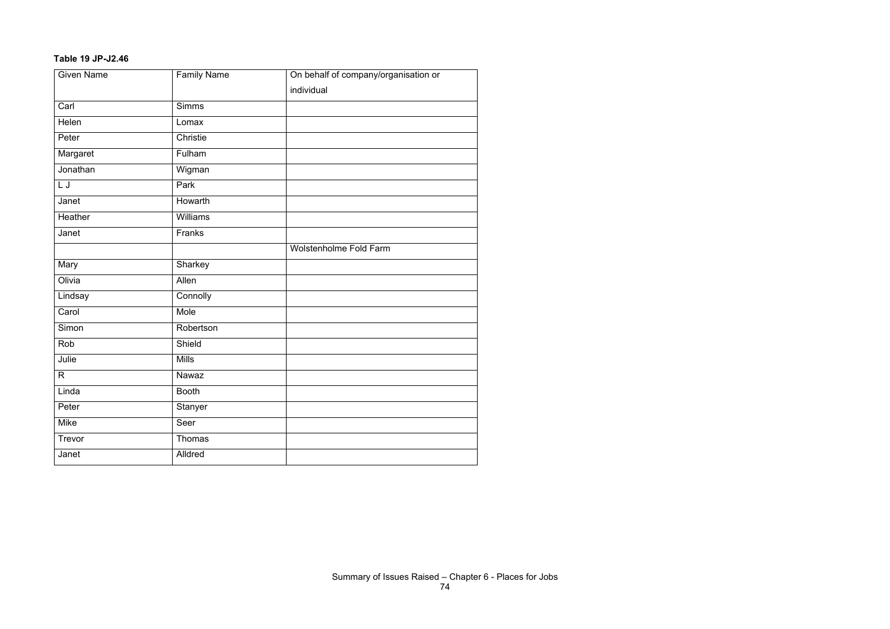**Table 19 JP-J2.46**

| Given Name | Family Name | On behalf of company/organisation or individual |
|---|---|---|
| Carl | Simms | |
| Helen | Lomax | |
| Peter | Christie | |
| Margaret | Fulham | |
| Jonathan | Wigman | |
| L J | Park | |
| Janet | Howarth | |
| Heather | Williams | |
| Janet | Franks | |
| | | Wolstenholme Fold Farm |
| Mary | Sharkey | |
| Olivia | Allen | |
| Lindsay | Connolly | |
| Carol | Mole | |
| Simon | Robertson | |
| Rob | Shield | |
| Julie | Mills | |
| R | Nawaz | |
| Linda | Booth | |
| Peter | Stanyer | |
| Mike | Seer | |
| Trevor | Thomas | |
| Janet | Alldred | |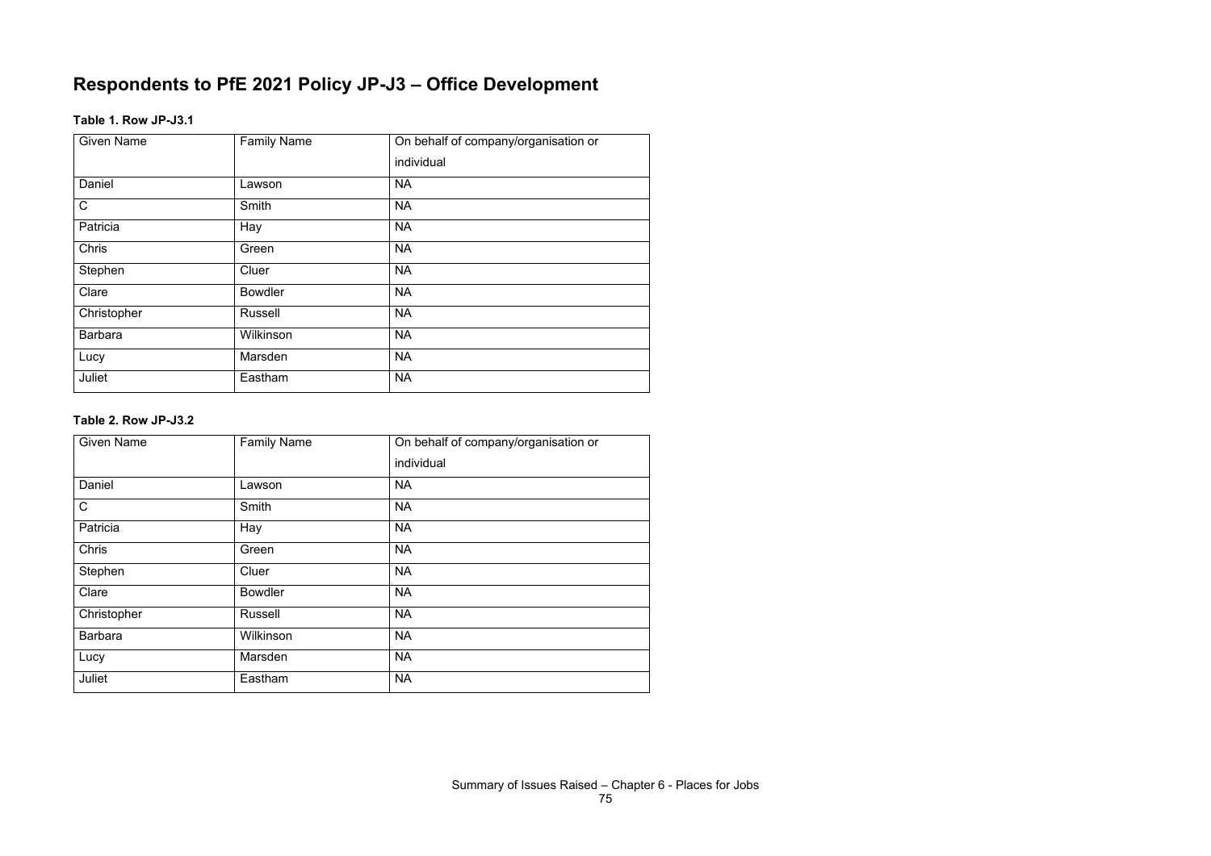# Respondents to PfE 2021 Policy JP-J3 – Office Development

**Table 1. Row JP-J3.1**

| Given Name | Family Name | On behalf of company/organisation or individual |
|---|---|---|
| Daniel | Lawson | NA |
| C | Smith | NA |
| Patricia | Hay | NA |
| Chris | Green | NA |
| Stephen | Cluer | NA |
| Clare | Bowdler | NA |
| Christopher | Russell | NA |
| Barbara | Wilkinson | NA |
| Lucy | Marsden | NA |
| Juliet | Eastham | NA |

**Table 2. Row JP-J3.2**

| Given Name | Family Name | On behalf of company/organisation or individual |
|---|---|---|
| Daniel | Lawson | NA |
| C | Smith | NA |
| Patricia | Hay | NA |
| Chris | Green | NA |
| Stephen | Cluer | NA |
| Clare | Bowdler | NA |
| Christopher | Russell | NA |
| Barbara | Wilkinson | NA |
| Lucy | Marsden | NA |
| Juliet | Eastham | NA |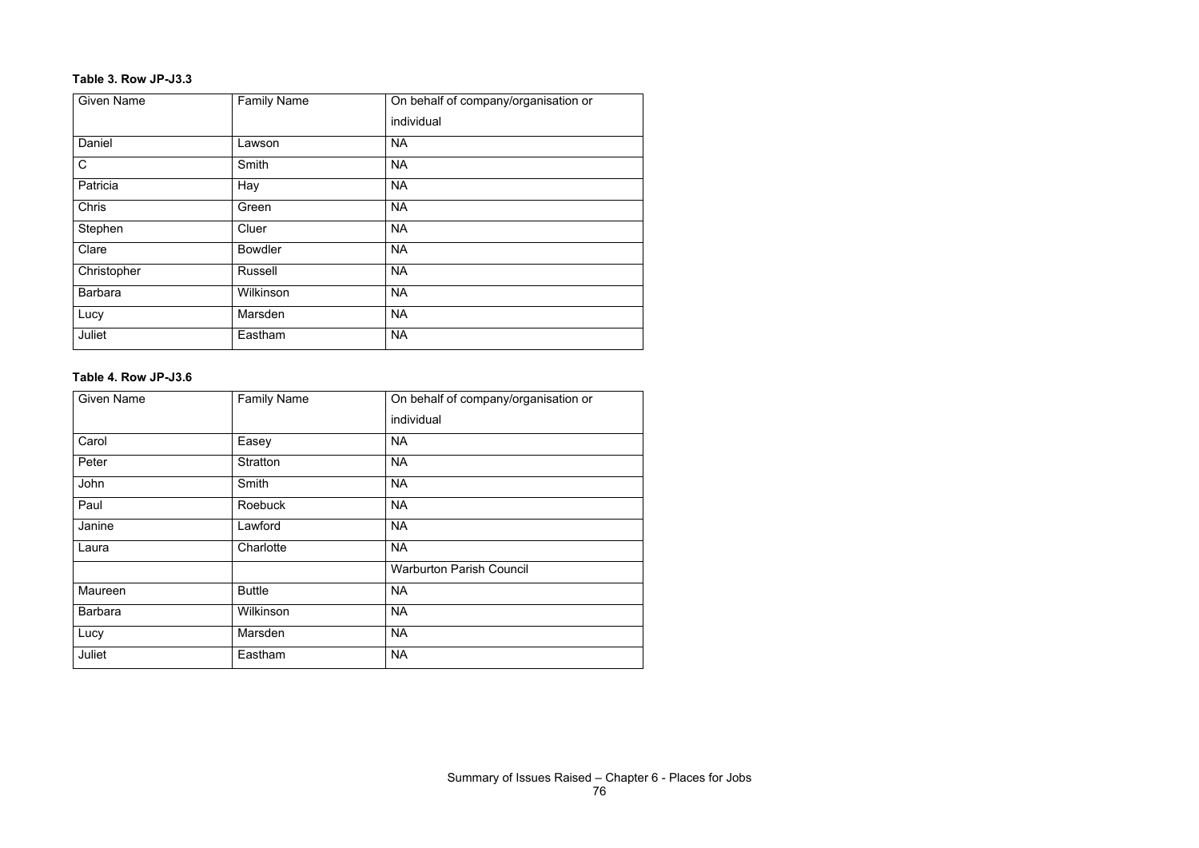**Table 3. Row JP-J3.3**

| Given Name | Family Name | On behalf of company/organisation or individual |
|---|---|---|
| Daniel | Lawson | NA |
| C | Smith | NA |
| Patricia | Hay | NA |
| Chris | Green | NA |
| Stephen | Cluer | NA |
| Clare | Bowdler | NA |
| Christopher | Russell | NA |
| Barbara | Wilkinson | NA |
| Lucy | Marsden | NA |
| Juliet | Eastham | NA |

**Table 4. Row JP-J3.6**

| Given Name | Family Name | On behalf of company/organisation or individual |
|---|---|---|
| Carol | Easey | NA |
| Peter | Stratton | NA |
| John | Smith | NA |
| Paul | Roebuck | NA |
| Janine | Lawford | NA |
| Laura | Charlotte | NA |
| | | Warburton Parish Council |
| Maureen | Buttle | NA |
| Barbara | Wilkinson | NA |
| Lucy | Marsden | NA |
| Juliet | Eastham | NA |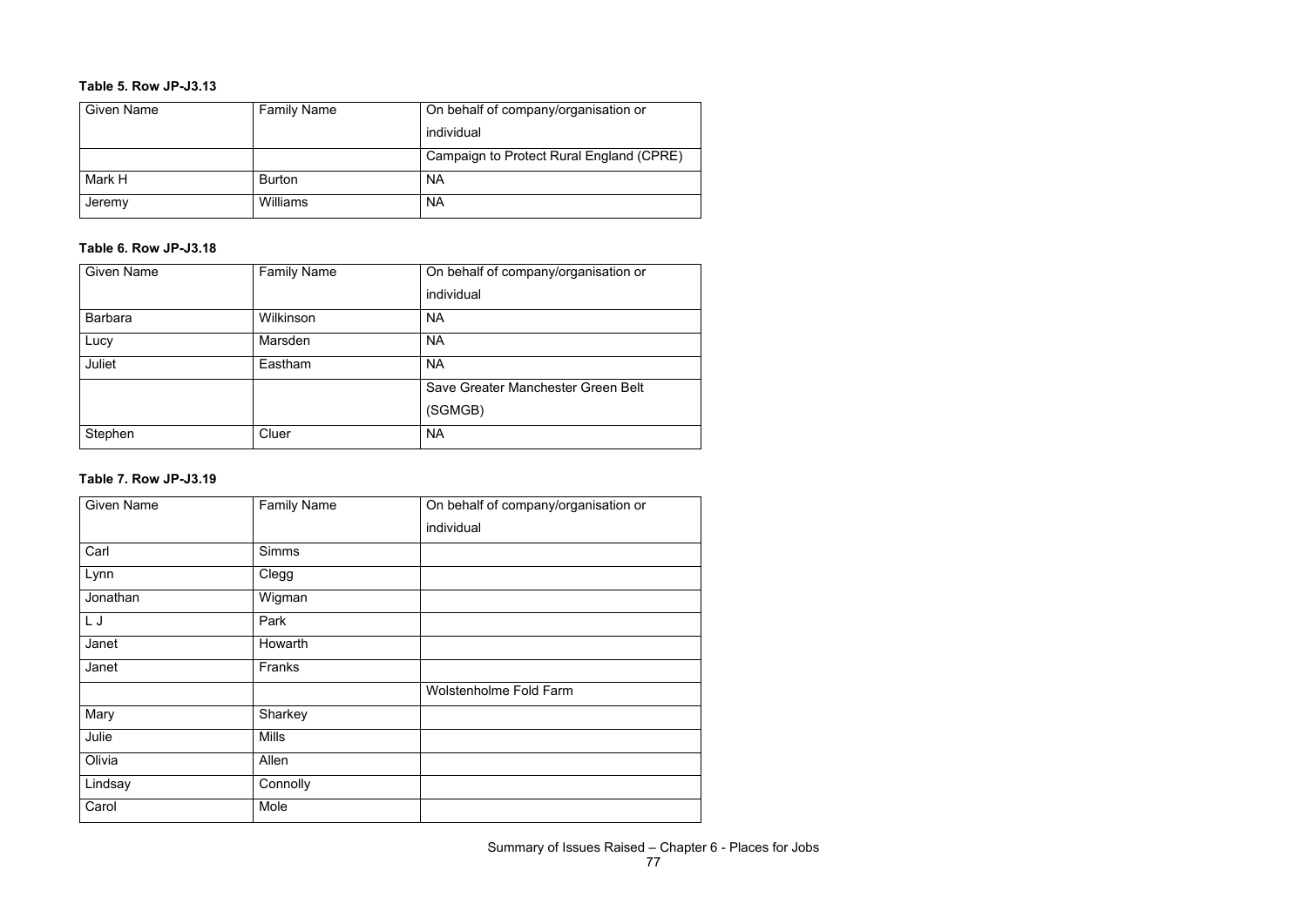**Table 5. Row JP-J3.13**

| Given Name | Family Name | On behalf of company/organisation or individual |
|---|---|---|
| | | Campaign to Protect Rural England (CPRE) |
| Mark H | Burton | NA |
| Jeremy | Williams | NA |

**Table 6. Row JP-J3.18**

| Given Name | Family Name | On behalf of company/organisation or individual |
|---|---|---|
| Barbara | Wilkinson | NA |
| Lucy | Marsden | NA |
| Juliet | Eastham | NA |
| | | Save Greater Manchester Green Belt (SGMGB) |
| Stephen | Cluer | NA |

**Table 7. Row JP-J3.19**

| Given Name | Family Name | On behalf of company/organisation or individual |
|---|---|---|
| Carl | Simms | |
| Lynn | Clegg | |
| Jonathan | Wigman | |
| L J | Park | |
| Janet | Howarth | |
| Janet | Franks | |
| | | Wolstenholme Fold Farm |
| Mary | Sharkey | |
| Julie | Mills | |
| Olivia | Allen | |
| Lindsay | Connolly | |
| Carol | Mole | |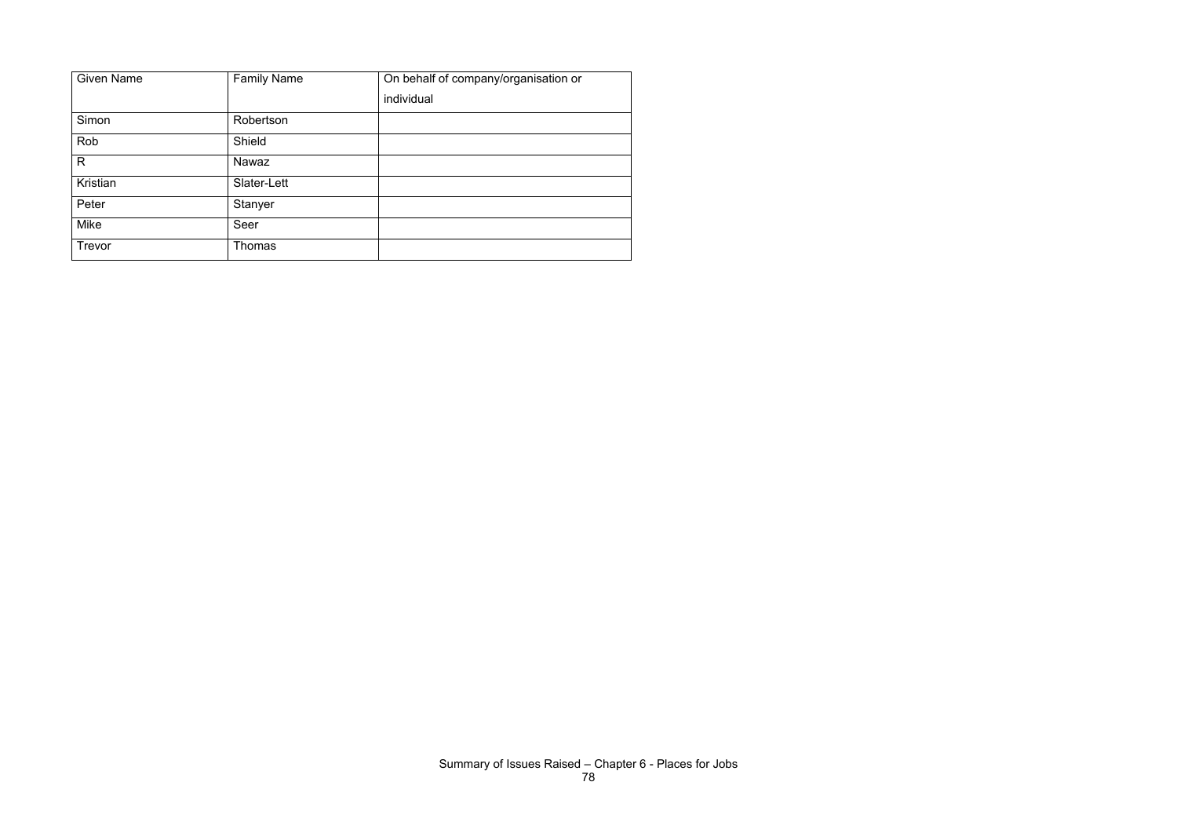| Given Name | Family Name | On behalf of company/organisation or individual |
| --- | --- | --- |
| Simon | Robertson | |
| Rob | Shield | |
| R | Nawaz | |
| Kristian | Slater-Lett | |
| Peter | Stanyer | |
| Mike | Seer | |
| Trevor | Thomas | |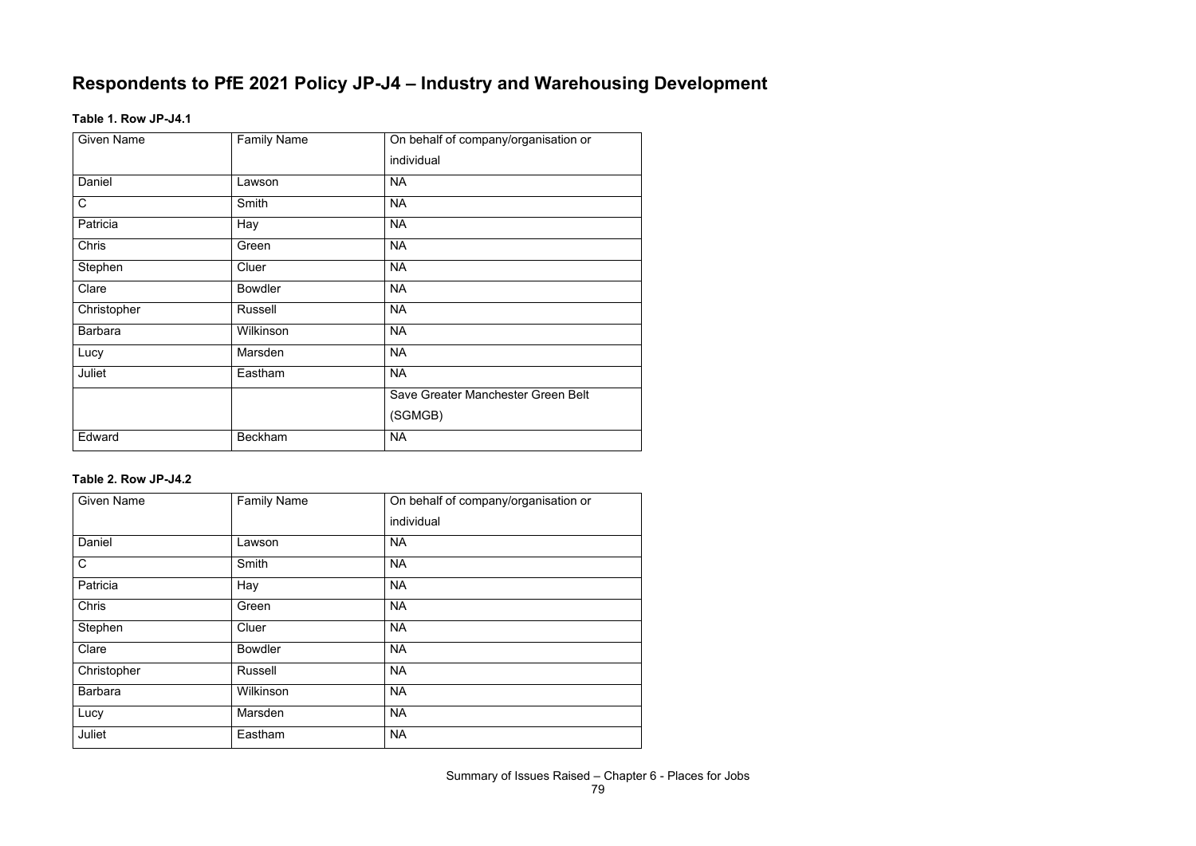# Respondents to PfE 2021 Policy JP-J4 – Industry and Warehousing Development

### Table 1. Row JP-J4.1

| Given Name | Family Name | On behalf of company/organisation or individual |
|---|---|---|
| Daniel | Lawson | NA |
| C | Smith | NA |
| Patricia | Hay | NA |
| Chris | Green | NA |
| Stephen | Cluer | NA |
| Clare | Bowdler | NA |
| Christopher | Russell | NA |
| Barbara | Wilkinson | NA |
| Lucy | Marsden | NA |
| Juliet | Eastham | NA |
| | | Save Greater Manchester Green Belt (SGMGB) |
| Edward | Beckham | NA |

### Table 2. Row JP-J4.2

| Given Name | Family Name | On behalf of company/organisation or individual |
|---|---|---|
| Daniel | Lawson | NA |
| C | Smith | NA |
| Patricia | Hay | NA |
| Chris | Green | NA |
| Stephen | Cluer | NA |
| Clare | Bowdler | NA |
| Christopher | Russell | NA |
| Barbara | Wilkinson | NA |
| Lucy | Marsden | NA |
| Juliet | Eastham | NA |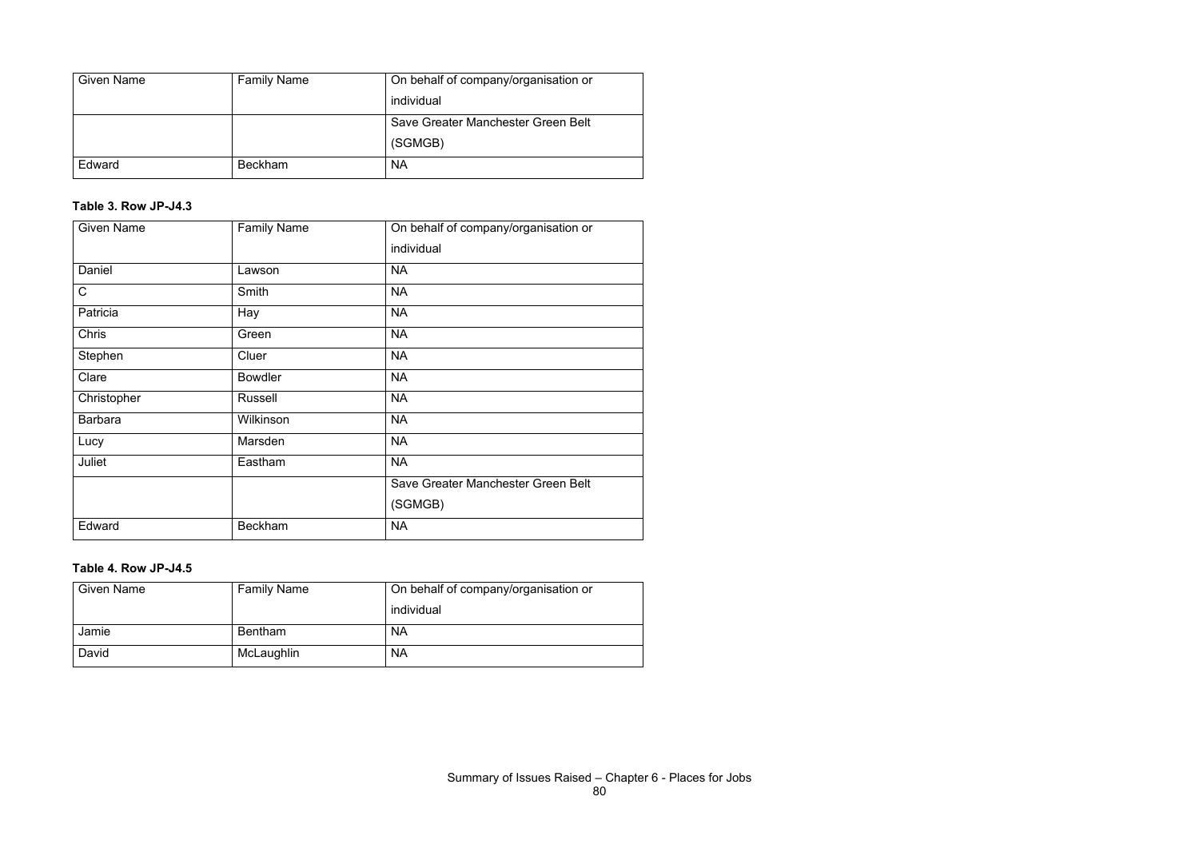| Given Name | Family Name | On behalf of company/organisation or individual |
| --- | --- | --- |
| | | Save Greater Manchester Green Belt (SGMGB) |
| Edward | Beckham | NA |

**Table 3. Row JP-J4.3**

| Given Name | Family Name | On behalf of company/organisation or individual |
| --- | --- | --- |
| Daniel | Lawson | NA |
| C | Smith | NA |
| Patricia | Hay | NA |
| Chris | Green | NA |
| Stephen | Cluer | NA |
| Clare | Bowdler | NA |
| Christopher | Russell | NA |
| Barbara | Wilkinson | NA |
| Lucy | Marsden | NA |
| Juliet | Eastham | NA |
| | | Save Greater Manchester Green Belt (SGMGB) |
| Edward | Beckham | NA |

**Table 4. Row JP-J4.5**

| Given Name | Family Name | On behalf of company/organisation or individual |
| --- | --- | --- |
| Jamie | Bentham | NA |
| David | McLaughlin | NA |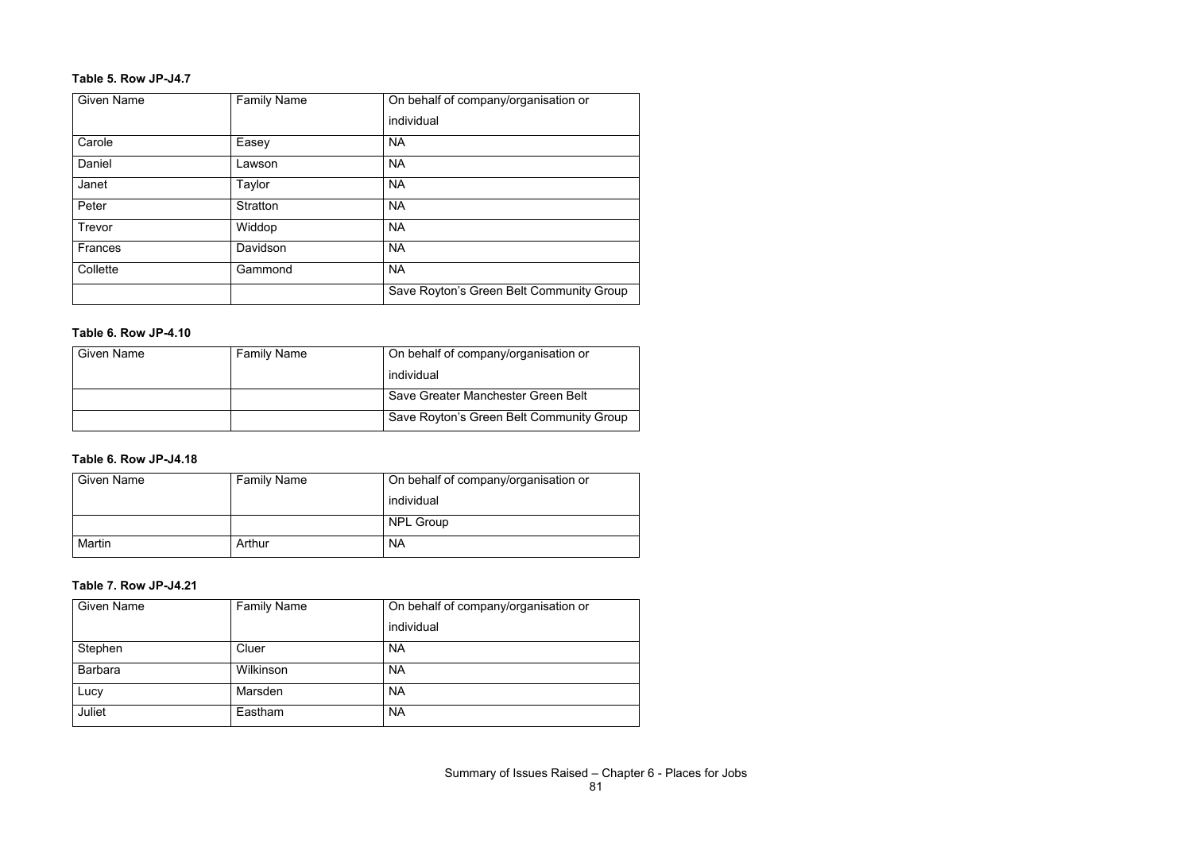**Table 5. Row JP-J4.7**

| Given Name | Family Name | On behalf of company/organisation or individual |
|---|---|---|
| Carole | Easey | NA |
| Daniel | Lawson | NA |
| Janet | Taylor | NA |
| Peter | Stratton | NA |
| Trevor | Widdop | NA |
| Frances | Davidson | NA |
| Collette | Gammond | NA |
| | | Save Royton's Green Belt Community Group |

**Table 6. Row JP-4.10**

| Given Name | Family Name | On behalf of company/organisation or individual |
|---|---|---|
| | | Save Greater Manchester Green Belt |
| | | Save Royton's Green Belt Community Group |

**Table 6. Row JP-J4.18**

| Given Name | Family Name | On behalf of company/organisation or individual |
|---|---|---|
| | | NPL Group |
| Martin | Arthur | NA |

**Table 7. Row JP-J4.21**

| Given Name | Family Name | On behalf of company/organisation or individual |
|---|---|---|
| Stephen | Cluer | NA |
| Barbara | Wilkinson | NA |
| Lucy | Marsden | NA |
| Juliet | Eastham | NA |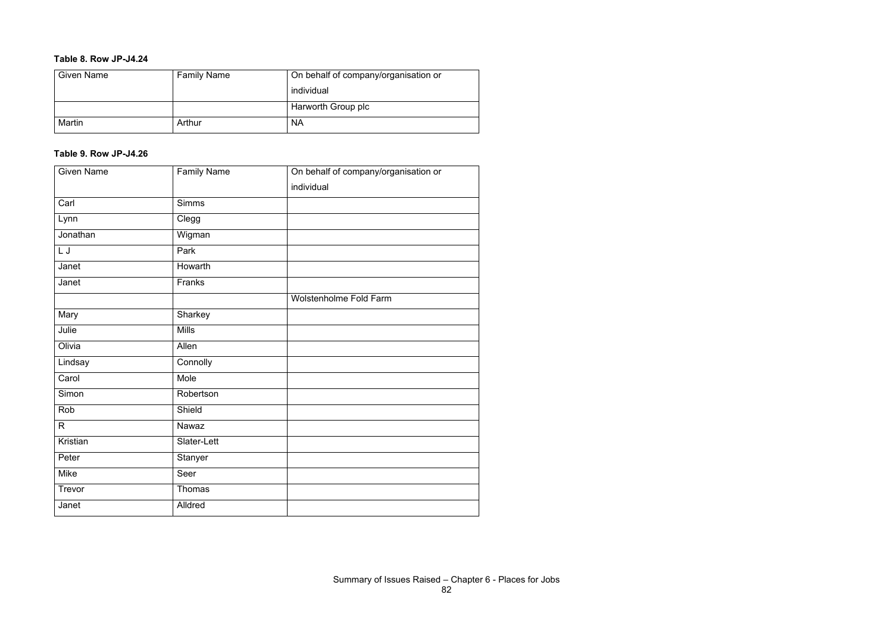**Table 8. Row JP-J4.24**

| Given Name | Family Name | On behalf of company/organisation or individual |
|---|---|---|
| | | Harworth Group plc |
| Martin | Arthur | NA |

**Table 9. Row JP-J4.26**

| Given Name | Family Name | On behalf of company/organisation or individual |
|---|---|---|
| Carl | Simms | |
| Lynn | Clegg | |
| Jonathan | Wigman | |
| L J | Park | |
| Janet | Howarth | |
| Janet | Franks | |
| | | Wolstenholme Fold Farm |
| Mary | Sharkey | |
| Julie | Mills | |
| Olivia | Allen | |
| Lindsay | Connolly | |
| Carol | Mole | |
| Simon | Robertson | |
| Rob | Shield | |
| R | Nawaz | |
| Kristian | Slater-Lett | |
| Peter | Stanyer | |
| Mike | Seer | |
| Trevor | Thomas | |
| Janet | Alldred | |